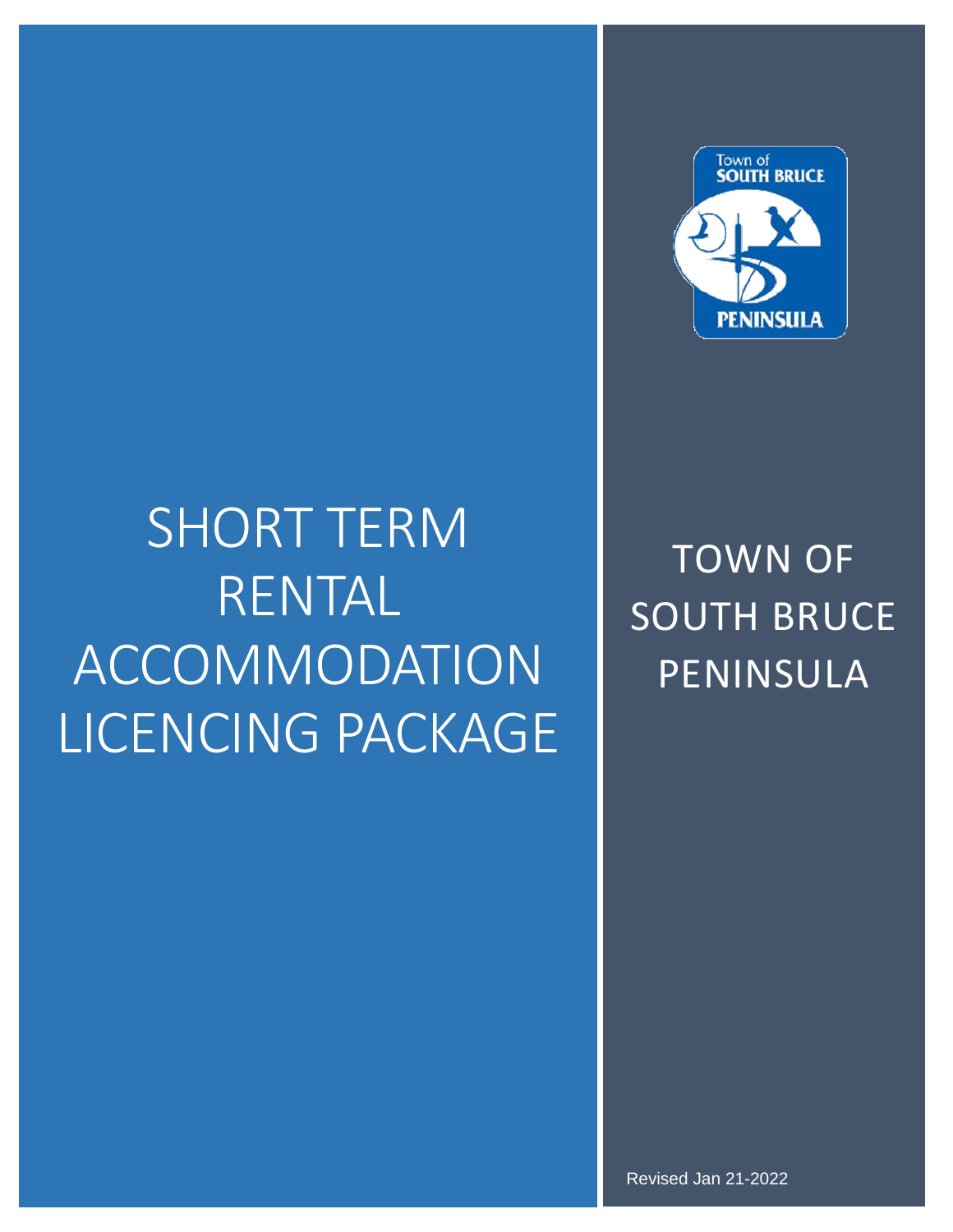# SHORT TERM RENTAL ACCOMMODATION LICENCING PACKAGE

## TOWN OF SOUTH BRUCE PENINSULA

Revised Jan 21-2022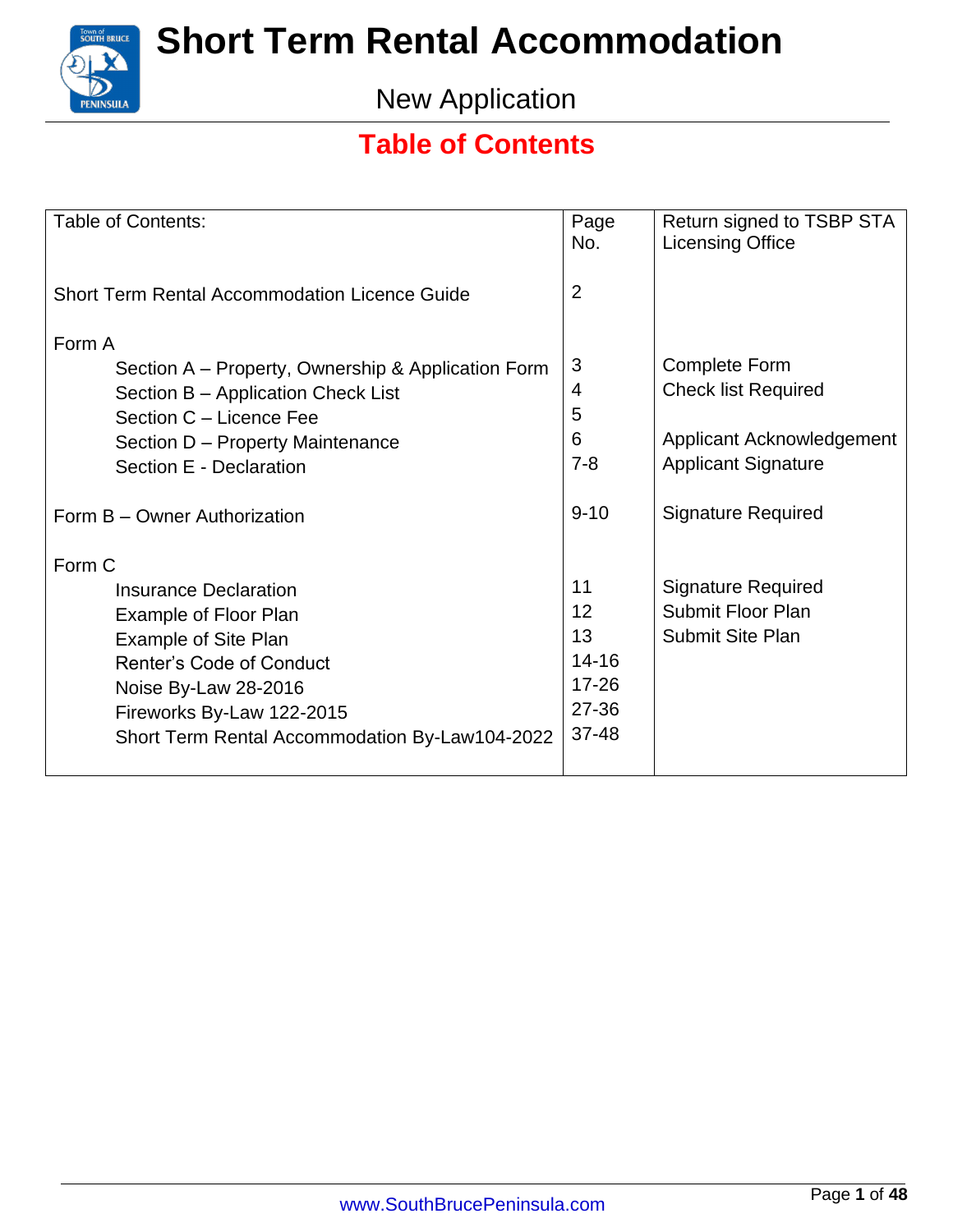# Short Term Rental Accommodation

New Application

## Table of Contents

| Table of Contents: | Page No. | Return signed to TSBP STA Licensing Office |
|---|---|---|
| Short Term Rental Accommodation Licence Guide | 2 | |
| **Form A** | | |
| Section A – Property, Ownership & Application Form | 3 | Complete Form |
| Section B – Application Check List | 4 | Check list Required |
| Section C – Licence Fee | 5 | |
| Section D – Property Maintenance | 6 | Applicant Acknowledgement |
| Section E - Declaration | 7-8 | Applicant Signature |
| Form B – Owner Authorization | 9-10 | Signature Required |
| **Form C** | | |
| Insurance Declaration | 11 | Signature Required |
| Example of Floor Plan | 12 | Submit Floor Plan |
| Example of Site Plan | 13 | Submit Site Plan |
| Renter's Code of Conduct | 14-16 | |
| Noise By-Law 28-2016 | 17-26 | |
| Fireworks By-Law 122-2015 | 27-36 | |
| Short Term Rental Accommodation By-Law104-2022 | 37-48 | |

www.SouthBrucePeninsula.com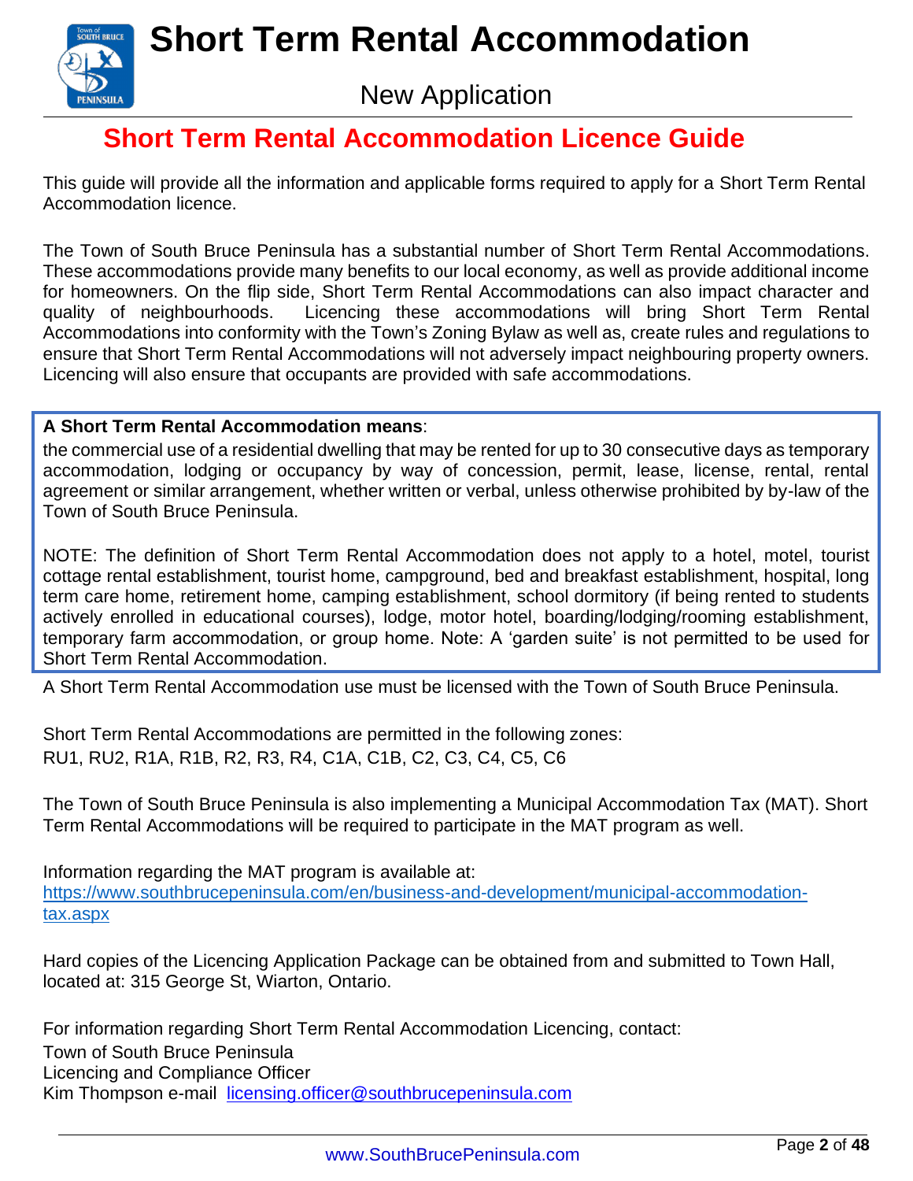# Short Term Rental Accommodation

New Application

## Short Term Rental Accommodation Licence Guide

This guide will provide all the information and applicable forms required to apply for a Short Term Rental Accommodation licence.

The Town of South Bruce Peninsula has a substantial number of Short Term Rental Accommodations. These accommodations provide many benefits to our local economy, as well as provide additional income for homeowners. On the flip side, Short Term Rental Accommodations can also impact character and quality of neighbourhoods. Licencing these accommodations will bring Short Term Rental Accommodations into conformity with the Town's Zoning Bylaw as well as, create rules and regulations to ensure that Short Term Rental Accommodations will not adversely impact neighbouring property owners. Licencing will also ensure that occupants are provided with safe accommodations.

**A Short Term Rental Accommodation means**:
the commercial use of a residential dwelling that may be rented for up to 30 consecutive days as temporary accommodation, lodging or occupancy by way of concession, permit, lease, license, rental, rental agreement or similar arrangement, whether written or verbal, unless otherwise prohibited by by-law of the Town of South Bruce Peninsula.

NOTE: The definition of Short Term Rental Accommodation does not apply to a hotel, motel, tourist cottage rental establishment, tourist home, campground, bed and breakfast establishment, hospital, long term care home, retirement home, camping establishment, school dormitory (if being rented to students actively enrolled in educational courses), lodge, motor hotel, boarding/lodging/rooming establishment, temporary farm accommodation, or group home. Note: A 'garden suite' is not permitted to be used for Short Term Rental Accommodation.

A Short Term Rental Accommodation use must be licensed with the Town of South Bruce Peninsula.

Short Term Rental Accommodations are permitted in the following zones:
RU1, RU2, R1A, R1B, R2, R3, R4, C1A, C1B, C2, C3, C4, C5, C6

The Town of South Bruce Peninsula is also implementing a Municipal Accommodation Tax (MAT). Short Term Rental Accommodations will be required to participate in the MAT program as well.

Information regarding the MAT program is available at:
https://www.southbrucepeninsula.com/en/business-and-development/municipal-accommodation-tax.aspx

Hard copies of the Licencing Application Package can be obtained from and submitted to Town Hall, located at: 315 George St, Wiarton, Ontario.

For information regarding Short Term Rental Accommodation Licencing, contact:
Town of South Bruce Peninsula
Licencing and Compliance Officer
Kim Thompson e-mail licensing.officer@southbrucepeninsula.com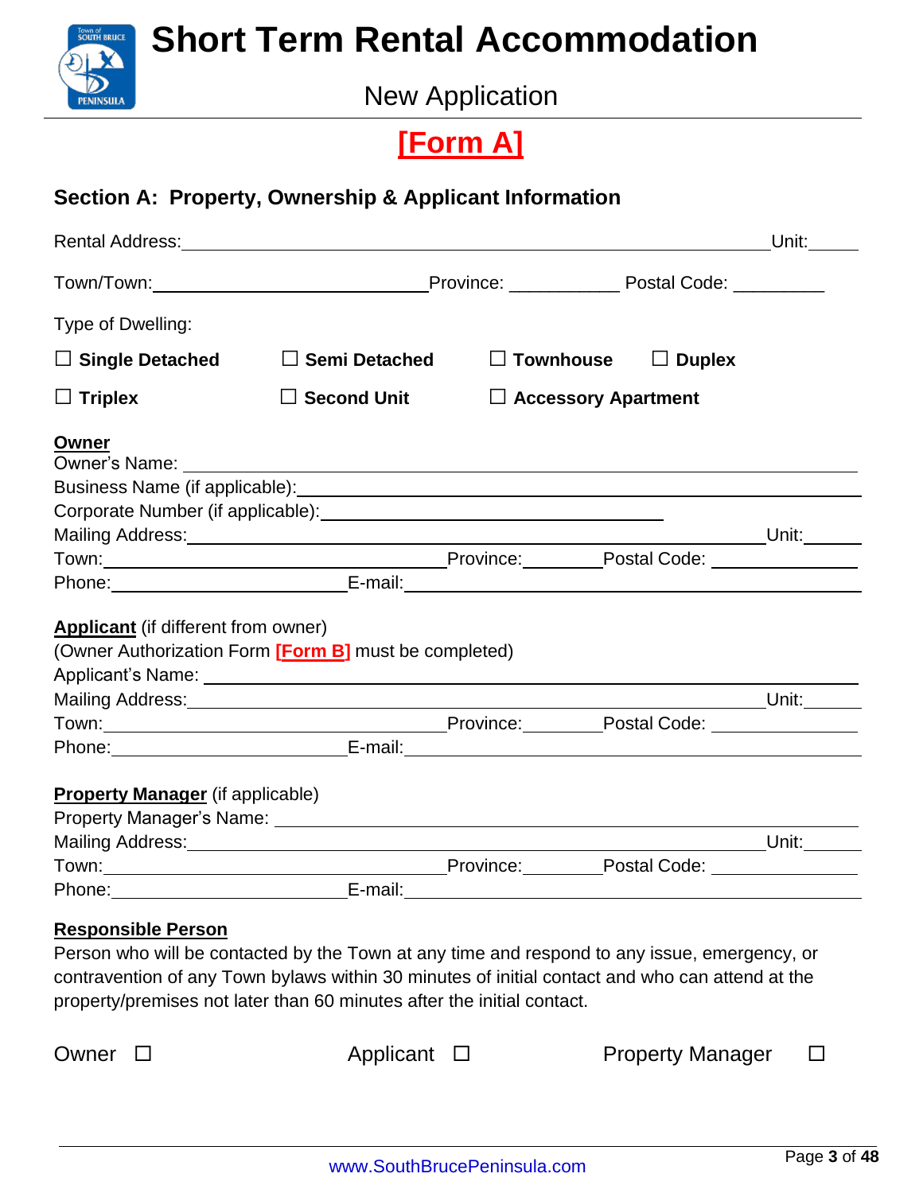# Short Term Rental Accommodation

New Application

## [Form A]

### Section A: Property, Ownership & Applicant Information

Rental Address:_______________________________________________________________Unit:______

Town/Town:_____________________________Province: ___________ Postal Code: _________

Type of Dwelling:

☐ **Single Detached** ☐ **Semi Detached** ☐ **Townhouse** ☐ **Duplex**

☐ **Triplex** ☐ **Second Unit** ☐ **Accessory Apartment**

**Owner**

Owner's Name: _______________________________________________________________

Business Name (if applicable):__________________________________________________

Corporate Number (if applicable):_____________________________________

Mailing Address:_____________________________________________________Unit:______

Town:____________________________________Province:________Postal Code: ______________

Phone:________________________E-mail:__________________________________________

**Applicant** (if different from owner)

(Owner Authorization Form **[Form B]** must be completed)

Applicant's Name: _______________________________________________________________

Mailing Address:_____________________________________________________Unit:______

Town:____________________________________Province:________Postal Code: ______________

Phone:________________________E-mail:__________________________________________

**Property Manager** (if applicable)

Property Manager's Name: ______________________________________________________

Mailing Address:_____________________________________________________Unit:______

Town:____________________________________Province:________Postal Code: ______________

Phone:________________________E-mail:__________________________________________

**Responsible Person**

Person who will be contacted by the Town at any time and respond to any issue, emergency, or contravention of any Town bylaws within 30 minutes of initial contact and who can attend at the property/premises not later than 60 minutes after the initial contact.

Owner ☐ Applicant ☐ Property Manager ☐

www.SouthBrucePeninsula.com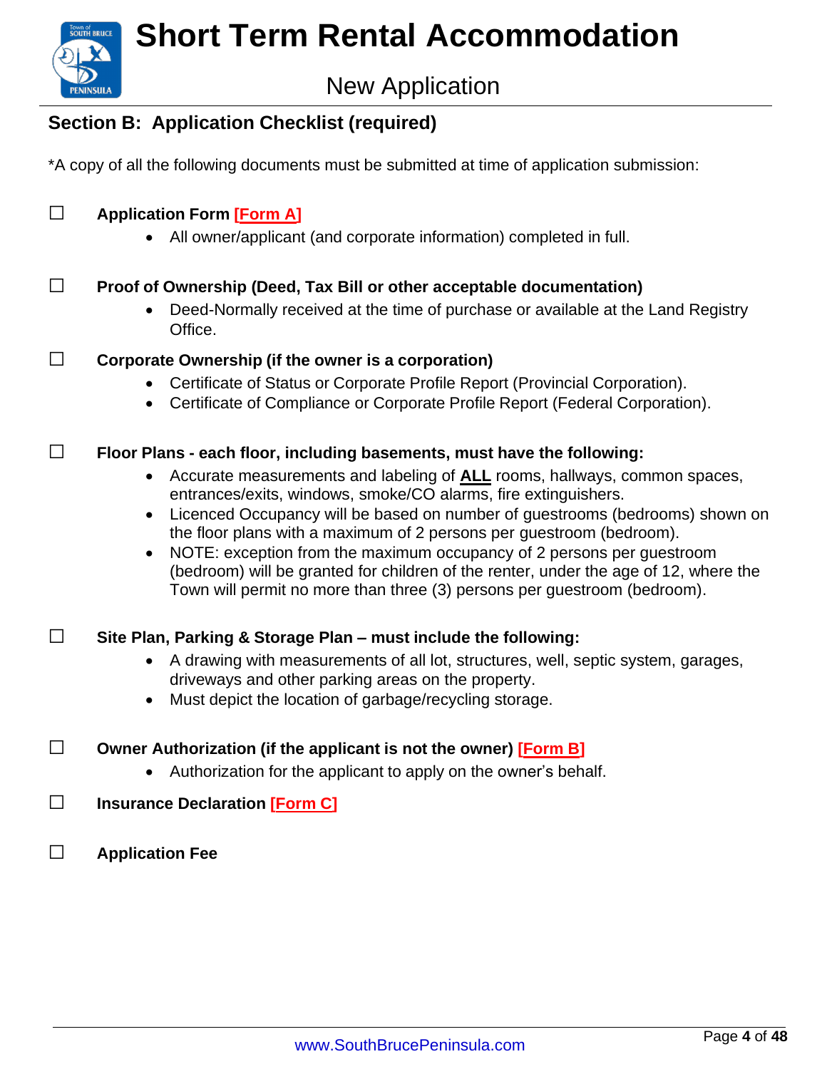# Short Term Rental Accommodation

New Application

## Section B: Application Checklist (required)

*A copy of all the following documents must be submitted at time of application submission:

☐ **Application Form [Form A]**

- All owner/applicant (and corporate information) completed in full.

☐ **Proof of Ownership (Deed, Tax Bill or other acceptable documentation)**

- Deed-Normally received at the time of purchase or available at the Land Registry Office.

☐ **Corporate Ownership (if the owner is a corporation)**

- Certificate of Status or Corporate Profile Report (Provincial Corporation).
- Certificate of Compliance or Corporate Profile Report (Federal Corporation).

☐ **Floor Plans - each floor, including basements, must have the following:**

- Accurate measurements and labeling of **ALL** rooms, hallways, common spaces, entrances/exits, windows, smoke/CO alarms, fire extinguishers.
- Licenced Occupancy will be based on number of guestrooms (bedrooms) shown on the floor plans with a maximum of 2 persons per guestroom (bedroom).
- NOTE: exception from the maximum occupancy of 2 persons per guestroom (bedroom) will be granted for children of the renter, under the age of 12, where the Town will permit no more than three (3) persons per guestroom (bedroom).

☐ **Site Plan, Parking & Storage Plan – must include the following:**

- A drawing with measurements of all lot, structures, well, septic system, garages, driveways and other parking areas on the property.
- Must depict the location of garbage/recycling storage.

☐ **Owner Authorization (if the applicant is not the owner) [Form B]**

- Authorization for the applicant to apply on the owner's behalf.

☐ **Insurance Declaration [Form C]**

☐ **Application Fee**

www.SouthBrucePeninsula.com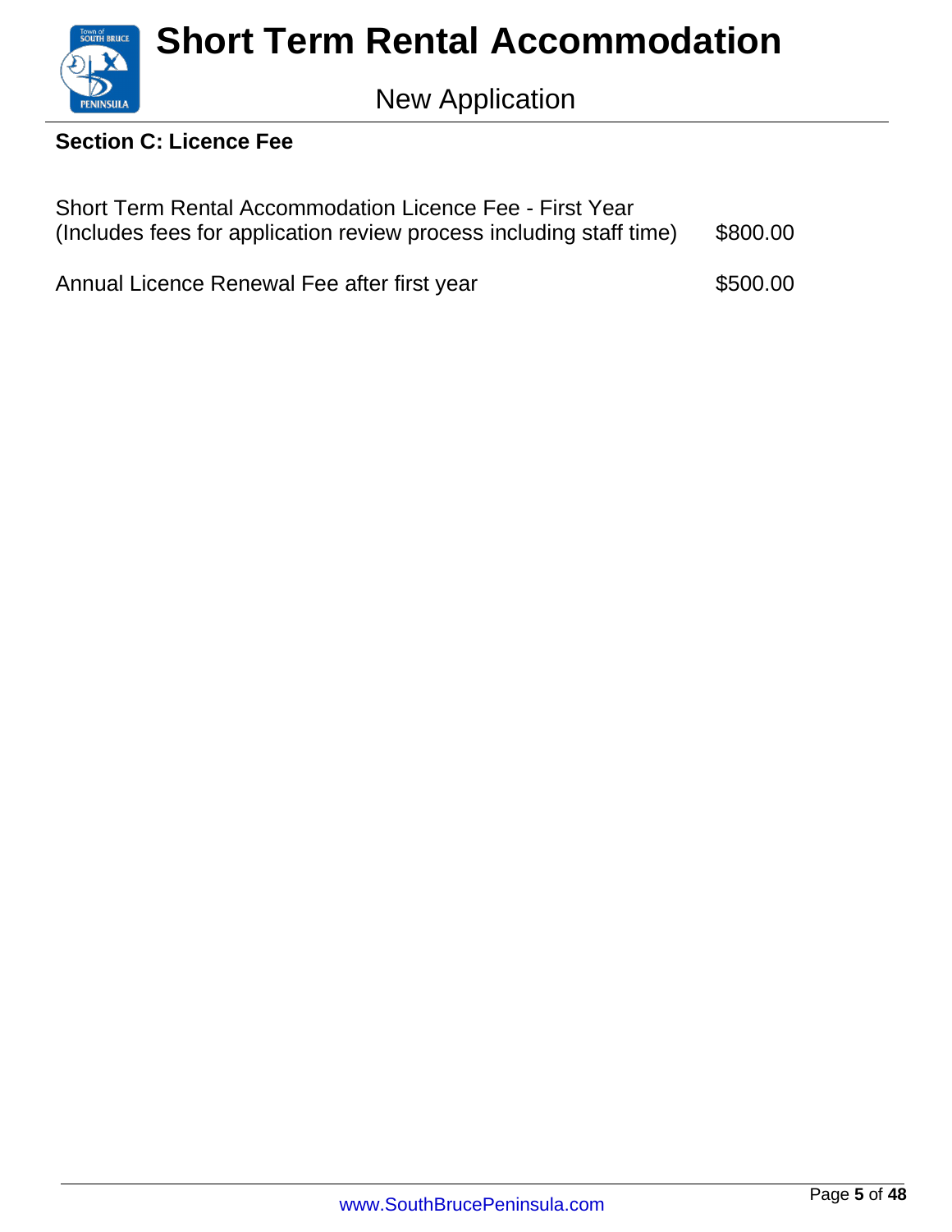## Section C: Licence Fee

| | |
|---|---|
| Short Term Rental Accommodation Licence Fee - First Year (Includes fees for application review process including staff time) | $800.00 |
| Annual Licence Renewal Fee after first year | $500.00 |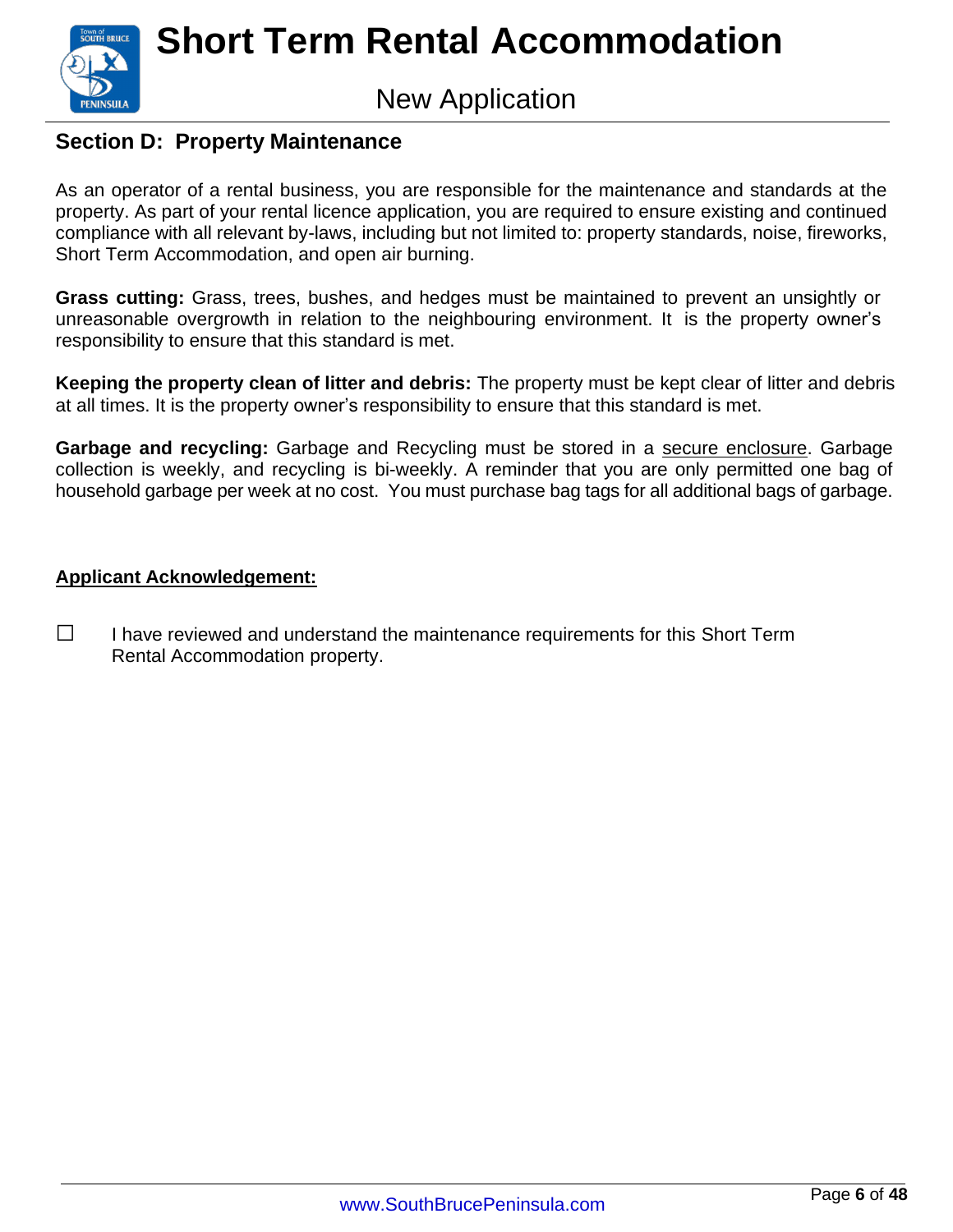## Section D: Property Maintenance

As an operator of a rental business, you are responsible for the maintenance and standards at the property. As part of your rental licence application, you are required to ensure existing and continued compliance with all relevant by-laws, including but not limited to: property standards, noise, fireworks, Short Term Accommodation, and open air burning.

**Grass cutting:** Grass, trees, bushes, and hedges must be maintained to prevent an unsightly or unreasonable overgrowth in relation to the neighbouring environment. It is the property owner's responsibility to ensure that this standard is met.

**Keeping the property clean of litter and debris:** The property must be kept clear of litter and debris at all times. It is the property owner's responsibility to ensure that this standard is met.

**Garbage and recycling:** Garbage and Recycling must be stored in a secure enclosure. Garbage collection is weekly, and recycling is bi-weekly. A reminder that you are only permitted one bag of household garbage per week at no cost. You must purchase bag tags for all additional bags of garbage.

**Applicant Acknowledgement:**

☐ I have reviewed and understand the maintenance requirements for this Short Term Rental Accommodation property.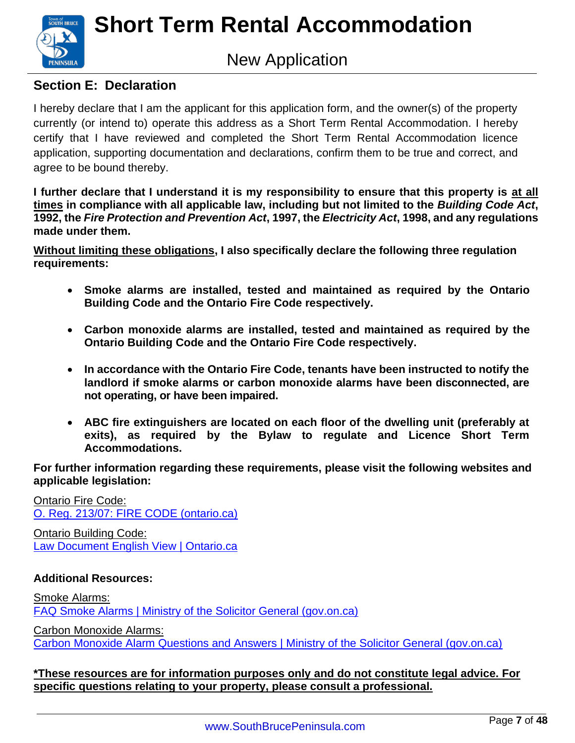# Short Term Rental Accommodation

## New Application

### Section E: Declaration

I hereby declare that I am the applicant for this application form, and the owner(s) of the property currently (or intend to) operate this address as a Short Term Rental Accommodation. I hereby certify that I have reviewed and completed the Short Term Rental Accommodation licence application, supporting documentation and declarations, confirm them to be true and correct, and agree to be bound thereby.

**I further declare that I understand it is my responsibility to ensure that this property is <u>at all times</u> in compliance with all applicable law, including but not limited to the *Building Code Act*, 1992, the *Fire Protection and Prevention Act*, 1997, the *Electricity Act*, 1998, and any regulations made under them.**

**<u>Without limiting these obligations</u>, I also specifically declare the following three regulation requirements:**

- **Smoke alarms are installed, tested and maintained as required by the Ontario Building Code and the Ontario Fire Code respectively.**
- **Carbon monoxide alarms are installed, tested and maintained as required by the Ontario Building Code and the Ontario Fire Code respectively.**
- **In accordance with the Ontario Fire Code, tenants have been instructed to notify the landlord if smoke alarms or carbon monoxide alarms have been disconnected, are not operating, or have been impaired.**
- **ABC fire extinguishers are located on each floor of the dwelling unit (preferably at exits), as required by the Bylaw to regulate and Licence Short Term Accommodations.**

**For further information regarding these requirements, please visit the following websites and applicable legislation:**

<u>Ontario Fire Code:</u>
O. Reg. 213/07: FIRE CODE (ontario.ca)

<u>Ontario Building Code:</u>
Law Document English View | Ontario.ca

**Additional Resources:**

<u>Smoke Alarms:</u>
FAQ Smoke Alarms | Ministry of the Solicitor General (gov.on.ca)

<u>Carbon Monoxide Alarms:</u>
Carbon Monoxide Alarm Questions and Answers | Ministry of the Solicitor General (gov.on.ca)

**<u>*These resources are for information purposes only and do not constitute legal advice. For specific questions relating to your property, please consult a professional.</u>**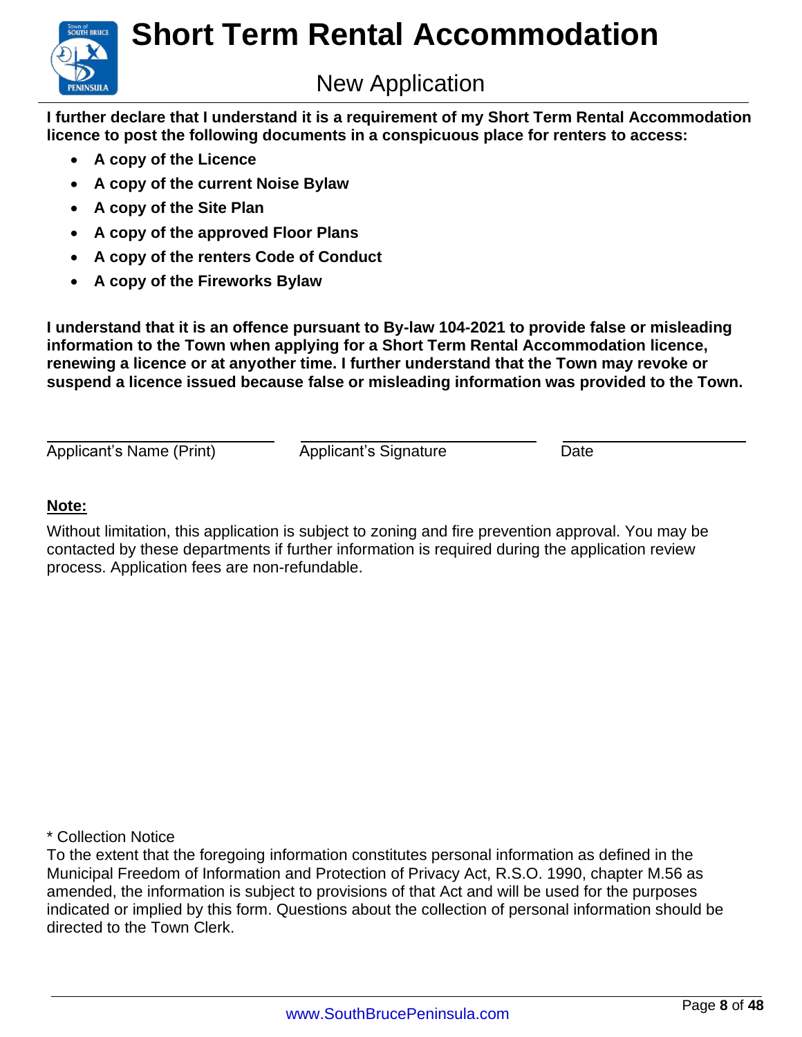**I further declare that I understand it is a requirement of my Short Term Rental Accommodation licence to post the following documents in a conspicuous place for renters to access:**

- **A copy of the Licence**
- **A copy of the current Noise Bylaw**
- **A copy of the Site Plan**
- **A copy of the approved Floor Plans**
- **A copy of the renters Code of Conduct**
- **A copy of the Fireworks Bylaw**

**I understand that it is an offence pursuant to By-law 104-2021 to provide false or misleading information to the Town when applying for a Short Term Rental Accommodation licence, renewing a licence or at anyother time. I further understand that the Town may revoke or suspend a licence issued because false or misleading information was provided to the Town.**

| Applicant's Name (Print) | Applicant's Signature | Date |
|---|---|---|
| | | |

**Note:**

Without limitation, this application is subject to zoning and fire prevention approval. You may be contacted by these departments if further information is required during the application review process. Application fees are non-refundable.

\* Collection Notice

To the extent that the foregoing information constitutes personal information as defined in the Municipal Freedom of Information and Protection of Privacy Act, R.S.O. 1990, chapter M.56 as amended, the information is subject to provisions of that Act and will be used for the purposes indicated or implied by this form. Questions about the collection of personal information should be directed to the Town Clerk.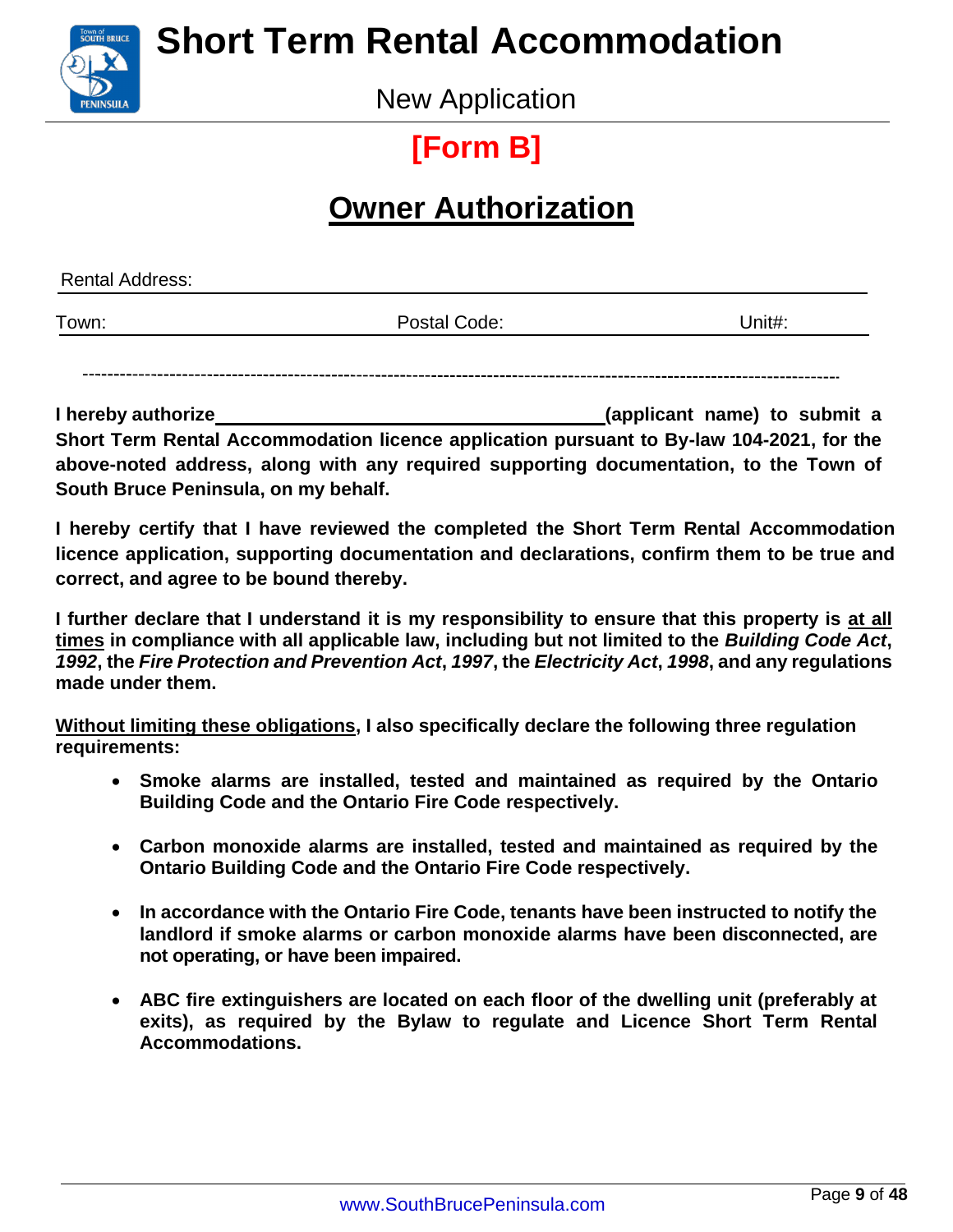# Short Term Rental Accommodation

New Application

## [Form B]

## Owner Authorization

Rental Address: \_\_\_\_\_\_\_\_\_\_\_\_\_\_\_\_\_\_\_\_\_\_\_\_\_\_\_\_\_\_\_\_\_\_\_\_\_\_\_\_

Town: \_\_\_\_\_\_\_\_\_\_\_\_\_\_\_\_\_\_ Postal Code: \_\_\_\_\_\_\_\_\_\_\_\_\_\_\_\_\_\_ Unit#: \_\_\_\_\_\_\_\_\_\_

---

**I hereby authorize\_\_\_\_\_\_\_\_\_\_\_\_\_\_\_\_\_\_\_\_\_\_\_\_\_\_\_\_\_\_\_\_\_\_\_\_\_\_\_(applicant name) to submit a Short Term Rental Accommodation licence application pursuant to By-law 104-2021, for the above-noted address, along with any required supporting documentation, to the Town of South Bruce Peninsula, on my behalf.**

**I hereby certify that I have reviewed the completed the Short Term Rental Accommodation licence application, supporting documentation and declarations, confirm them to be true and correct, and agree to be bound thereby.**

**I further declare that I understand it is my responsibility to ensure that this property is <u>at all times</u> in compliance with all applicable law, including but not limited to the *Building Code Act*, *1992*, the *Fire Protection and Prevention Act*, *1997*, the *Electricity Act*, *1998*, and any regulations made under them.**

**<u>Without limiting these obligations</u>, I also specifically declare the following three regulation requirements:**

- **Smoke alarms are installed, tested and maintained as required by the Ontario Building Code and the Ontario Fire Code respectively.**
- **Carbon monoxide alarms are installed, tested and maintained as required by the Ontario Building Code and the Ontario Fire Code respectively.**
- **In accordance with the Ontario Fire Code, tenants have been instructed to notify the landlord if smoke alarms or carbon monoxide alarms have been disconnected, are not operating, or have been impaired.**
- **ABC fire extinguishers are located on each floor of the dwelling unit (preferably at exits), as required by the Bylaw to regulate and Licence Short Term Rental Accommodations.**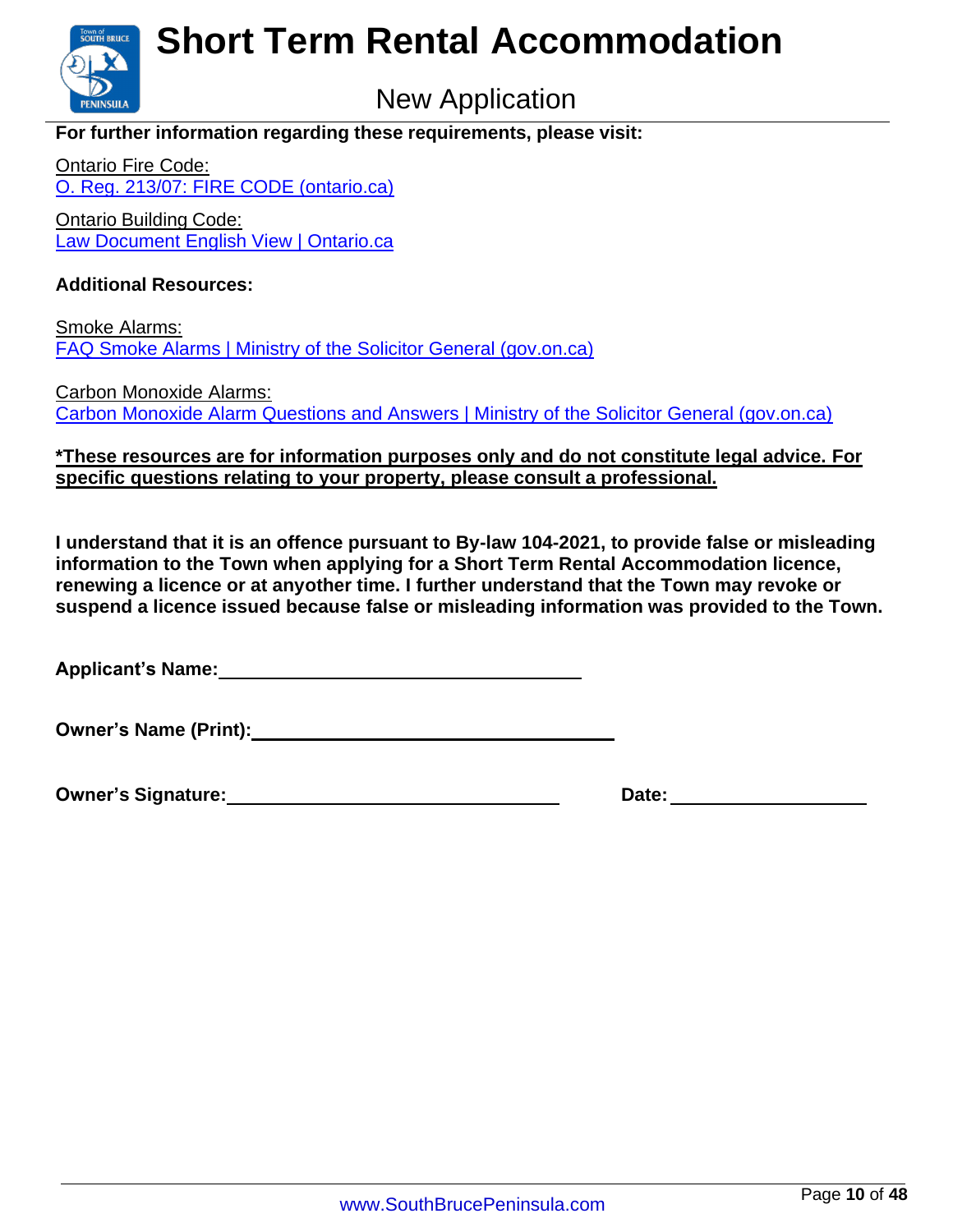# Short Term Rental Accommodation

## New Application

**For further information regarding these requirements, please visit:**

Ontario Fire Code:
[O. Reg. 213/07: FIRE CODE (ontario.ca)]

Ontario Building Code:
[Law Document English View | Ontario.ca]

**Additional Resources:**

Smoke Alarms:
[FAQ Smoke Alarms | Ministry of the Solicitor General (gov.on.ca)]

Carbon Monoxide Alarms:
[Carbon Monoxide Alarm Questions and Answers | Ministry of the Solicitor General (gov.on.ca)]

***These resources are for information purposes only and do not constitute legal advice. For specific questions relating to your property, please consult a professional.**

**I understand that it is an offence pursuant to By-law 104-2021, to provide false or misleading information to the Town when applying for a Short Term Rental Accommodation licence, renewing a licence or at anyother time. I further understand that the Town may revoke or suspend a licence issued because false or misleading information was provided to the Town.**

**Applicant's Name:** ___________________________

**Owner's Name (Print):** ___________________________

**Owner's Signature:** ___________________________ **Date:** _______________

www.SouthBrucePeninsula.com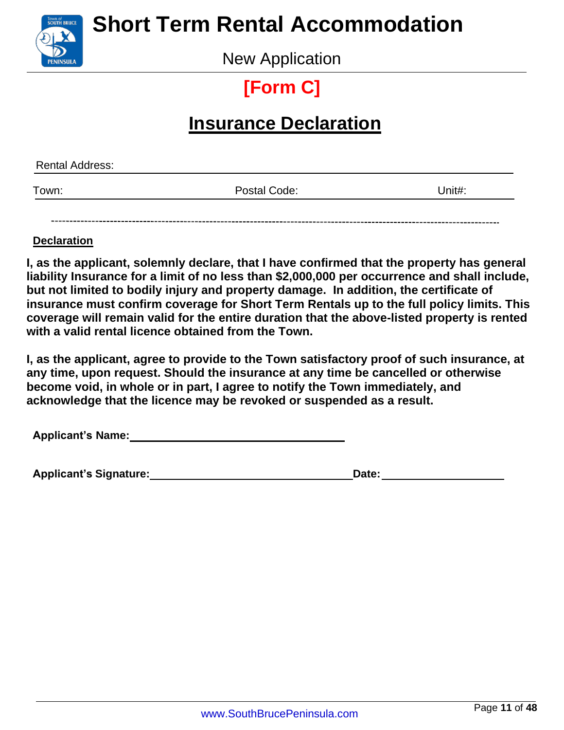# Short Term Rental Accommodation

New Application

## [Form C]

## Insurance Declaration

Rental Address: ______________________________________________

Town: ____________________ Postal Code: ____________________ Unit#: __________

---

**Declaration**

**I, as the applicant, solemnly declare, that I have confirmed that the property has general liability Insurance for a limit of no less than $2,000,000 per occurrence and shall include, but not limited to bodily injury and property damage. In addition, the certificate of insurance must confirm coverage for Short Term Rentals up to the full policy limits. This coverage will remain valid for the entire duration that the above-listed property is rented with a valid rental licence obtained from the Town.**

**I, as the applicant, agree to provide to the Town satisfactory proof of such insurance, at any time, upon request. Should the insurance at any time be cancelled or otherwise become void, in whole or in part, I agree to notify the Town immediately, and acknowledge that the licence may be revoked or suspended as a result.**

**Applicant's Name:** ______________________________

**Applicant's Signature:** ______________________________ **Date:** ____________________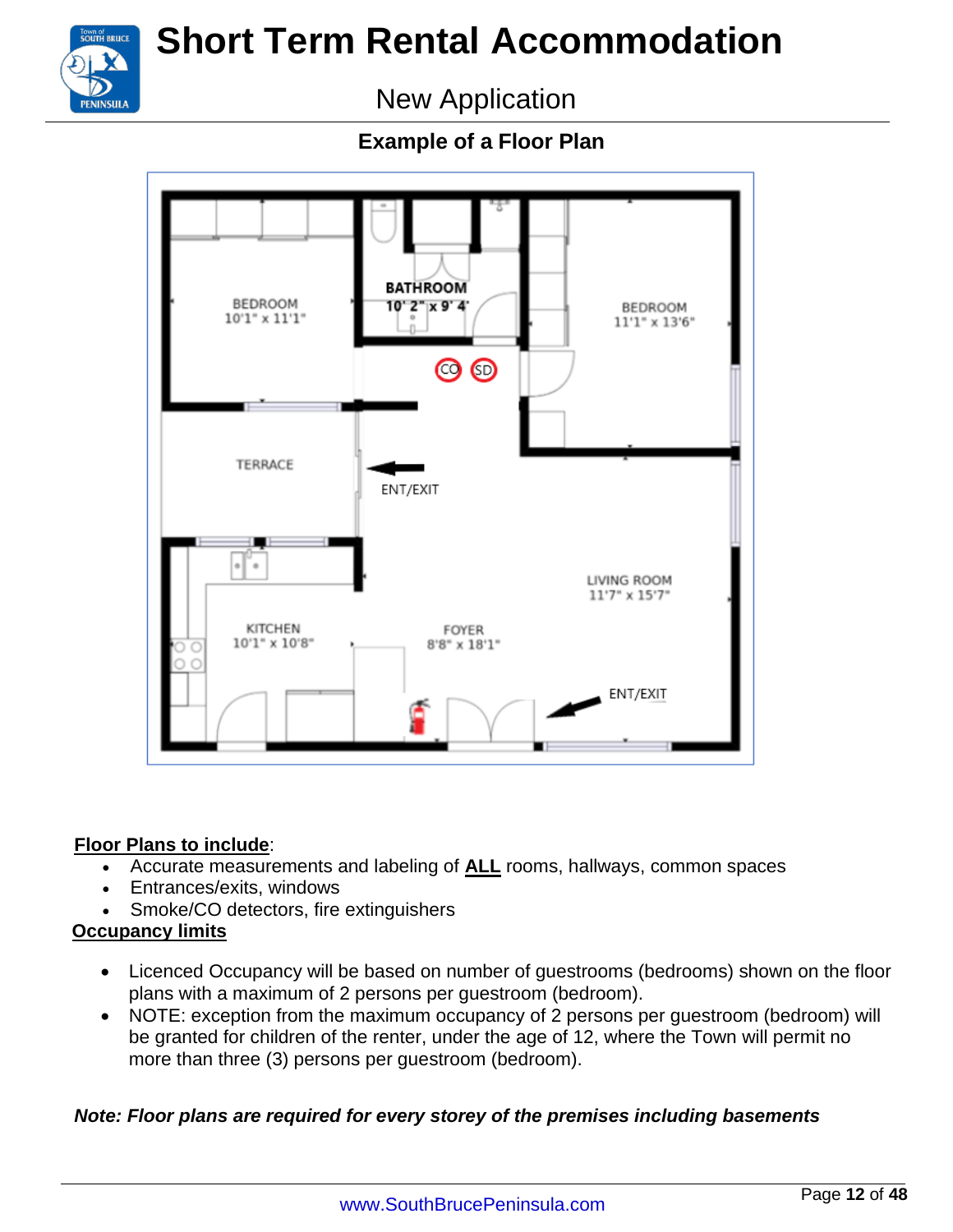# Short Term Rental Accommodation

## New Application

### Example of a Floor Plan

BEDROOM
10'1" x 11'1"

BATHROOM
10' 2" x 9' 4'

BEDROOM
11'1" x 13'6"

CO SD

TERRACE

ENT/EXIT

LIVING ROOM
11'7" x 15'7"

KITCHEN
10'1" x 10'8"

FOYER
8'8" x 18'1"

ENT/EXIT

**Floor Plans to include**:

- Accurate measurements and labeling of **ALL** rooms, hallways, common spaces
- Entrances/exits, windows
- Smoke/CO detectors, fire extinguishers

**Occupancy limits**

- Licenced Occupancy will be based on number of guestrooms (bedrooms) shown on the floor plans with a maximum of 2 persons per guestroom (bedroom).
- NOTE: exception from the maximum occupancy of 2 persons per guestroom (bedroom) will be granted for children of the renter, under the age of 12, where the Town will permit no more than three (3) persons per guestroom (bedroom).

***Note: Floor plans are required for every storey of the premises including basements***

www.SouthBrucePeninsula.com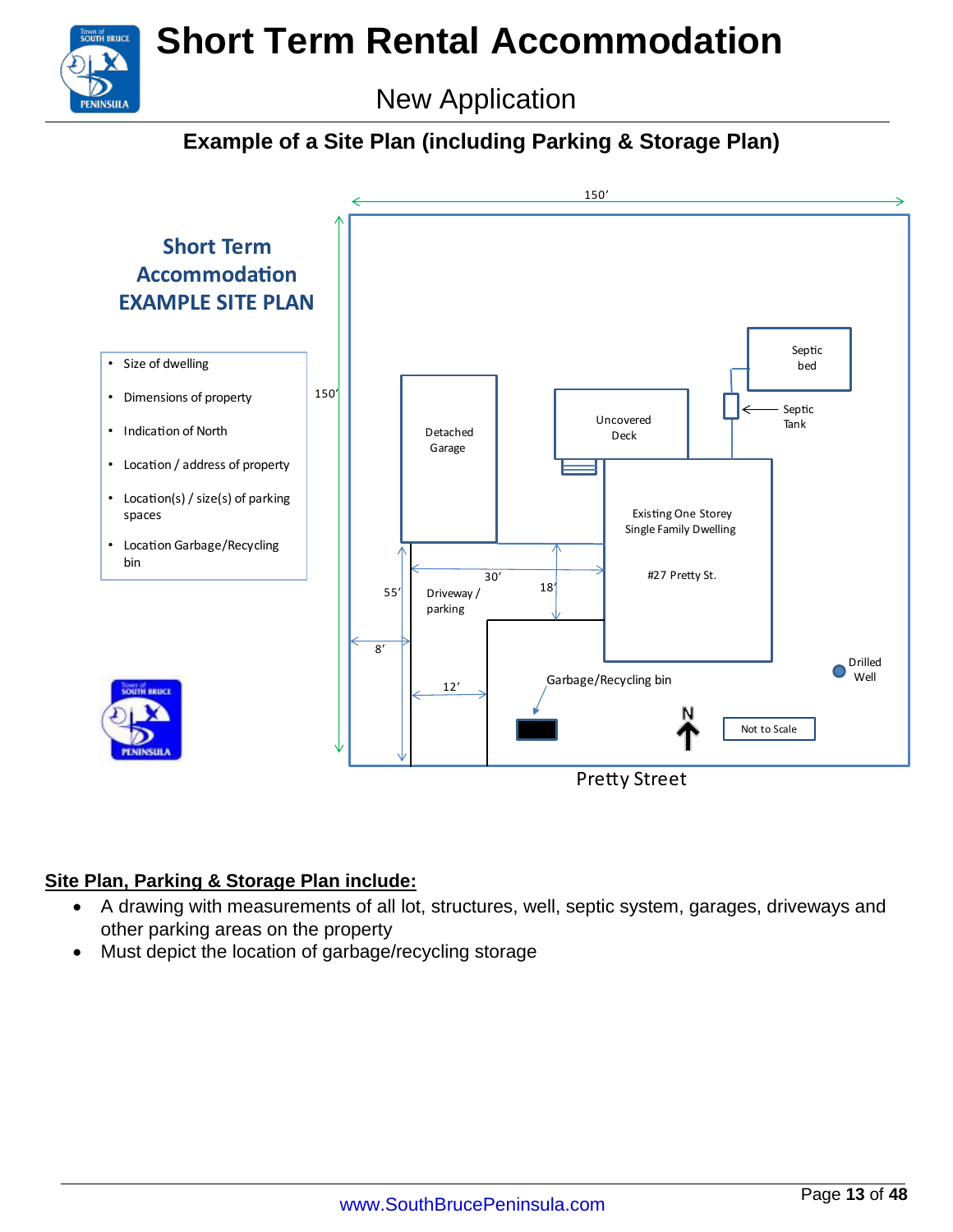# Short Term Rental Accommodation

## New Application

### Example of a Site Plan (including Parking & Storage Plan)

**Short Term Accommodation EXAMPLE SITE PLAN**

- Size of dwelling
- Dimensions of property
- Indication of North
- Location / address of property
- Location(s) / size(s) of parking spaces
- Location Garbage/Recycling bin

150’

150’

Septic bed

Septic Tank

Uncovered Deck

Detached Garage

Existing One Storey Single Family Dwelling

#27 Pretty St.

30’

18’

55’

Driveway / parking

8’

12’

Garbage/Recycling bin

Drilled Well

N

Not to Scale

Pretty Street

**Site Plan, Parking & Storage Plan include:**

- A drawing with measurements of all lot, structures, well, septic system, garages, driveways and other parking areas on the property
- Must depict the location of garbage/recycling storage

www.SouthBrucePeninsula.com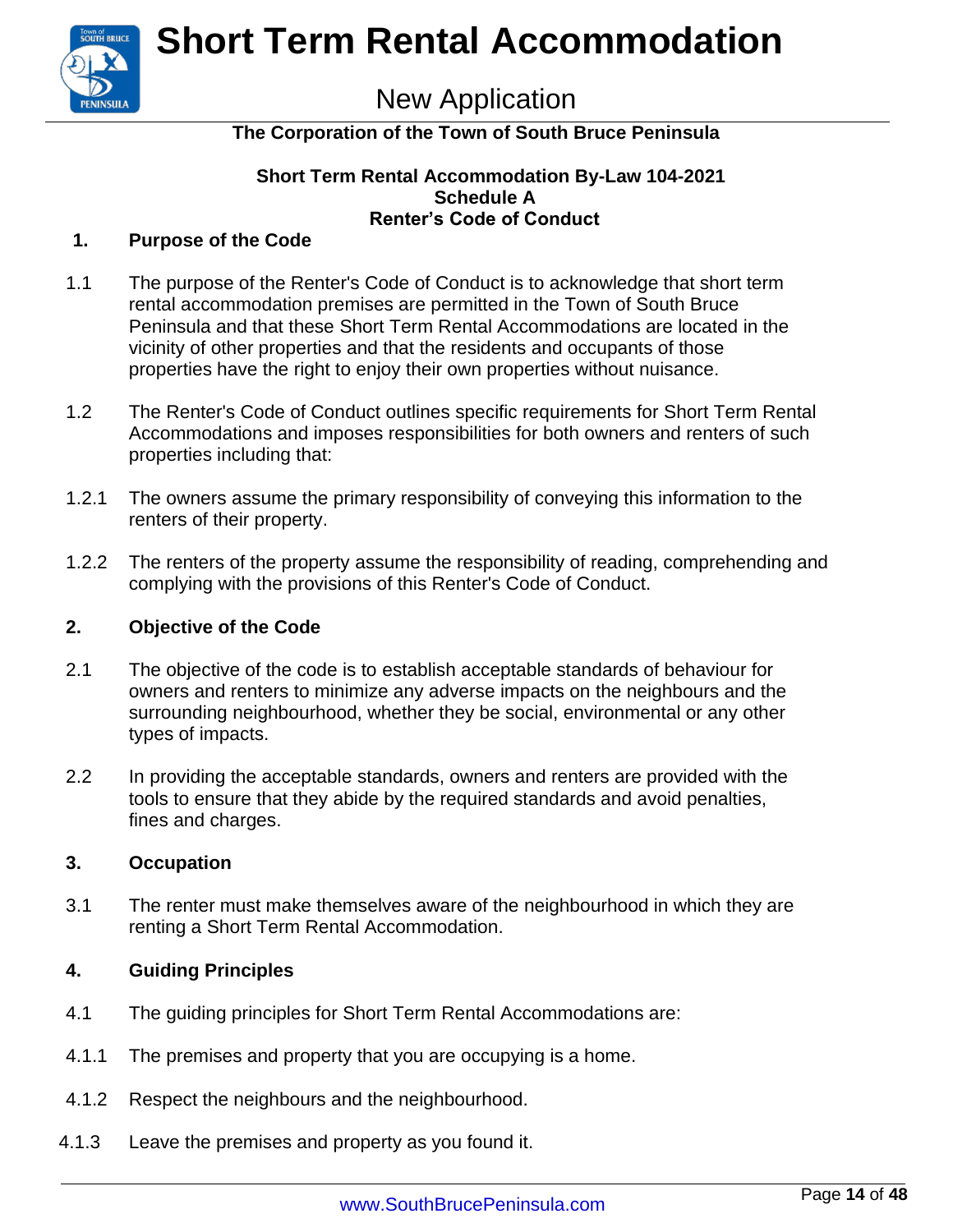# Short Term Rental Accommodation

## New Application

**The Corporation of the Town of South Bruce Peninsula**

**Short Term Rental Accommodation By-Law 104-2021**
**Schedule A**
**Renter's Code of Conduct**

## 1. Purpose of the Code

1.1 The purpose of the Renter's Code of Conduct is to acknowledge that short term rental accommodation premises are permitted in the Town of South Bruce Peninsula and that these Short Term Rental Accommodations are located in the vicinity of other properties and that the residents and occupants of those properties have the right to enjoy their own properties without nuisance.

1.2 The Renter's Code of Conduct outlines specific requirements for Short Term Rental Accommodations and imposes responsibilities for both owners and renters of such properties including that:

1.2.1 The owners assume the primary responsibility of conveying this information to the renters of their property.

1.2.2 The renters of the property assume the responsibility of reading, comprehending and complying with the provisions of this Renter's Code of Conduct.

## 2. Objective of the Code

2.1 The objective of the code is to establish acceptable standards of behaviour for owners and renters to minimize any adverse impacts on the neighbours and the surrounding neighbourhood, whether they be social, environmental or any other types of impacts.

2.2 In providing the acceptable standards, owners and renters are provided with the tools to ensure that they abide by the required standards and avoid penalties, fines and charges.

## 3. Occupation

3.1 The renter must make themselves aware of the neighbourhood in which they are renting a Short Term Rental Accommodation.

## 4. Guiding Principles

4.1 The guiding principles for Short Term Rental Accommodations are:

4.1.1 The premises and property that you are occupying is a home.

4.1.2 Respect the neighbours and the neighbourhood.

4.1.3 Leave the premises and property as you found it.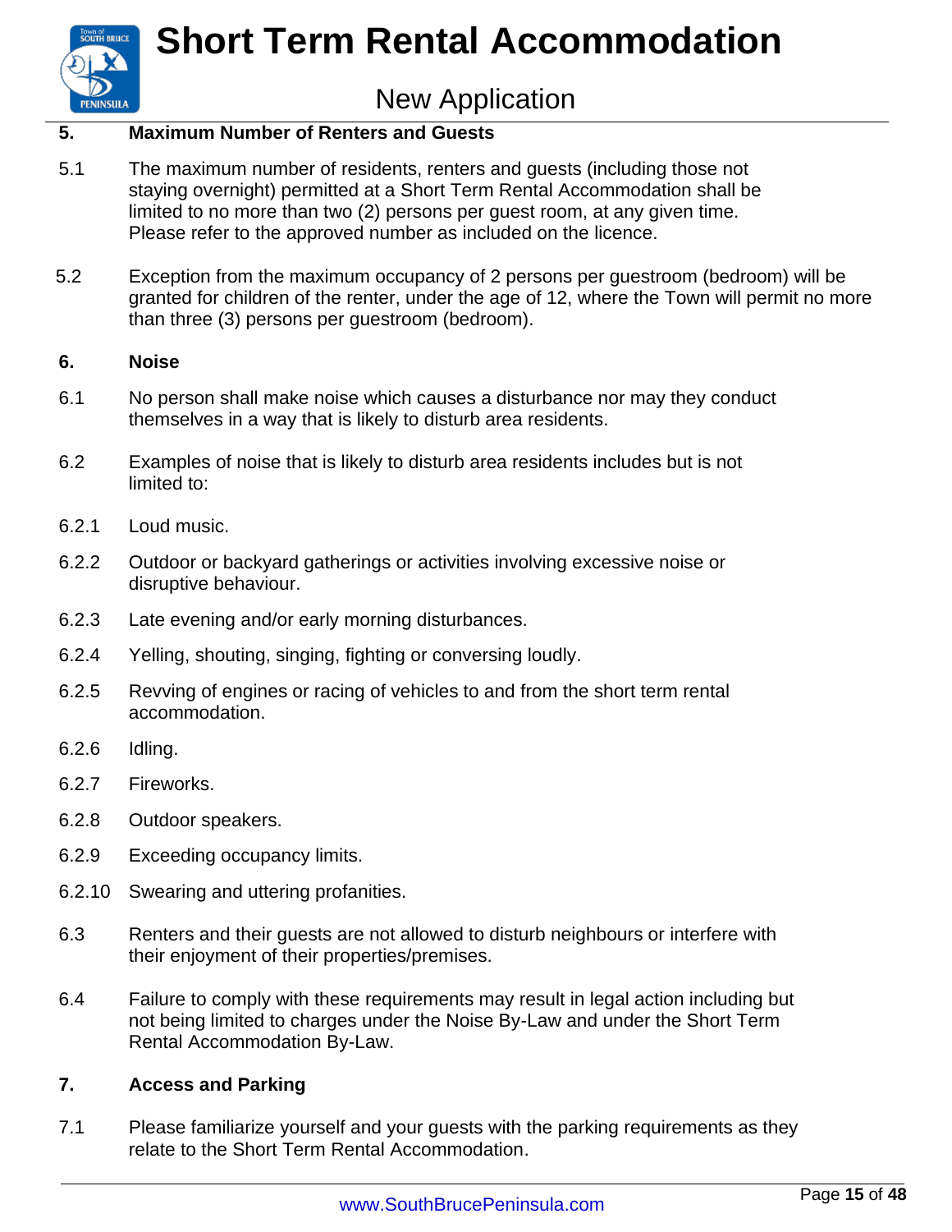## 5. Maximum Number of Renters and Guests

5.1 The maximum number of residents, renters and guests (including those not staying overnight) permitted at a Short Term Rental Accommodation shall be limited to no more than two (2) persons per guest room, at any given time. Please refer to the approved number as included on the licence.

5.2 Exception from the maximum occupancy of 2 persons per guestroom (bedroom) will be granted for children of the renter, under the age of 12, where the Town will permit no more than three (3) persons per guestroom (bedroom).

## 6. Noise

6.1 No person shall make noise which causes a disturbance nor may they conduct themselves in a way that is likely to disturb area residents.

6.2 Examples of noise that is likely to disturb area residents includes but is not limited to:

6.2.1 Loud music.

6.2.2 Outdoor or backyard gatherings or activities involving excessive noise or disruptive behaviour.

6.2.3 Late evening and/or early morning disturbances.

6.2.4 Yelling, shouting, singing, fighting or conversing loudly.

6.2.5 Revving of engines or racing of vehicles to and from the short term rental accommodation.

6.2.6 Idling.

6.2.7 Fireworks.

6.2.8 Outdoor speakers.

6.2.9 Exceeding occupancy limits.

6.2.10 Swearing and uttering profanities.

6.3 Renters and their guests are not allowed to disturb neighbours or interfere with their enjoyment of their properties/premises.

6.4 Failure to comply with these requirements may result in legal action including but not being limited to charges under the Noise By-Law and under the Short Term Rental Accommodation By-Law.

## 7. Access and Parking

7.1 Please familiarize yourself and your guests with the parking requirements as they relate to the Short Term Rental Accommodation.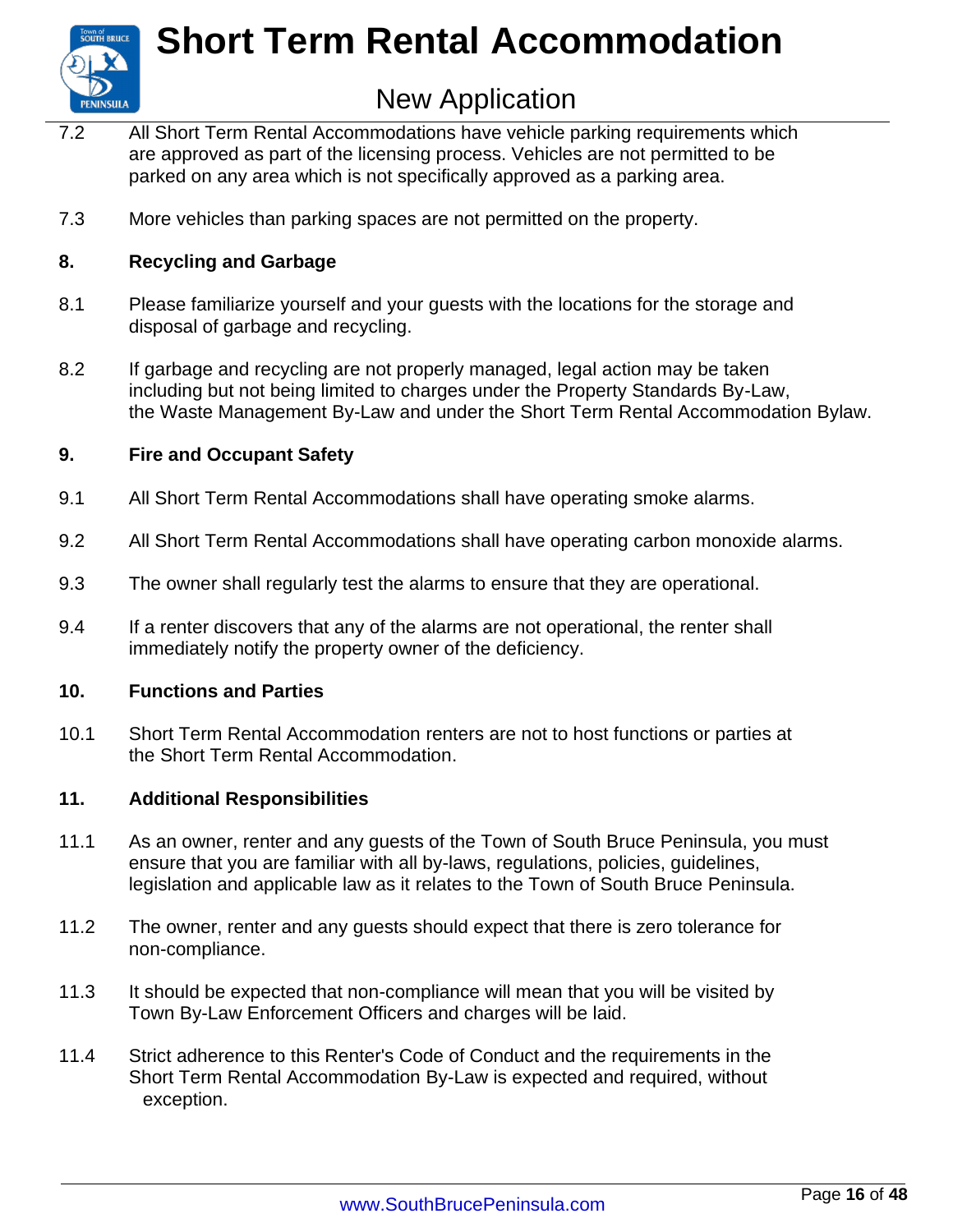7.2 All Short Term Rental Accommodations have vehicle parking requirements which are approved as part of the licensing process. Vehicles are not permitted to be parked on any area which is not specifically approved as a parking area.

7.3 More vehicles than parking spaces are not permitted on the property.

## 8. Recycling and Garbage

8.1 Please familiarize yourself and your guests with the locations for the storage and disposal of garbage and recycling.

8.2 If garbage and recycling are not properly managed, legal action may be taken including but not being limited to charges under the Property Standards By-Law, the Waste Management By-Law and under the Short Term Rental Accommodation Bylaw.

## 9. Fire and Occupant Safety

9.1 All Short Term Rental Accommodations shall have operating smoke alarms.

9.2 All Short Term Rental Accommodations shall have operating carbon monoxide alarms.

9.3 The owner shall regularly test the alarms to ensure that they are operational.

9.4 If a renter discovers that any of the alarms are not operational, the renter shall immediately notify the property owner of the deficiency.

## 10. Functions and Parties

10.1 Short Term Rental Accommodation renters are not to host functions or parties at the Short Term Rental Accommodation.

## 11. Additional Responsibilities

11.1 As an owner, renter and any guests of the Town of South Bruce Peninsula, you must ensure that you are familiar with all by-laws, regulations, policies, guidelines, legislation and applicable law as it relates to the Town of South Bruce Peninsula.

11.2 The owner, renter and any guests should expect that there is zero tolerance for non-compliance.

11.3 It should be expected that non-compliance will mean that you will be visited by Town By-Law Enforcement Officers and charges will be laid.

11.4 Strict adherence to this Renter's Code of Conduct and the requirements in the Short Term Rental Accommodation By-Law is expected and required, without exception.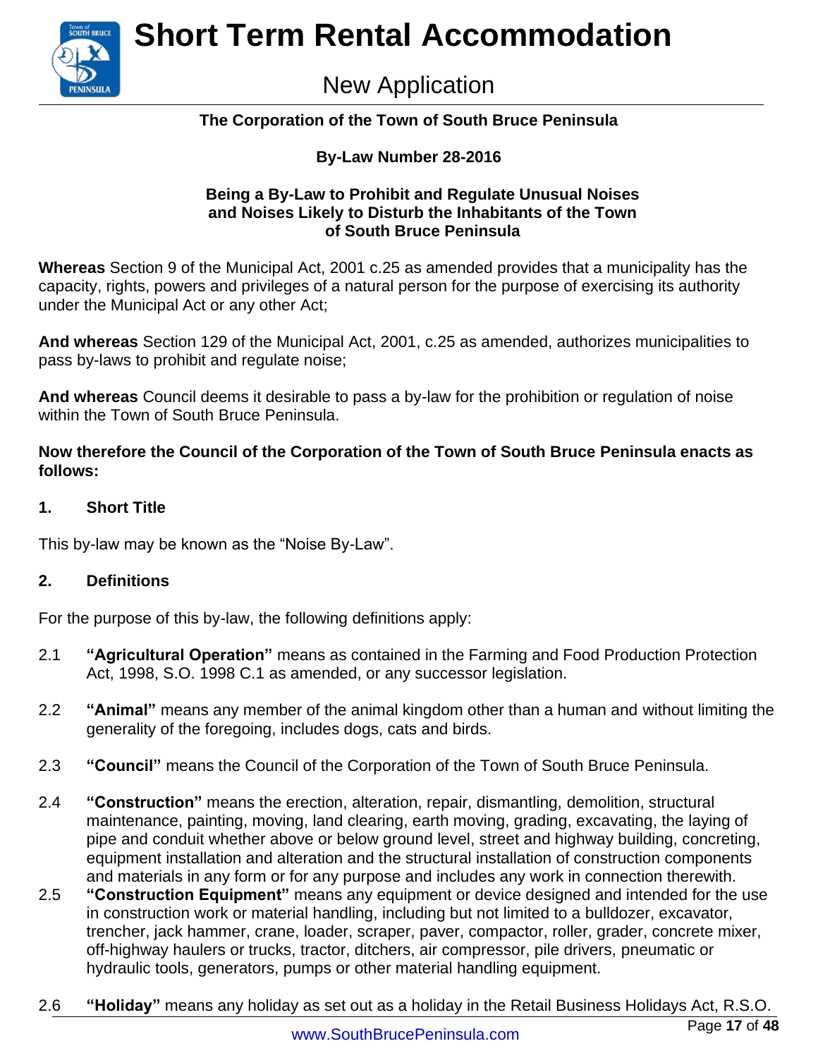**The Corporation of the Town of South Bruce Peninsula**

**By-Law Number 28-2016**

**Being a By-Law to Prohibit and Regulate Unusual Noises and Noises Likely to Disturb the Inhabitants of the Town of South Bruce Peninsula**

**Whereas** Section 9 of the Municipal Act, 2001 c.25 as amended provides that a municipality has the capacity, rights, powers and privileges of a natural person for the purpose of exercising its authority under the Municipal Act or any other Act;

**And whereas** Section 129 of the Municipal Act, 2001, c.25 as amended, authorizes municipalities to pass by-laws to prohibit and regulate noise;

**And whereas** Council deems it desirable to pass a by-law for the prohibition or regulation of noise within the Town of South Bruce Peninsula.

**Now therefore the Council of the Corporation of the Town of South Bruce Peninsula enacts as follows:**

## 1. Short Title

This by-law may be known as the “Noise By-Law”.

## 2. Definitions

For the purpose of this by-law, the following definitions apply:

2.1 **“Agricultural Operation”** means as contained in the Farming and Food Production Protection Act, 1998, S.O. 1998 C.1 as amended, or any successor legislation.

2.2 **“Animal”** means any member of the animal kingdom other than a human and without limiting the generality of the foregoing, includes dogs, cats and birds.

2.3 **“Council”** means the Council of the Corporation of the Town of South Bruce Peninsula.

2.4 **“Construction”** means the erection, alteration, repair, dismantling, demolition, structural maintenance, painting, moving, land clearing, earth moving, grading, excavating, the laying of pipe and conduit whether above or below ground level, street and highway building, concreting, equipment installation and alteration and the structural installation of construction components and materials in any form or for any purpose and includes any work in connection therewith.

2.5 **“Construction Equipment”** means any equipment or device designed and intended for the use in construction work or material handling, including but not limited to a bulldozer, excavator, trencher, jack hammer, crane, loader, scraper, paver, compactor, roller, grader, concrete mixer, off-highway haulers or trucks, tractor, ditchers, air compressor, pile drivers, pneumatic or hydraulic tools, generators, pumps or other material handling equipment.

2.6 **“Holiday”** means any holiday as set out as a holiday in the Retail Business Holidays Act, R.S.O.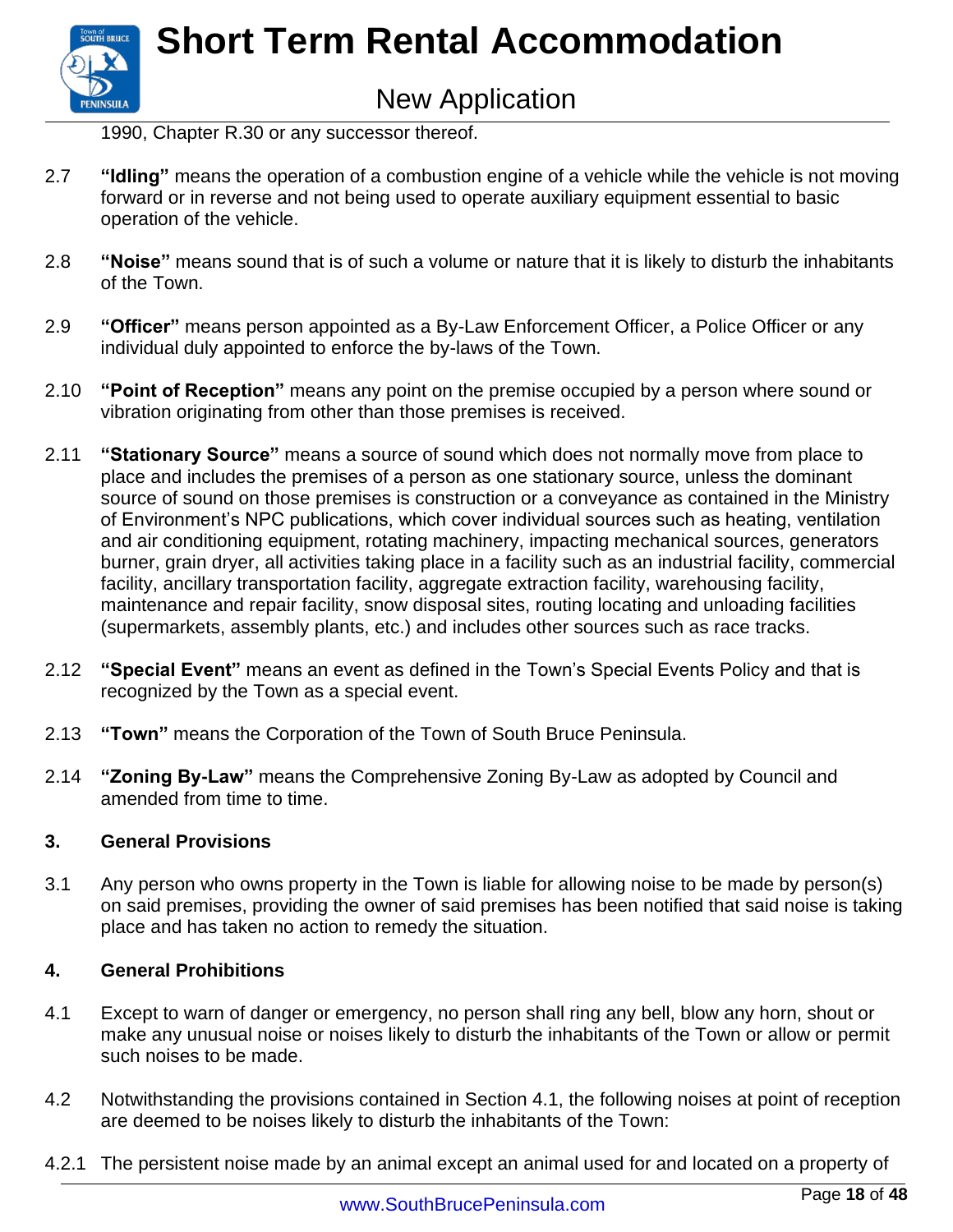1990, Chapter R.30 or any successor thereof.

2.7 **"Idling"** means the operation of a combustion engine of a vehicle while the vehicle is not moving forward or in reverse and not being used to operate auxiliary equipment essential to basic operation of the vehicle.

2.8 **"Noise"** means sound that is of such a volume or nature that it is likely to disturb the inhabitants of the Town.

2.9 **"Officer"** means person appointed as a By-Law Enforcement Officer, a Police Officer or any individual duly appointed to enforce the by-laws of the Town.

2.10 **"Point of Reception"** means any point on the premise occupied by a person where sound or vibration originating from other than those premises is received.

2.11 **"Stationary Source"** means a source of sound which does not normally move from place to place and includes the premises of a person as one stationary source, unless the dominant source of sound on those premises is construction or a conveyance as contained in the Ministry of Environment's NPC publications, which cover individual sources such as heating, ventilation and air conditioning equipment, rotating machinery, impacting mechanical sources, generators burner, grain dryer, all activities taking place in a facility such as an industrial facility, commercial facility, ancillary transportation facility, aggregate extraction facility, warehousing facility, maintenance and repair facility, snow disposal sites, routing locating and unloading facilities (supermarkets, assembly plants, etc.) and includes other sources such as race tracks.

2.12 **"Special Event"** means an event as defined in the Town's Special Events Policy and that is recognized by the Town as a special event.

2.13 **"Town"** means the Corporation of the Town of South Bruce Peninsula.

2.14 **"Zoning By-Law"** means the Comprehensive Zoning By-Law as adopted by Council and amended from time to time.

### 3. General Provisions

3.1 Any person who owns property in the Town is liable for allowing noise to be made by person(s) on said premises, providing the owner of said premises has been notified that said noise is taking place and has taken no action to remedy the situation.

### 4. General Prohibitions

4.1 Except to warn of danger or emergency, no person shall ring any bell, blow any horn, shout or make any unusual noise or noises likely to disturb the inhabitants of the Town or allow or permit such noises to be made.

4.2 Notwithstanding the provisions contained in Section 4.1, the following noises at point of reception are deemed to be noises likely to disturb the inhabitants of the Town:

4.2.1 The persistent noise made by an animal except an animal used for and located on a property of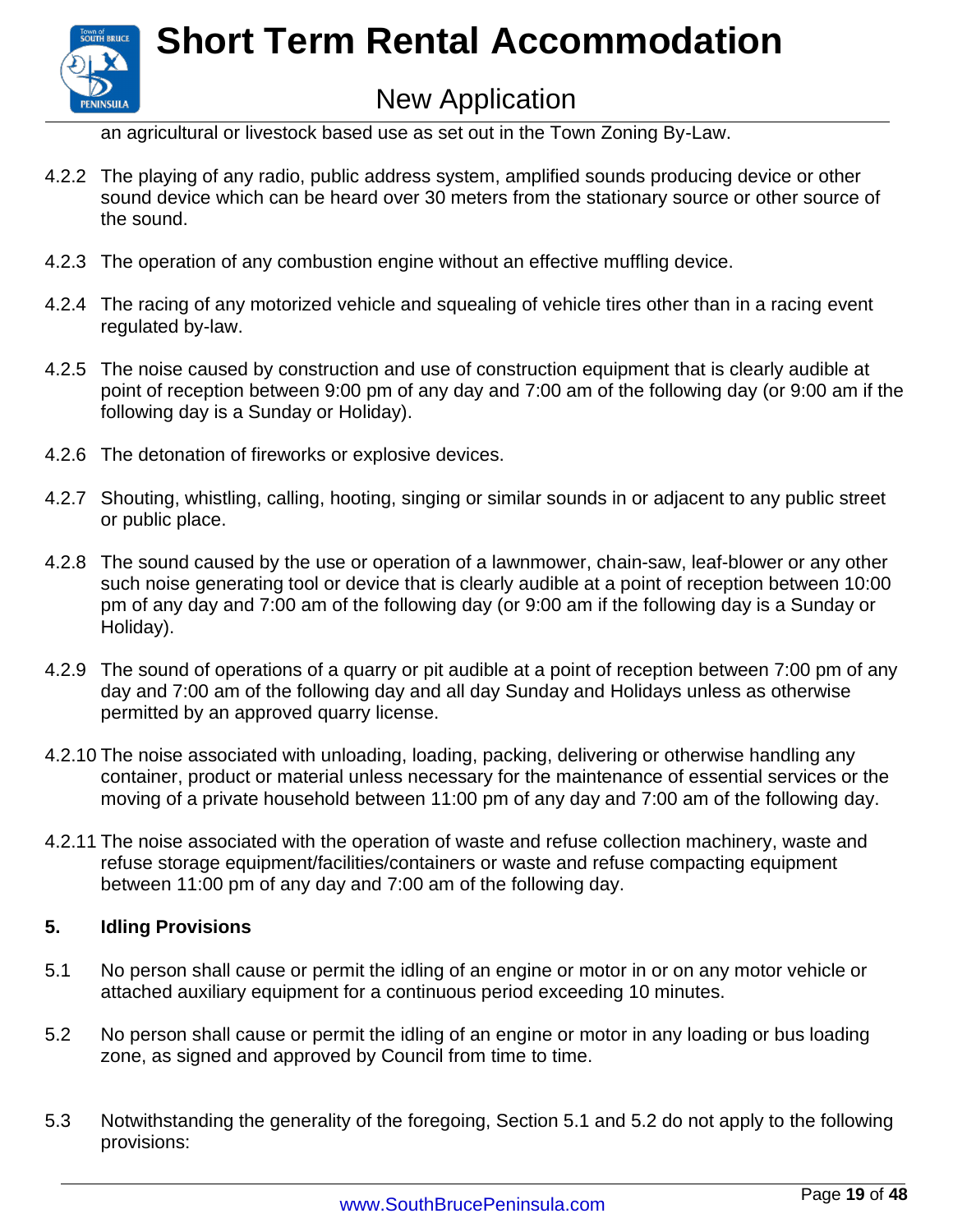an agricultural or livestock based use as set out in the Town Zoning By-Law.

4.2.2 The playing of any radio, public address system, amplified sounds producing device or other sound device which can be heard over 30 meters from the stationary source or other source of the sound.

4.2.3 The operation of any combustion engine without an effective muffling device.

4.2.4 The racing of any motorized vehicle and squealing of vehicle tires other than in a racing event regulated by-law.

4.2.5 The noise caused by construction and use of construction equipment that is clearly audible at point of reception between 9:00 pm of any day and 7:00 am of the following day (or 9:00 am if the following day is a Sunday or Holiday).

4.2.6 The detonation of fireworks or explosive devices.

4.2.7 Shouting, whistling, calling, hooting, singing or similar sounds in or adjacent to any public street or public place.

4.2.8 The sound caused by the use or operation of a lawnmower, chain-saw, leaf-blower or any other such noise generating tool or device that is clearly audible at a point of reception between 10:00 pm of any day and 7:00 am of the following day (or 9:00 am if the following day is a Sunday or Holiday).

4.2.9 The sound of operations of a quarry or pit audible at a point of reception between 7:00 pm of any day and 7:00 am of the following day and all day Sunday and Holidays unless as otherwise permitted by an approved quarry license.

4.2.10 The noise associated with unloading, loading, packing, delivering or otherwise handling any container, product or material unless necessary for the maintenance of essential services or the moving of a private household between 11:00 pm of any day and 7:00 am of the following day.

4.2.11 The noise associated with the operation of waste and refuse collection machinery, waste and refuse storage equipment/facilities/containers or waste and refuse compacting equipment between 11:00 pm of any day and 7:00 am of the following day.

**5. Idling Provisions**

5.1 No person shall cause or permit the idling of an engine or motor in or on any motor vehicle or attached auxiliary equipment for a continuous period exceeding 10 minutes.

5.2 No person shall cause or permit the idling of an engine or motor in any loading or bus loading zone, as signed and approved by Council from time to time.

5.3 Notwithstanding the generality of the foregoing, Section 5.1 and 5.2 do not apply to the following provisions: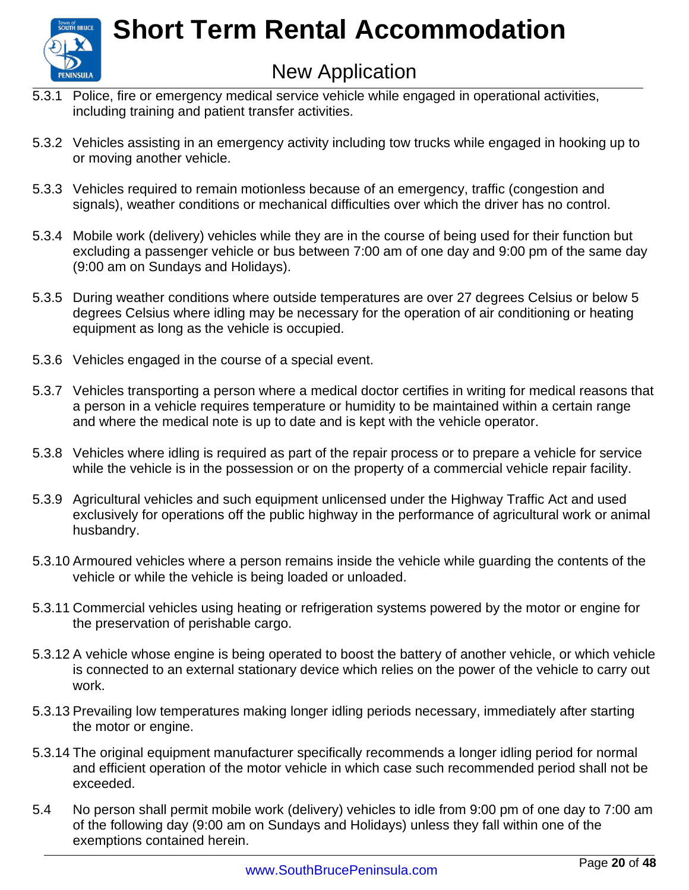5.3.1 Police, fire or emergency medical service vehicle while engaged in operational activities, including training and patient transfer activities.

5.3.2 Vehicles assisting in an emergency activity including tow trucks while engaged in hooking up to or moving another vehicle.

5.3.3 Vehicles required to remain motionless because of an emergency, traffic (congestion and signals), weather conditions or mechanical difficulties over which the driver has no control.

5.3.4 Mobile work (delivery) vehicles while they are in the course of being used for their function but excluding a passenger vehicle or bus between 7:00 am of one day and 9:00 pm of the same day (9:00 am on Sundays and Holidays).

5.3.5 During weather conditions where outside temperatures are over 27 degrees Celsius or below 5 degrees Celsius where idling may be necessary for the operation of air conditioning or heating equipment as long as the vehicle is occupied.

5.3.6 Vehicles engaged in the course of a special event.

5.3.7 Vehicles transporting a person where a medical doctor certifies in writing for medical reasons that a person in a vehicle requires temperature or humidity to be maintained within a certain range and where the medical note is up to date and is kept with the vehicle operator.

5.3.8 Vehicles where idling is required as part of the repair process or to prepare a vehicle for service while the vehicle is in the possession or on the property of a commercial vehicle repair facility.

5.3.9 Agricultural vehicles and such equipment unlicensed under the Highway Traffic Act and used exclusively for operations off the public highway in the performance of agricultural work or animal husbandry.

5.3.10 Armoured vehicles where a person remains inside the vehicle while guarding the contents of the vehicle or while the vehicle is being loaded or unloaded.

5.3.11 Commercial vehicles using heating or refrigeration systems powered by the motor or engine for the preservation of perishable cargo.

5.3.12 A vehicle whose engine is being operated to boost the battery of another vehicle, or which vehicle is connected to an external stationary device which relies on the power of the vehicle to carry out work.

5.3.13 Prevailing low temperatures making longer idling periods necessary, immediately after starting the motor or engine.

5.3.14 The original equipment manufacturer specifically recommends a longer idling period for normal and efficient operation of the motor vehicle in which case such recommended period shall not be exceeded.

5.4 No person shall permit mobile work (delivery) vehicles to idle from 9:00 pm of one day to 7:00 am of the following day (9:00 am on Sundays and Holidays) unless they fall within one of the exemptions contained herein.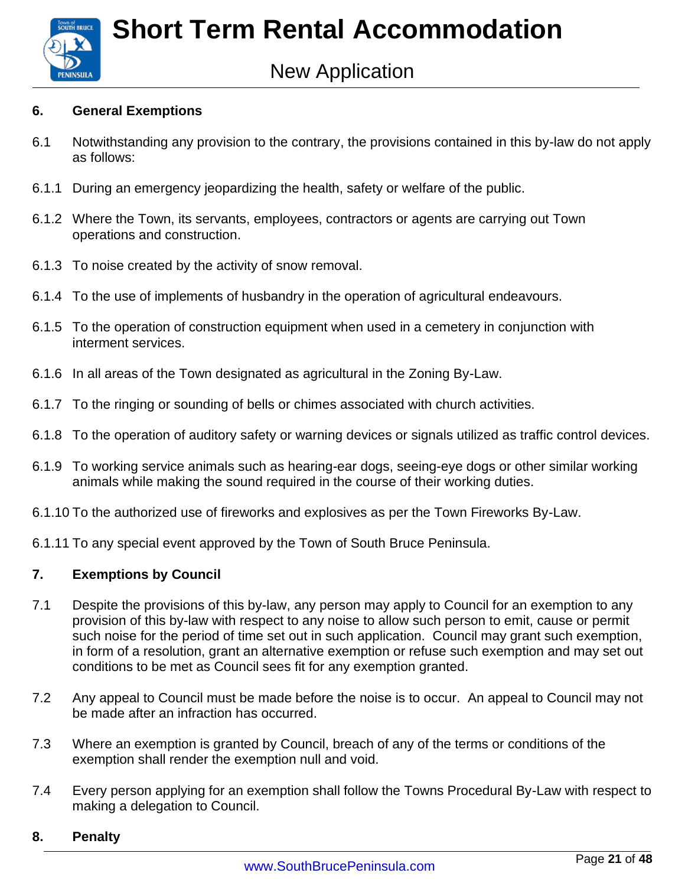## 6. General Exemptions

6.1 Notwithstanding any provision to the contrary, the provisions contained in this by-law do not apply as follows:

6.1.1 During an emergency jeopardizing the health, safety or welfare of the public.

6.1.2 Where the Town, its servants, employees, contractors or agents are carrying out Town operations and construction.

6.1.3 To noise created by the activity of snow removal.

6.1.4 To the use of implements of husbandry in the operation of agricultural endeavours.

6.1.5 To the operation of construction equipment when used in a cemetery in conjunction with interment services.

6.1.6 In all areas of the Town designated as agricultural in the Zoning By-Law.

6.1.7 To the ringing or sounding of bells or chimes associated with church activities.

6.1.8 To the operation of auditory safety or warning devices or signals utilized as traffic control devices.

6.1.9 To working service animals such as hearing-ear dogs, seeing-eye dogs or other similar working animals while making the sound required in the course of their working duties.

6.1.10 To the authorized use of fireworks and explosives as per the Town Fireworks By-Law.

6.1.11 To any special event approved by the Town of South Bruce Peninsula.

## 7. Exemptions by Council

7.1 Despite the provisions of this by-law, any person may apply to Council for an exemption to any provision of this by-law with respect to any noise to allow such person to emit, cause or permit such noise for the period of time set out in such application. Council may grant such exemption, in form of a resolution, grant an alternative exemption or refuse such exemption and may set out conditions to be met as Council sees fit for any exemption granted.

7.2 Any appeal to Council must be made before the noise is to occur. An appeal to Council may not be made after an infraction has occurred.

7.3 Where an exemption is granted by Council, breach of any of the terms or conditions of the exemption shall render the exemption null and void.

7.4 Every person applying for an exemption shall follow the Towns Procedural By-Law with respect to making a delegation to Council.

## 8. Penalty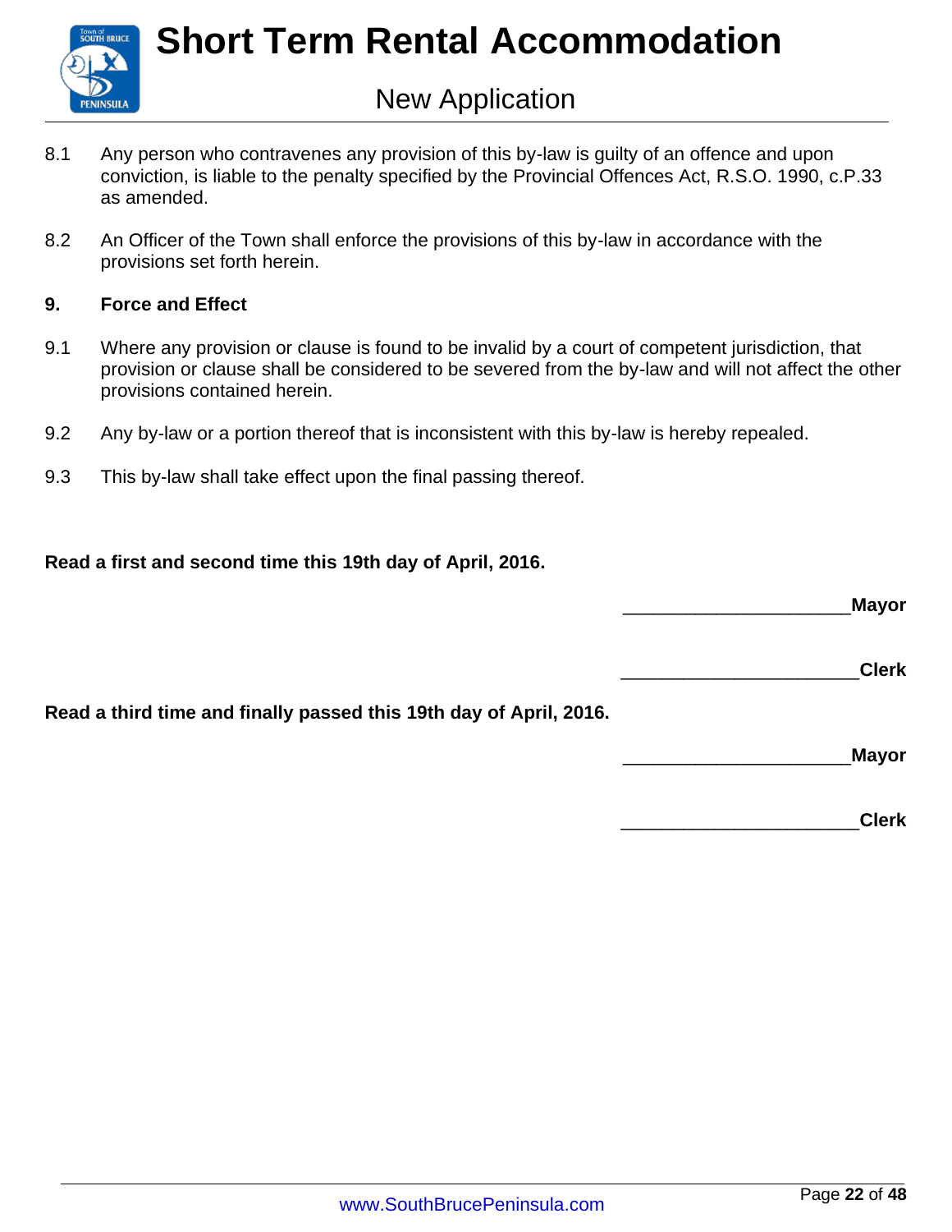8.1 Any person who contravenes any provision of this by-law is guilty of an offence and upon conviction, is liable to the penalty specified by the Provincial Offences Act, R.S.O. 1990, c.P.33 as amended.

8.2 An Officer of the Town shall enforce the provisions of this by-law in accordance with the provisions set forth herein.

**9. Force and Effect**

9.1 Where any provision or clause is found to be invalid by a court of competent jurisdiction, that provision or clause shall be considered to be severed from the by-law and will not affect the other provisions contained herein.

9.2 Any by-law or a portion thereof that is inconsistent with this by-law is hereby repealed.

9.3 This by-law shall take effect upon the final passing thereof.

**Read a first and second time this 19th day of April, 2016.**

______________________**Mayor**

______________________**Clerk**

**Read a third time and finally passed this 19th day of April, 2016.**

______________________**Mayor**

______________________**Clerk**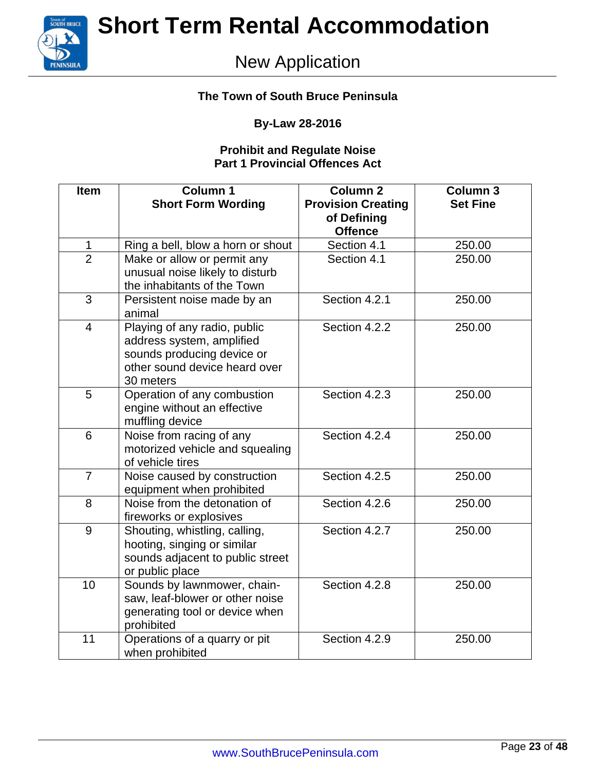# Short Term Rental Accommodation

## New Application

**The Town of South Bruce Peninsula**

**By-Law 28-2016**

**Prohibit and Regulate Noise**
**Part 1 Provincial Offences Act**

| Item | Column 1 Short Form Wording | Column 2 Provision Creating of Defining Offence | Column 3 Set Fine |
|---|---|---|---|
| 1 | Ring a bell, blow a horn or shout | Section 4.1 | 250.00 |
| 2 | Make or allow or permit any unusual noise likely to disturb the inhabitants of the Town | Section 4.1 | 250.00 |
| 3 | Persistent noise made by an animal | Section 4.2.1 | 250.00 |
| 4 | Playing of any radio, public address system, amplified sounds producing device or other sound device heard over 30 meters | Section 4.2.2 | 250.00 |
| 5 | Operation of any combustion engine without an effective muffling device | Section 4.2.3 | 250.00 |
| 6 | Noise from racing of any motorized vehicle and squealing of vehicle tires | Section 4.2.4 | 250.00 |
| 7 | Noise caused by construction equipment when prohibited | Section 4.2.5 | 250.00 |
| 8 | Noise from the detonation of fireworks or explosives | Section 4.2.6 | 250.00 |
| 9 | Shouting, whistling, calling, hooting, singing or similar sounds adjacent to public street or public place | Section 4.2.7 | 250.00 |
| 10 | Sounds by lawnmower, chain-saw, leaf-blower or other noise generating tool or device when prohibited | Section 4.2.8 | 250.00 |
| 11 | Operations of a quarry or pit when prohibited | Section 4.2.9 | 250.00 |

www.SouthBrucePeninsula.com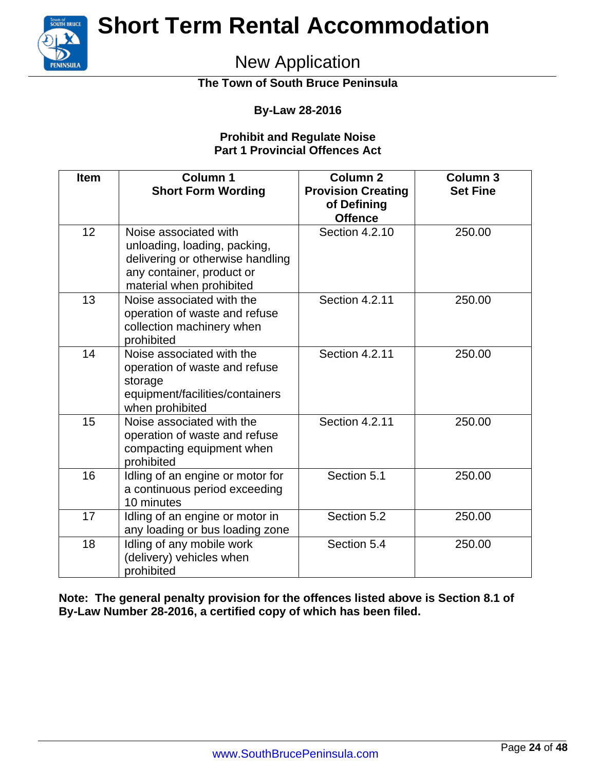# Short Term Rental Accommodation

## New Application

**The Town of South Bruce Peninsula**

**By-Law 28-2016**

**Prohibit and Regulate Noise**
**Part 1 Provincial Offences Act**

| Item | Column 1 Short Form Wording | Column 2 Provision Creating of Defining Offence | Column 3 Set Fine |
|---|---|---|---|
| 12 | Noise associated with unloading, loading, packing, delivering or otherwise handling any container, product or material when prohibited | Section 4.2.10 | 250.00 |
| 13 | Noise associated with the operation of waste and refuse collection machinery when prohibited | Section 4.2.11 | 250.00 |
| 14 | Noise associated with the operation of waste and refuse storage equipment/facilities/containers when prohibited | Section 4.2.11 | 250.00 |
| 15 | Noise associated with the operation of waste and refuse compacting equipment when prohibited | Section 4.2.11 | 250.00 |
| 16 | Idling of an engine or motor for a continuous period exceeding 10 minutes | Section 5.1 | 250.00 |
| 17 | Idling of an engine or motor in any loading or bus loading zone | Section 5.2 | 250.00 |
| 18 | Idling of any mobile work (delivery) vehicles when prohibited | Section 5.4 | 250.00 |

**Note: The general penalty provision for the offences listed above is Section 8.1 of By-Law Number 28-2016, a certified copy of which has been filed.**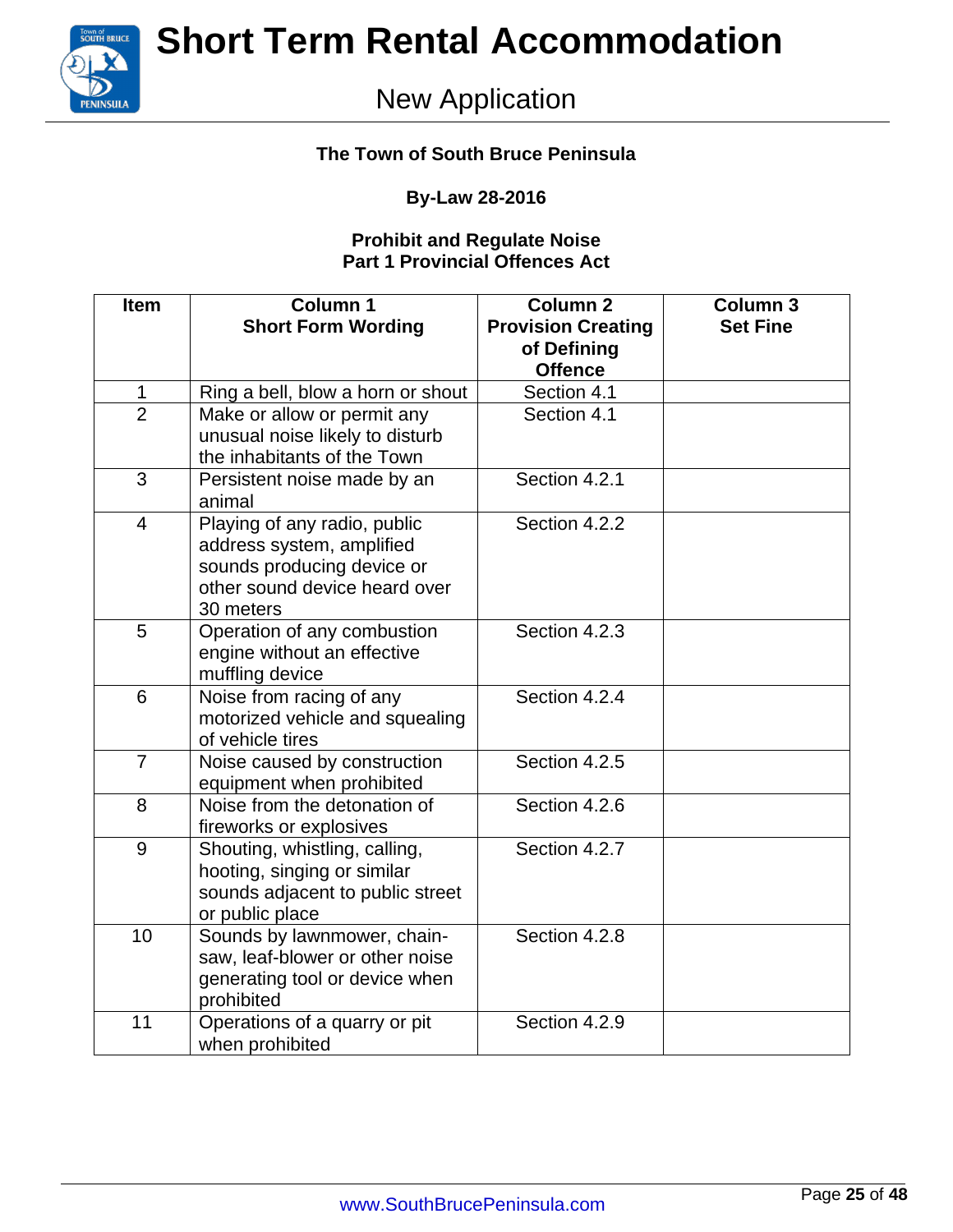**The Town of South Bruce Peninsula**

**By-Law 28-2016**

**Prohibit and Regulate Noise**
**Part 1 Provincial Offences Act**

| Item | Column 1 Short Form Wording | Column 2 Provision Creating of Defining Offence | Column 3 Set Fine |
|---|---|---|---|
| 1 | Ring a bell, blow a horn or shout | Section 4.1 | |
| 2 | Make or allow or permit any unusual noise likely to disturb the inhabitants of the Town | Section 4.1 | |
| 3 | Persistent noise made by an animal | Section 4.2.1 | |
| 4 | Playing of any radio, public address system, amplified sounds producing device or other sound device heard over 30 meters | Section 4.2.2 | |
| 5 | Operation of any combustion engine without an effective muffling device | Section 4.2.3 | |
| 6 | Noise from racing of any motorized vehicle and squealing of vehicle tires | Section 4.2.4 | |
| 7 | Noise caused by construction equipment when prohibited | Section 4.2.5 | |
| 8 | Noise from the detonation of fireworks or explosives | Section 4.2.6 | |
| 9 | Shouting, whistling, calling, hooting, singing or similar sounds adjacent to public street or public place | Section 4.2.7 | |
| 10 | Sounds by lawnmower, chain-saw, leaf-blower or other noise generating tool or device when prohibited | Section 4.2.8 | |
| 11 | Operations of a quarry or pit when prohibited | Section 4.2.9 | |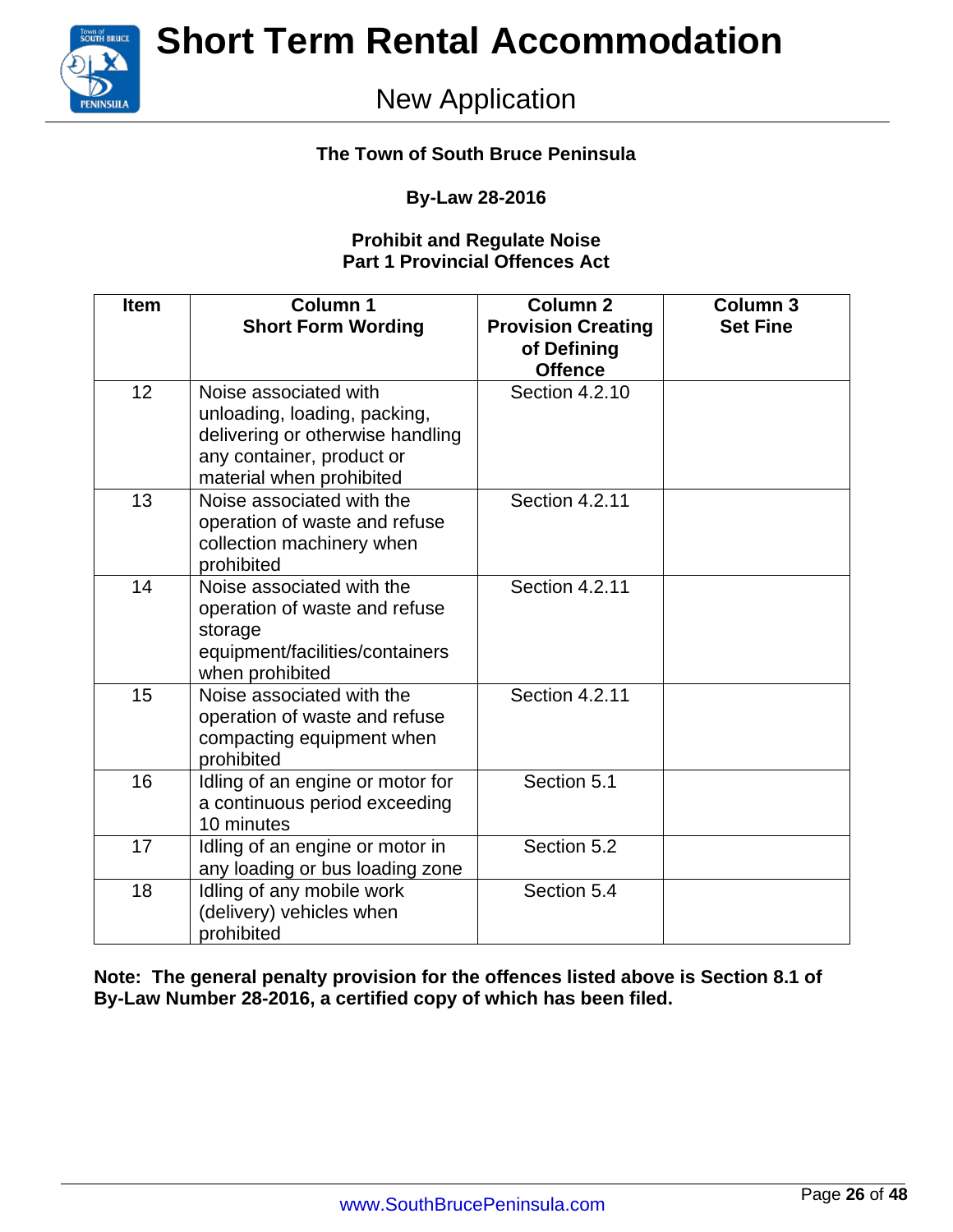**The Town of South Bruce Peninsula**

**By-Law 28-2016**

**Prohibit and Regulate Noise**
**Part 1 Provincial Offences Act**

| Item | Column 1 Short Form Wording | Column 2 Provision Creating of Defining Offence | Column 3 Set Fine |
|---|---|---|---|
| 12 | Noise associated with unloading, loading, packing, delivering or otherwise handling any container, product or material when prohibited | Section 4.2.10 | |
| 13 | Noise associated with the operation of waste and refuse collection machinery when prohibited | Section 4.2.11 | |
| 14 | Noise associated with the operation of waste and refuse storage equipment/facilities/containers when prohibited | Section 4.2.11 | |
| 15 | Noise associated with the operation of waste and refuse compacting equipment when prohibited | Section 4.2.11 | |
| 16 | Idling of an engine or motor for a continuous period exceeding 10 minutes | Section 5.1 | |
| 17 | Idling of an engine or motor in any loading or bus loading zone | Section 5.2 | |
| 18 | Idling of any mobile work (delivery) vehicles when prohibited | Section 5.4 | |

**Note: The general penalty provision for the offences listed above is Section 8.1 of By-Law Number 28-2016, a certified copy of which has been filed.**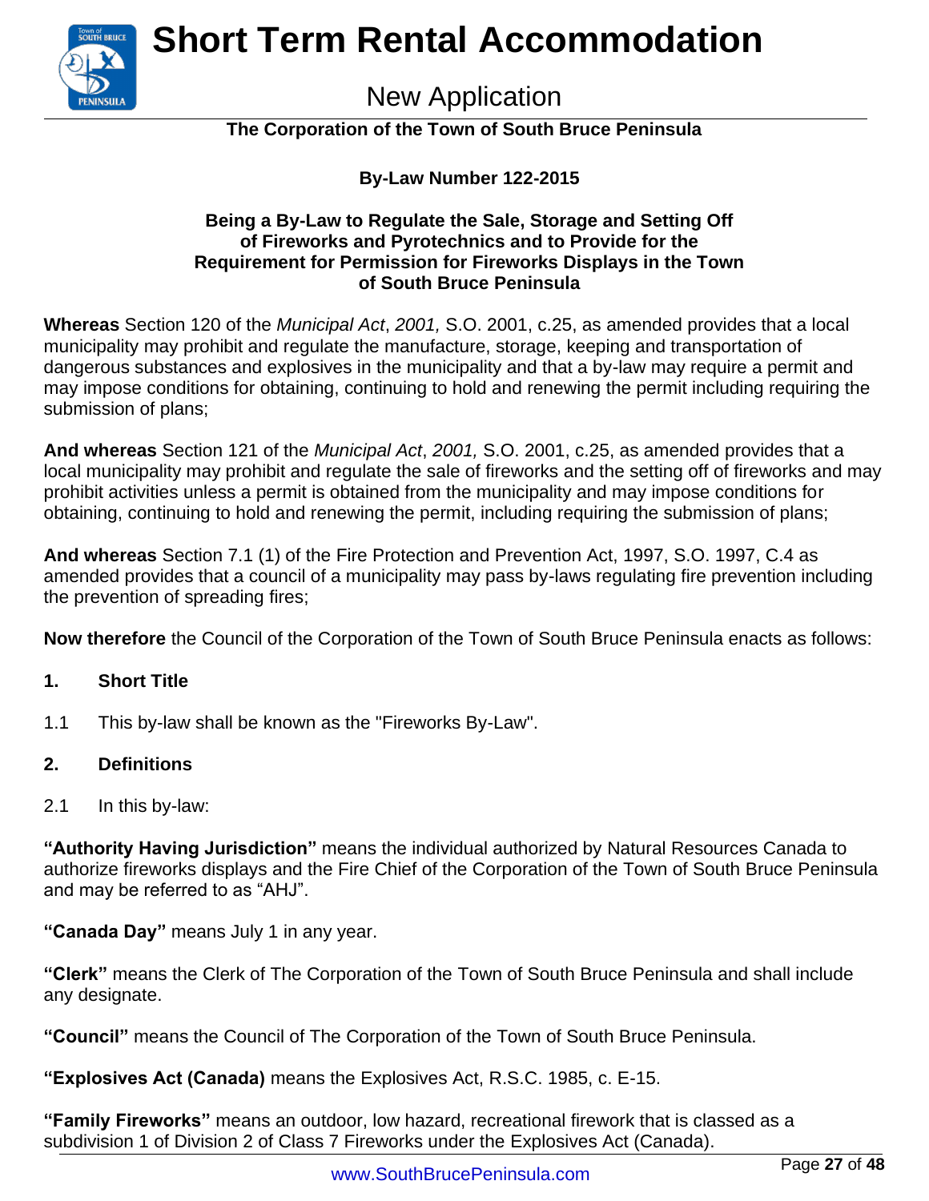**The Corporation of the Town of South Bruce Peninsula**

**By-Law Number 122-2015**

**Being a By-Law to Regulate the Sale, Storage and Setting Off of Fireworks and Pyrotechnics and to Provide for the Requirement for Permission for Fireworks Displays in the Town of South Bruce Peninsula**

**Whereas** Section 120 of the *Municipal Act*, *2001,* S.O. 2001, c.25, as amended provides that a local municipality may prohibit and regulate the manufacture, storage, keeping and transportation of dangerous substances and explosives in the municipality and that a by-law may require a permit and may impose conditions for obtaining, continuing to hold and renewing the permit including requiring the submission of plans;

**And whereas** Section 121 of the *Municipal Act*, *2001,* S.O. 2001, c.25, as amended provides that a local municipality may prohibit and regulate the sale of fireworks and the setting off of fireworks and may prohibit activities unless a permit is obtained from the municipality and may impose conditions for obtaining, continuing to hold and renewing the permit, including requiring the submission of plans;

**And whereas** Section 7.1 (1) of the Fire Protection and Prevention Act, 1997, S.O. 1997, C.4 as amended provides that a council of a municipality may pass by-laws regulating fire prevention including the prevention of spreading fires;

**Now therefore** the Council of the Corporation of the Town of South Bruce Peninsula enacts as follows:

## 1. Short Title

1.1 This by-law shall be known as the "Fireworks By-Law".

## 2. Definitions

2.1 In this by-law:

**"Authority Having Jurisdiction"** means the individual authorized by Natural Resources Canada to authorize fireworks displays and the Fire Chief of the Corporation of the Town of South Bruce Peninsula and may be referred to as "AHJ".

**"Canada Day"** means July 1 in any year.

**"Clerk"** means the Clerk of The Corporation of the Town of South Bruce Peninsula and shall include any designate.

**"Council"** means the Council of The Corporation of the Town of South Bruce Peninsula.

**"Explosives Act (Canada)** means the Explosives Act, R.S.C. 1985, c. E-15.

**"Family Fireworks"** means an outdoor, low hazard, recreational firework that is classed as a subdivision 1 of Division 2 of Class 7 Fireworks under the Explosives Act (Canada).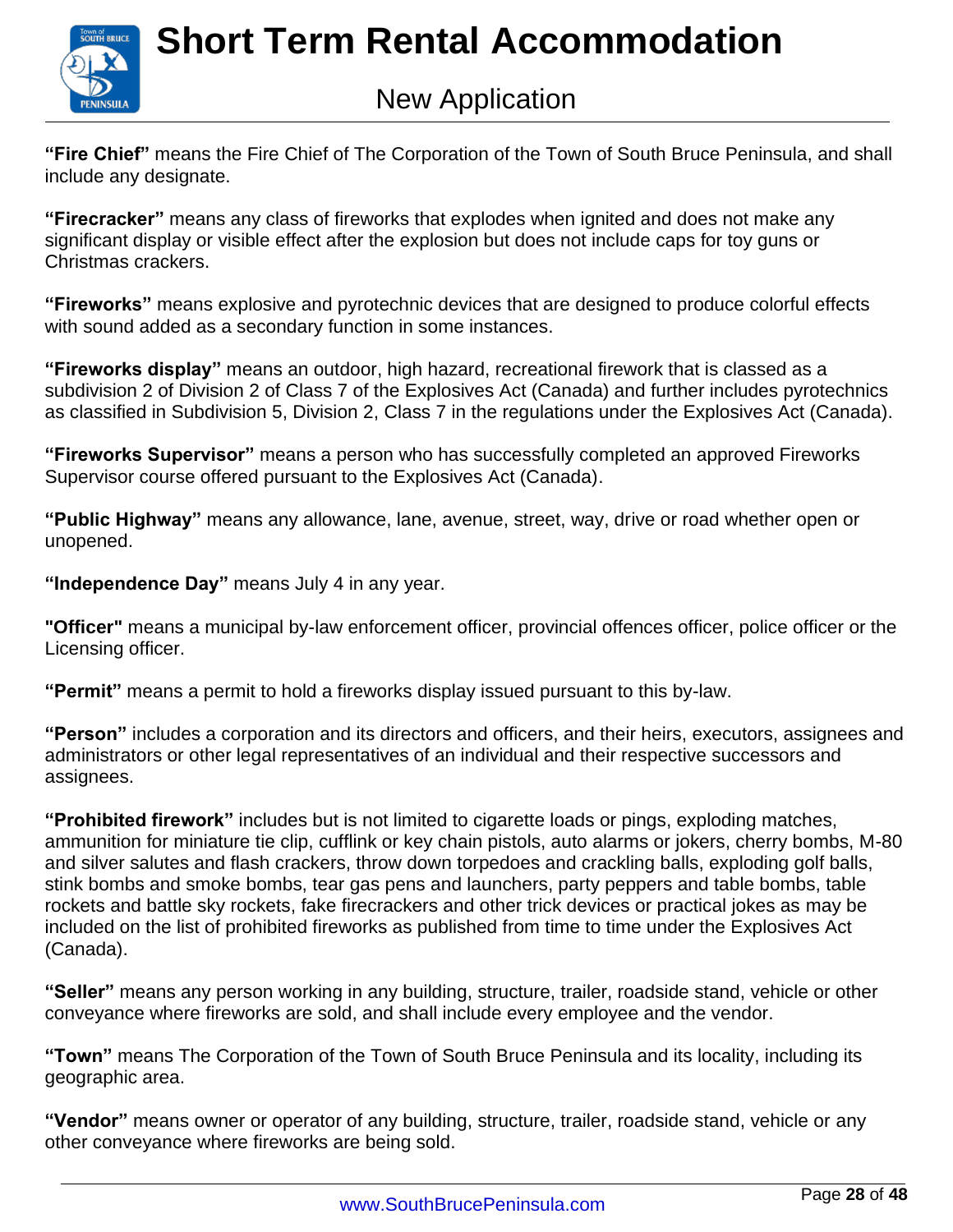**"Fire Chief"** means the Fire Chief of The Corporation of the Town of South Bruce Peninsula, and shall include any designate.

**"Firecracker"** means any class of fireworks that explodes when ignited and does not make any significant display or visible effect after the explosion but does not include caps for toy guns or Christmas crackers.

**"Fireworks"** means explosive and pyrotechnic devices that are designed to produce colorful effects with sound added as a secondary function in some instances.

**"Fireworks display"** means an outdoor, high hazard, recreational firework that is classed as a subdivision 2 of Division 2 of Class 7 of the Explosives Act (Canada) and further includes pyrotechnics as classified in Subdivision 5, Division 2, Class 7 in the regulations under the Explosives Act (Canada).

**"Fireworks Supervisor"** means a person who has successfully completed an approved Fireworks Supervisor course offered pursuant to the Explosives Act (Canada).

**"Public Highway"** means any allowance, lane, avenue, street, way, drive or road whether open or unopened.

**"Independence Day"** means July 4 in any year.

**"Officer"** means a municipal by-law enforcement officer, provincial offences officer, police officer or the Licensing officer.

**"Permit"** means a permit to hold a fireworks display issued pursuant to this by-law.

**"Person"** includes a corporation and its directors and officers, and their heirs, executors, assignees and administrators or other legal representatives of an individual and their respective successors and assignees.

**"Prohibited firework"** includes but is not limited to cigarette loads or pings, exploding matches, ammunition for miniature tie clip, cufflink or key chain pistols, auto alarms or jokers, cherry bombs, M-80 and silver salutes and flash crackers, throw down torpedoes and crackling balls, exploding golf balls, stink bombs and smoke bombs, tear gas pens and launchers, party peppers and table bombs, table rockets and battle sky rockets, fake firecrackers and other trick devices or practical jokes as may be included on the list of prohibited fireworks as published from time to time under the Explosives Act (Canada).

**"Seller"** means any person working in any building, structure, trailer, roadside stand, vehicle or other conveyance where fireworks are sold, and shall include every employee and the vendor.

**"Town"** means The Corporation of the Town of South Bruce Peninsula and its locality, including its geographic area.

**"Vendor"** means owner or operator of any building, structure, trailer, roadside stand, vehicle or any other conveyance where fireworks are being sold.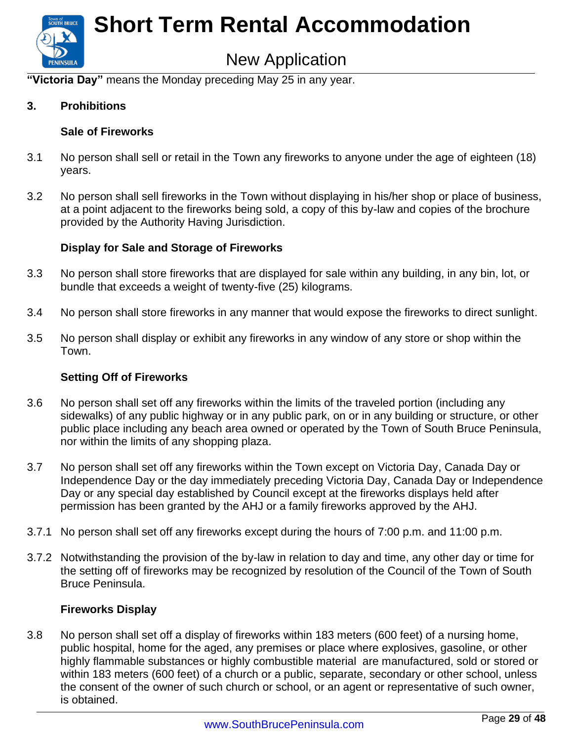**"Victoria Day"** means the Monday preceding May 25 in any year.

## 3. Prohibitions

### Sale of Fireworks

3.1 No person shall sell or retail in the Town any fireworks to anyone under the age of eighteen (18) years.

3.2 No person shall sell fireworks in the Town without displaying in his/her shop or place of business, at a point adjacent to the fireworks being sold, a copy of this by-law and copies of the brochure provided by the Authority Having Jurisdiction.

### Display for Sale and Storage of Fireworks

3.3 No person shall store fireworks that are displayed for sale within any building, in any bin, lot, or bundle that exceeds a weight of twenty-five (25) kilograms.

3.4 No person shall store fireworks in any manner that would expose the fireworks to direct sunlight.

3.5 No person shall display or exhibit any fireworks in any window of any store or shop within the Town.

### Setting Off of Fireworks

3.6 No person shall set off any fireworks within the limits of the traveled portion (including any sidewalks) of any public highway or in any public park, on or in any building or structure, or other public place including any beach area owned or operated by the Town of South Bruce Peninsula, nor within the limits of any shopping plaza.

3.7 No person shall set off any fireworks within the Town except on Victoria Day, Canada Day or Independence Day or the day immediately preceding Victoria Day, Canada Day or Independence Day or any special day established by Council except at the fireworks displays held after permission has been granted by the AHJ or a family fireworks approved by the AHJ.

3.7.1 No person shall set off any fireworks except during the hours of 7:00 p.m. and 11:00 p.m.

3.7.2 Notwithstanding the provision of the by-law in relation to day and time, any other day or time for the setting off of fireworks may be recognized by resolution of the Council of the Town of South Bruce Peninsula.

### Fireworks Display

3.8 No person shall set off a display of fireworks within 183 meters (600 feet) of a nursing home, public hospital, home for the aged, any premises or place where explosives, gasoline, or other highly flammable substances or highly combustible material are manufactured, sold or stored or within 183 meters (600 feet) of a church or a public, separate, secondary or other school, unless the consent of the owner of such church or school, or an agent or representative of such owner, is obtained.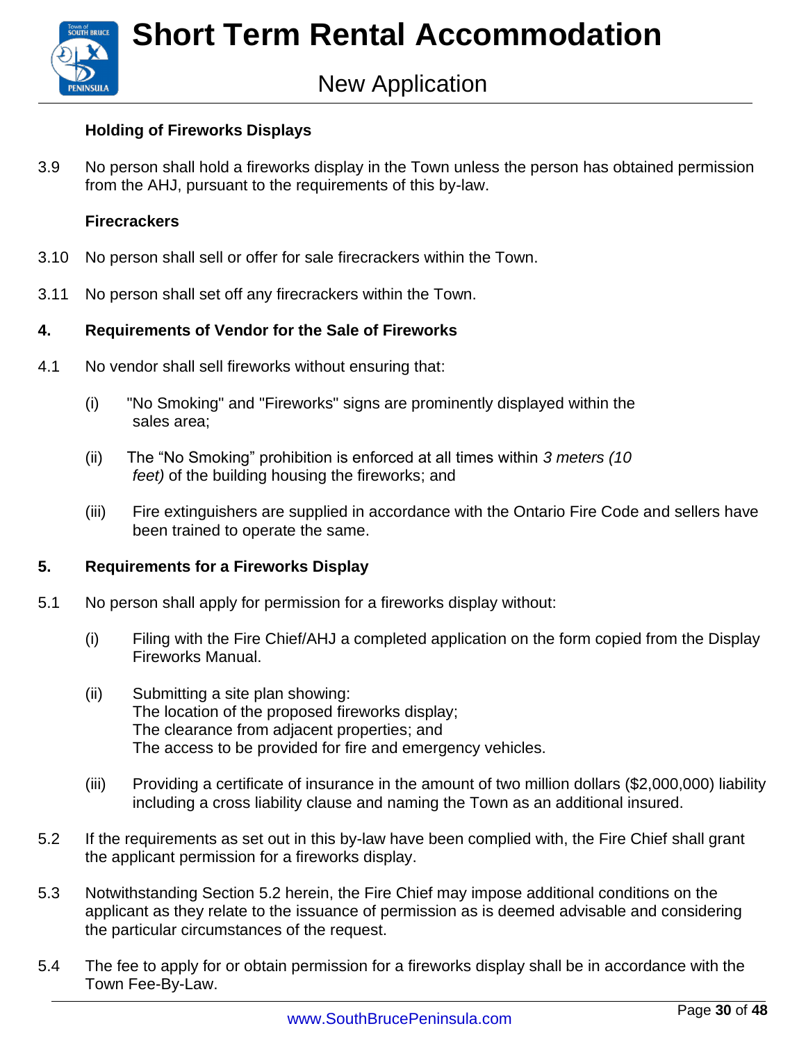**Holding of Fireworks Displays**

3.9 No person shall hold a fireworks display in the Town unless the person has obtained permission from the AHJ, pursuant to the requirements of this by-law.

**Firecrackers**

3.10 No person shall sell or offer for sale firecrackers within the Town.

3.11 No person shall set off any firecrackers within the Town.

**4. Requirements of Vendor for the Sale of Fireworks**

4.1 No vendor shall sell fireworks without ensuring that:

(i) "No Smoking" and "Fireworks" signs are prominently displayed within the sales area;

(ii) The "No Smoking" prohibition is enforced at all times within *3 meters (10 feet)* of the building housing the fireworks; and

(iii) Fire extinguishers are supplied in accordance with the Ontario Fire Code and sellers have been trained to operate the same.

**5. Requirements for a Fireworks Display**

5.1 No person shall apply for permission for a fireworks display without:

(i) Filing with the Fire Chief/AHJ a completed application on the form copied from the Display Fireworks Manual.

(ii) Submitting a site plan showing:
The location of the proposed fireworks display;
The clearance from adjacent properties; and
The access to be provided for fire and emergency vehicles.

(iii) Providing a certificate of insurance in the amount of two million dollars ($2,000,000) liability including a cross liability clause and naming the Town as an additional insured.

5.2 If the requirements as set out in this by-law have been complied with, the Fire Chief shall grant the applicant permission for a fireworks display.

5.3 Notwithstanding Section 5.2 herein, the Fire Chief may impose additional conditions on the applicant as they relate to the issuance of permission as is deemed advisable and considering the particular circumstances of the request.

5.4 The fee to apply for or obtain permission for a fireworks display shall be in accordance with the Town Fee-By-Law.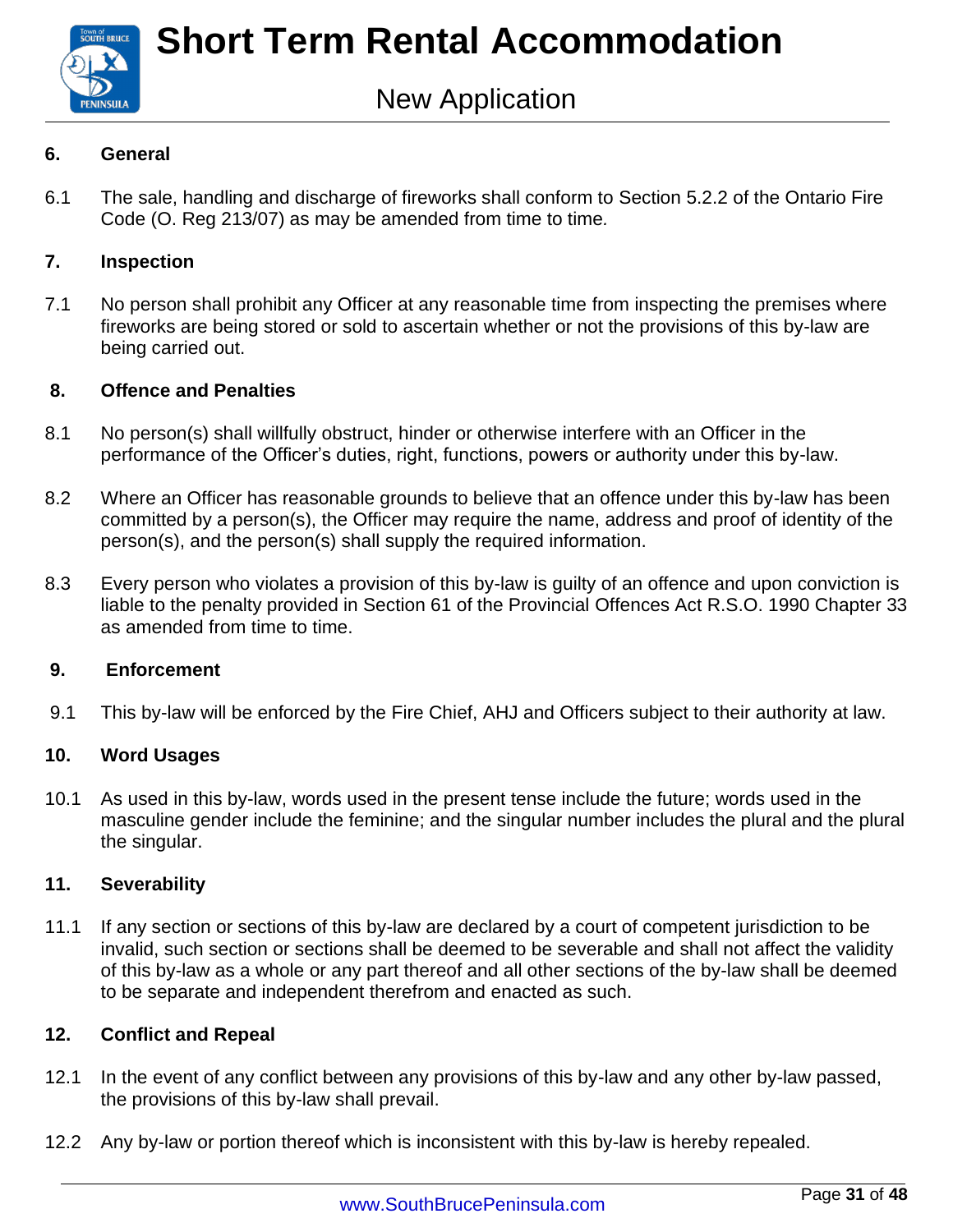## 6. General

6.1 The sale, handling and discharge of fireworks shall conform to Section 5.2.2 of the Ontario Fire Code (O. Reg 213/07) as may be amended from time to time.

## 7. Inspection

7.1 No person shall prohibit any Officer at any reasonable time from inspecting the premises where fireworks are being stored or sold to ascertain whether or not the provisions of this by-law are being carried out.

## 8. Offence and Penalties

8.1 No person(s) shall willfully obstruct, hinder or otherwise interfere with an Officer in the performance of the Officer's duties, right, functions, powers or authority under this by-law.

8.2 Where an Officer has reasonable grounds to believe that an offence under this by-law has been committed by a person(s), the Officer may require the name, address and proof of identity of the person(s), and the person(s) shall supply the required information.

8.3 Every person who violates a provision of this by-law is guilty of an offence and upon conviction is liable to the penalty provided in Section 61 of the Provincial Offences Act R.S.O. 1990 Chapter 33 as amended from time to time.

## 9. Enforcement

9.1 This by-law will be enforced by the Fire Chief, AHJ and Officers subject to their authority at law.

## 10. Word Usages

10.1 As used in this by-law, words used in the present tense include the future; words used in the masculine gender include the feminine; and the singular number includes the plural and the plural the singular.

## 11. Severability

11.1 If any section or sections of this by-law are declared by a court of competent jurisdiction to be invalid, such section or sections shall be deemed to be severable and shall not affect the validity of this by-law as a whole or any part thereof and all other sections of the by-law shall be deemed to be separate and independent therefrom and enacted as such.

## 12. Conflict and Repeal

12.1 In the event of any conflict between any provisions of this by-law and any other by-law passed, the provisions of this by-law shall prevail.

12.2 Any by-law or portion thereof which is inconsistent with this by-law is hereby repealed.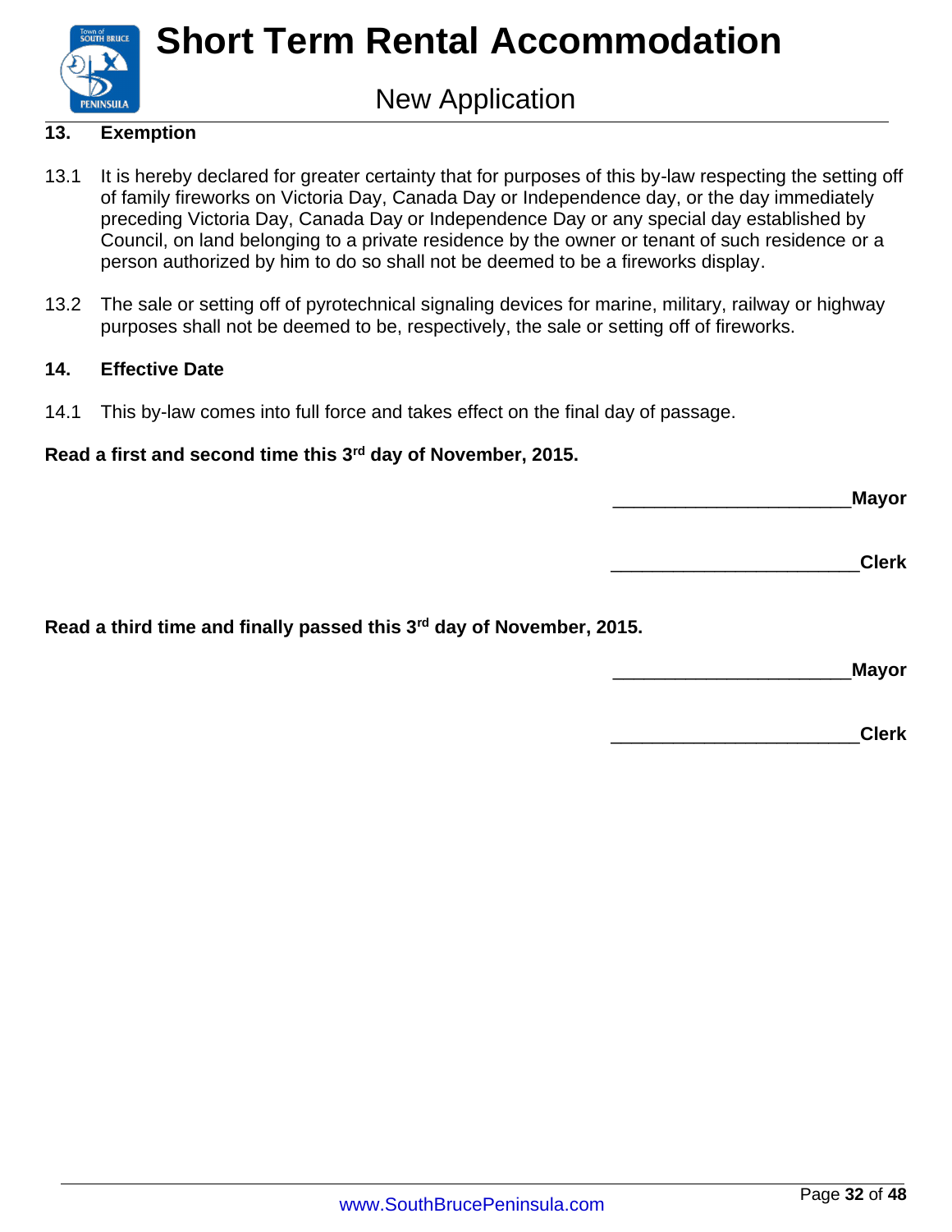### 13. Exemption

13.1 It is hereby declared for greater certainty that for purposes of this by-law respecting the setting off of family fireworks on Victoria Day, Canada Day or Independence day, or the day immediately preceding Victoria Day, Canada Day or Independence Day or any special day established by Council, on land belonging to a private residence by the owner or tenant of such residence or a person authorized by him to do so shall not be deemed to be a fireworks display.

13.2 The sale or setting off of pyrotechnical signaling devices for marine, military, railway or highway purposes shall not be deemed to be, respectively, the sale or setting off of fireworks.

### 14. Effective Date

14.1 This by-law comes into full force and takes effect on the final day of passage.

**Read a first and second time this 3rd day of November, 2015.**

_______________________**Mayor**

________________________**Clerk**

**Read a third time and finally passed this 3rd day of November, 2015.**

_______________________**Mayor**

________________________**Clerk**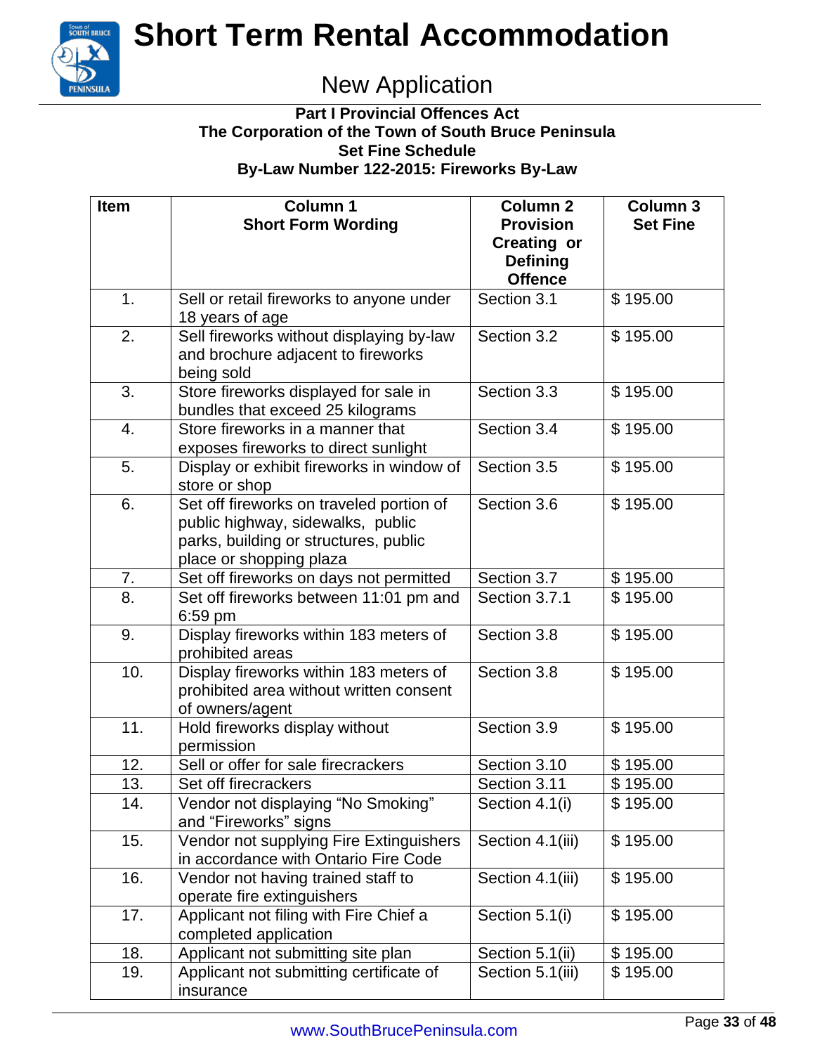# Short Term Rental Accommodation

## New Application

**Part I Provincial Offences Act**
**The Corporation of the Town of South Bruce Peninsula**
**Set Fine Schedule**
**By-Law Number 122-2015: Fireworks By-Law**

| Item | Column 1<br>Short Form Wording | Column 2<br>Provision Creating or Defining Offence | Column 3<br>Set Fine |
|---|---|---|---|
| 1. | Sell or retail fireworks to anyone under 18 years of age | Section 3.1 | $ 195.00 |
| 2. | Sell fireworks without displaying by-law and brochure adjacent to fireworks being sold | Section 3.2 | $ 195.00 |
| 3. | Store fireworks displayed for sale in bundles that exceed 25 kilograms | Section 3.3 | $ 195.00 |
| 4. | Store fireworks in a manner that exposes fireworks to direct sunlight | Section 3.4 | $ 195.00 |
| 5. | Display or exhibit fireworks in window of store or shop | Section 3.5 | $ 195.00 |
| 6. | Set off fireworks on traveled portion of public highway, sidewalks, public parks, building or structures, public place or shopping plaza | Section 3.6 | $ 195.00 |
| 7. | Set off fireworks on days not permitted | Section 3.7 | $ 195.00 |
| 8. | Set off fireworks between 11:01 pm and 6:59 pm | Section 3.7.1 | $ 195.00 |
| 9. | Display fireworks within 183 meters of prohibited areas | Section 3.8 | $ 195.00 |
| 10. | Display fireworks within 183 meters of prohibited area without written consent of owners/agent | Section 3.8 | $ 195.00 |
| 11. | Hold fireworks display without permission | Section 3.9 | $ 195.00 |
| 12. | Sell or offer for sale firecrackers | Section 3.10 | $ 195.00 |
| 13. | Set off firecrackers | Section 3.11 | $ 195.00 |
| 14. | Vendor not displaying "No Smoking" and "Fireworks" signs | Section 4.1(i) | $ 195.00 |
| 15. | Vendor not supplying Fire Extinguishers in accordance with Ontario Fire Code | Section 4.1(iii) | $ 195.00 |
| 16. | Vendor not having trained staff to operate fire extinguishers | Section 4.1(iii) | $ 195.00 |
| 17. | Applicant not filing with Fire Chief a completed application | Section 5.1(i) | $ 195.00 |
| 18. | Applicant not submitting site plan | Section 5.1(ii) | $ 195.00 |
| 19. | Applicant not submitting certificate of insurance | Section 5.1(iii) | $ 195.00 |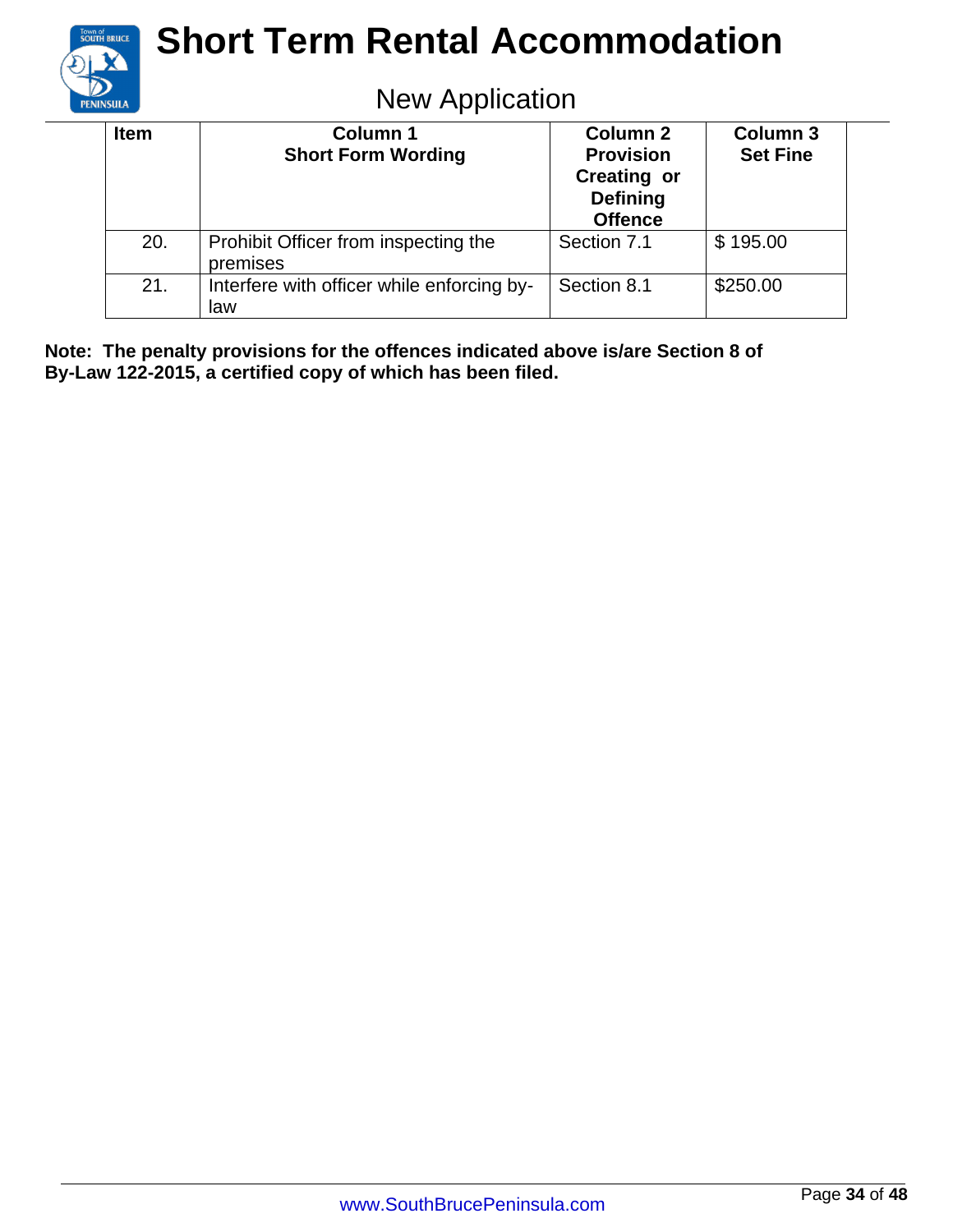| Item | Column 1 Short Form Wording | Column 2 Provision Creating or Defining Offence | Column 3 Set Fine |
|---|---|---|---|
| 20. | Prohibit Officer from inspecting the premises | Section 7.1 | $ 195.00 |
| 21. | Interfere with officer while enforcing by-law | Section 8.1 | $250.00 |

**Note: The penalty provisions for the offences indicated above is/are Section 8 of By-Law 122-2015, a certified copy of which has been filed.**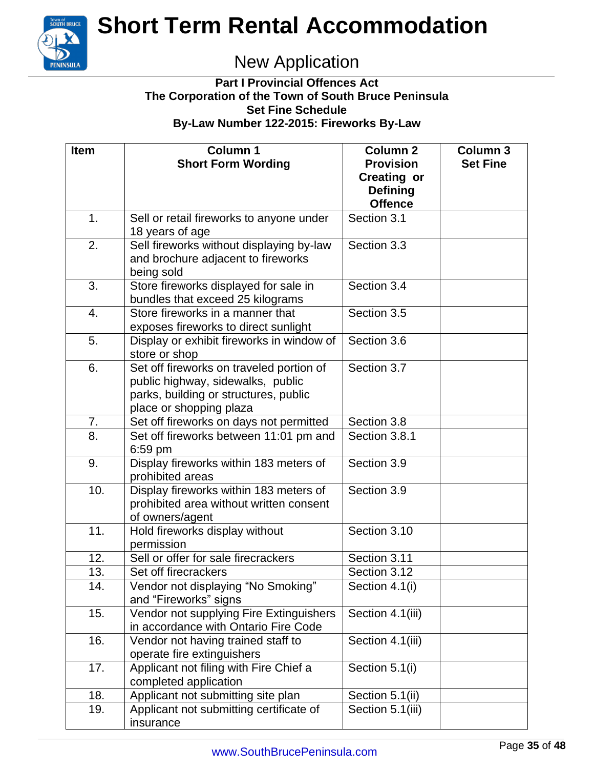# Part I Provincial Offences Act
## The Corporation of the Town of South Bruce Peninsula
## Set Fine Schedule
## By-Law Number 122-2015: Fireworks By-Law

| Item | Column 1 Short Form Wording | Column 2 Provision Creating or Defining Offence | Column 3 Set Fine |
|---|---|---|---|
| 1. | Sell or retail fireworks to anyone under 18 years of age | Section 3.1 | |
| 2. | Sell fireworks without displaying by-law and brochure adjacent to fireworks being sold | Section 3.3 | |
| 3. | Store fireworks displayed for sale in bundles that exceed 25 kilograms | Section 3.4 | |
| 4. | Store fireworks in a manner that exposes fireworks to direct sunlight | Section 3.5 | |
| 5. | Display or exhibit fireworks in window of store or shop | Section 3.6 | |
| 6. | Set off fireworks on traveled portion of public highway, sidewalks, public parks, building or structures, public place or shopping plaza | Section 3.7 | |
| 7. | Set off fireworks on days not permitted | Section 3.8 | |
| 8. | Set off fireworks between 11:01 pm and 6:59 pm | Section 3.8.1 | |
| 9. | Display fireworks within 183 meters of prohibited areas | Section 3.9 | |
| 10. | Display fireworks within 183 meters of prohibited area without written consent of owners/agent | Section 3.9 | |
| 11. | Hold fireworks display without permission | Section 3.10 | |
| 12. | Sell or offer for sale firecrackers | Section 3.11 | |
| 13. | Set off firecrackers | Section 3.12 | |
| 14. | Vendor not displaying “No Smoking” and “Fireworks” signs | Section 4.1(i) | |
| 15. | Vendor not supplying Fire Extinguishers in accordance with Ontario Fire Code | Section 4.1(iii) | |
| 16. | Vendor not having trained staff to operate fire extinguishers | Section 4.1(iii) | |
| 17. | Applicant not filing with Fire Chief a completed application | Section 5.1(i) | |
| 18. | Applicant not submitting site plan | Section 5.1(ii) | |
| 19. | Applicant not submitting certificate of insurance | Section 5.1(iii) | |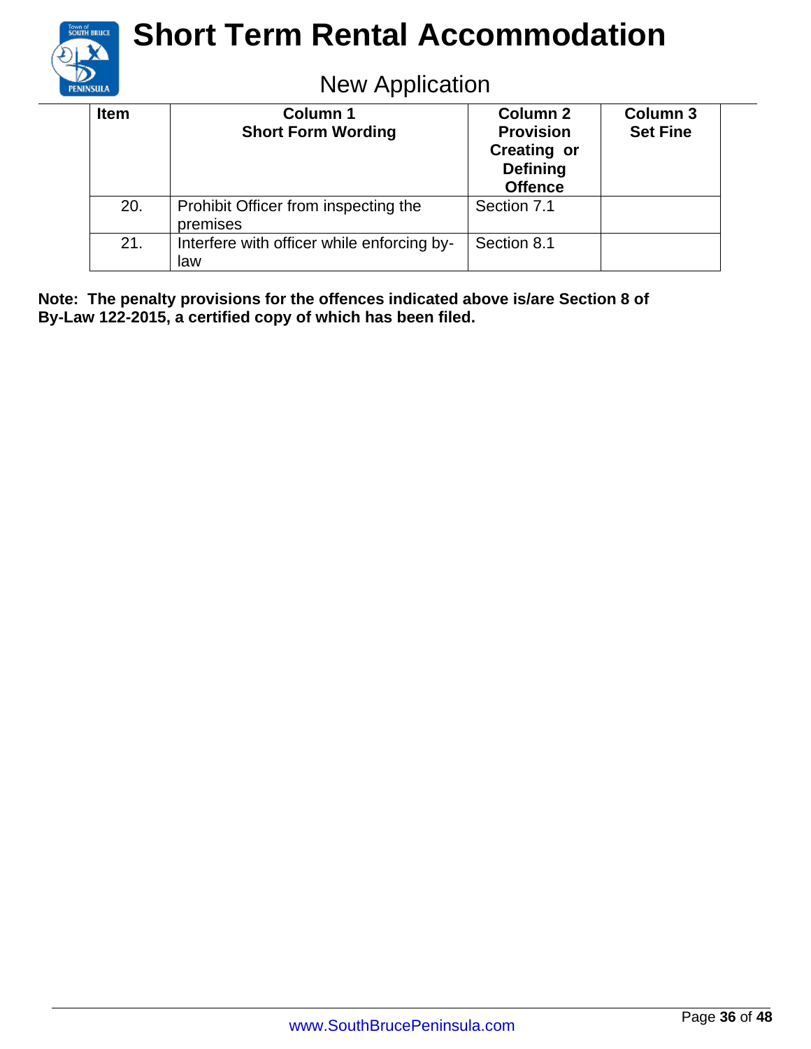| Item | Column 1 Short Form Wording | Column 2 Provision Creating or Defining Offence | Column 3 Set Fine |
|---|---|---|---|
| 20. | Prohibit Officer from inspecting the premises | Section 7.1 | |
| 21. | Interfere with officer while enforcing by-law | Section 8.1 | |

**Note: The penalty provisions for the offences indicated above is/are Section 8 of By-Law 122-2015, a certified copy of which has been filed.**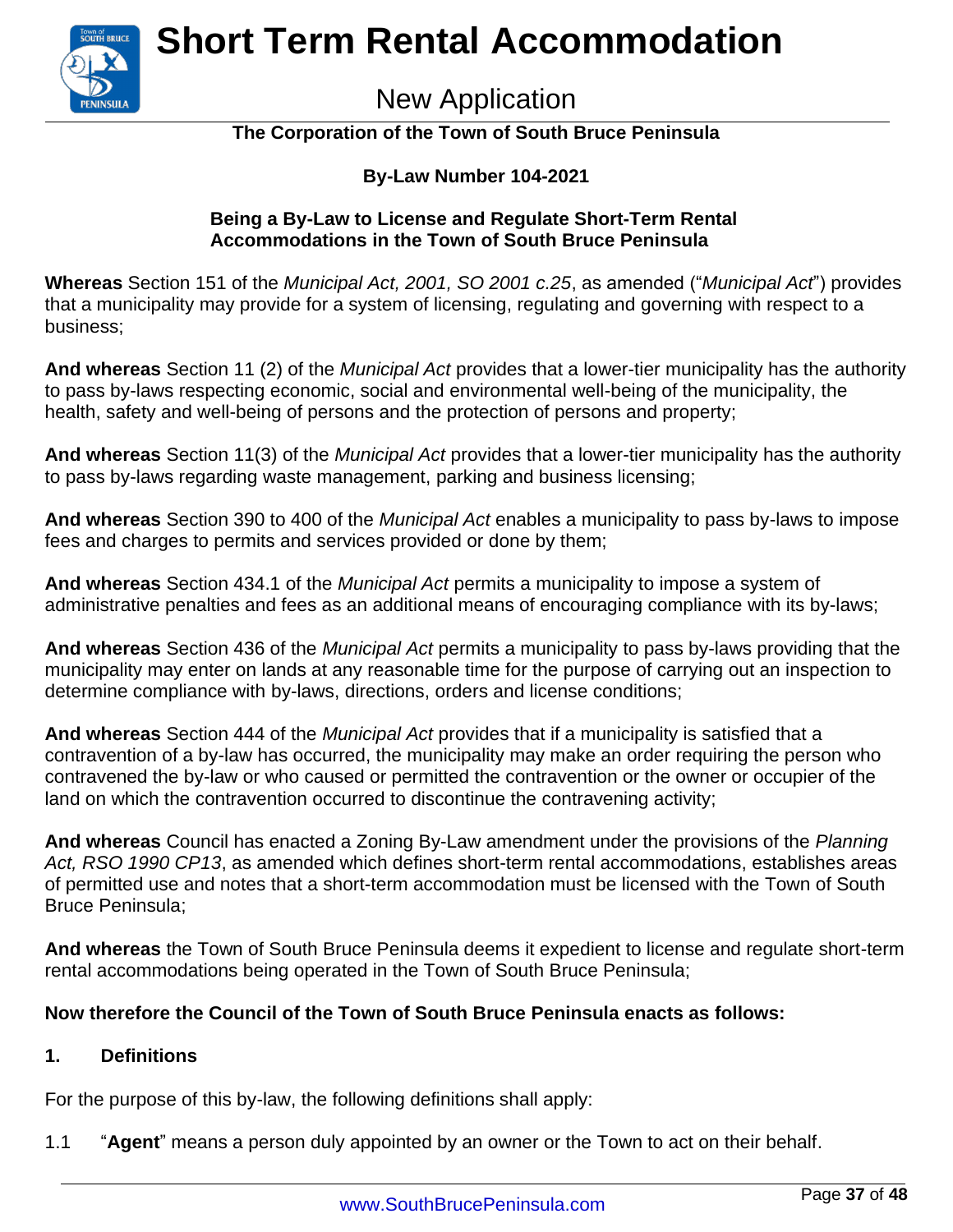**The Corporation of the Town of South Bruce Peninsula**

**By-Law Number 104-2021**

**Being a By-Law to License and Regulate Short-Term Rental Accommodations in the Town of South Bruce Peninsula**

**Whereas** Section 151 of the *Municipal Act, 2001, SO 2001 c.25*, as amended ("*Municipal Act*") provides that a municipality may provide for a system of licensing, regulating and governing with respect to a business;

**And whereas** Section 11 (2) of the *Municipal Act* provides that a lower-tier municipality has the authority to pass by-laws respecting economic, social and environmental well-being of the municipality, the health, safety and well-being of persons and the protection of persons and property;

**And whereas** Section 11(3) of the *Municipal Act* provides that a lower-tier municipality has the authority to pass by-laws regarding waste management, parking and business licensing;

**And whereas** Section 390 to 400 of the *Municipal Act* enables a municipality to pass by-laws to impose fees and charges to permits and services provided or done by them;

**And whereas** Section 434.1 of the *Municipal Act* permits a municipality to impose a system of administrative penalties and fees as an additional means of encouraging compliance with its by-laws;

**And whereas** Section 436 of the *Municipal Act* permits a municipality to pass by-laws providing that the municipality may enter on lands at any reasonable time for the purpose of carrying out an inspection to determine compliance with by-laws, directions, orders and license conditions;

**And whereas** Section 444 of the *Municipal Act* provides that if a municipality is satisfied that a contravention of a by-law has occurred, the municipality may make an order requiring the person who contravened the by-law or who caused or permitted the contravention or the owner or occupier of the land on which the contravention occurred to discontinue the contravening activity;

**And whereas** Council has enacted a Zoning By-Law amendment under the provisions of the *Planning Act, RSO 1990 CP13*, as amended which defines short-term rental accommodations, establishes areas of permitted use and notes that a short-term accommodation must be licensed with the Town of South Bruce Peninsula;

**And whereas** the Town of South Bruce Peninsula deems it expedient to license and regulate short-term rental accommodations being operated in the Town of South Bruce Peninsula;

**Now therefore the Council of the Town of South Bruce Peninsula enacts as follows:**

## 1. Definitions

For the purpose of this by-law, the following definitions shall apply:

1.1 "**Agent**" means a person duly appointed by an owner or the Town to act on their behalf.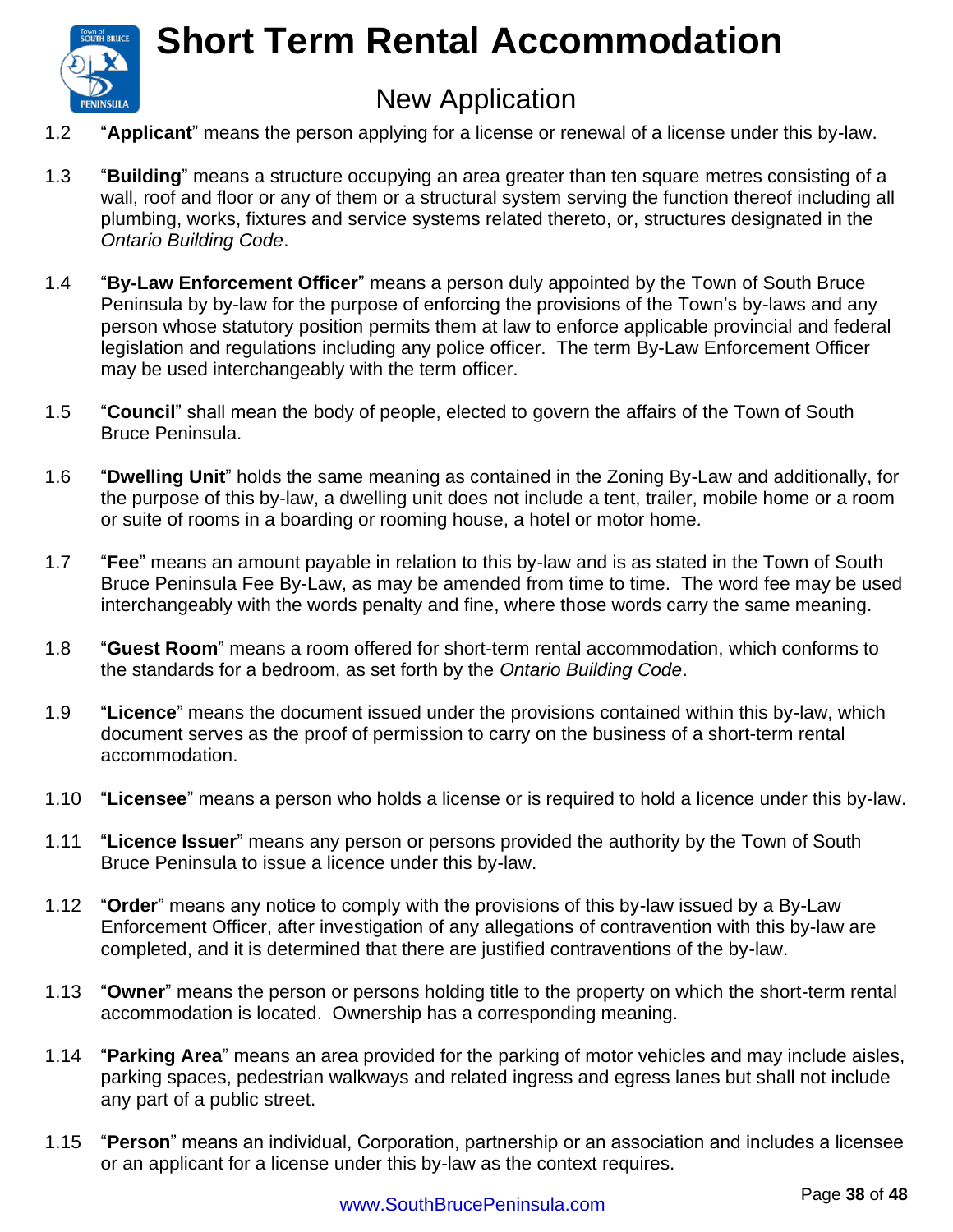1.2 "**Applicant**" means the person applying for a license or renewal of a license under this by-law.

1.3 "**Building**" means a structure occupying an area greater than ten square metres consisting of a wall, roof and floor or any of them or a structural system serving the function thereof including all plumbing, works, fixtures and service systems related thereto, or, structures designated in the *Ontario Building Code*.

1.4 "**By-Law Enforcement Officer**" means a person duly appointed by the Town of South Bruce Peninsula by by-law for the purpose of enforcing the provisions of the Town's by-laws and any person whose statutory position permits them at law to enforce applicable provincial and federal legislation and regulations including any police officer. The term By-Law Enforcement Officer may be used interchangeably with the term officer.

1.5 "**Council**" shall mean the body of people, elected to govern the affairs of the Town of South Bruce Peninsula.

1.6 "**Dwelling Unit**" holds the same meaning as contained in the Zoning By-Law and additionally, for the purpose of this by-law, a dwelling unit does not include a tent, trailer, mobile home or a room or suite of rooms in a boarding or rooming house, a hotel or motor home.

1.7 "**Fee**" means an amount payable in relation to this by-law and is as stated in the Town of South Bruce Peninsula Fee By-Law, as may be amended from time to time. The word fee may be used interchangeably with the words penalty and fine, where those words carry the same meaning.

1.8 "**Guest Room**" means a room offered for short-term rental accommodation, which conforms to the standards for a bedroom, as set forth by the *Ontario Building Code*.

1.9 "**Licence**" means the document issued under the provisions contained within this by-law, which document serves as the proof of permission to carry on the business of a short-term rental accommodation.

1.10 "**Licensee**" means a person who holds a license or is required to hold a licence under this by-law.

1.11 "**Licence Issuer**" means any person or persons provided the authority by the Town of South Bruce Peninsula to issue a licence under this by-law.

1.12 "**Order**" means any notice to comply with the provisions of this by-law issued by a By-Law Enforcement Officer, after investigation of any allegations of contravention with this by-law are completed, and it is determined that there are justified contraventions of the by-law.

1.13 "**Owner**" means the person or persons holding title to the property on which the short-term rental accommodation is located. Ownership has a corresponding meaning.

1.14 "**Parking Area**" means an area provided for the parking of motor vehicles and may include aisles, parking spaces, pedestrian walkways and related ingress and egress lanes but shall not include any part of a public street.

1.15 "**Person**" means an individual, Corporation, partnership or an association and includes a licensee or an applicant for a license under this by-law as the context requires.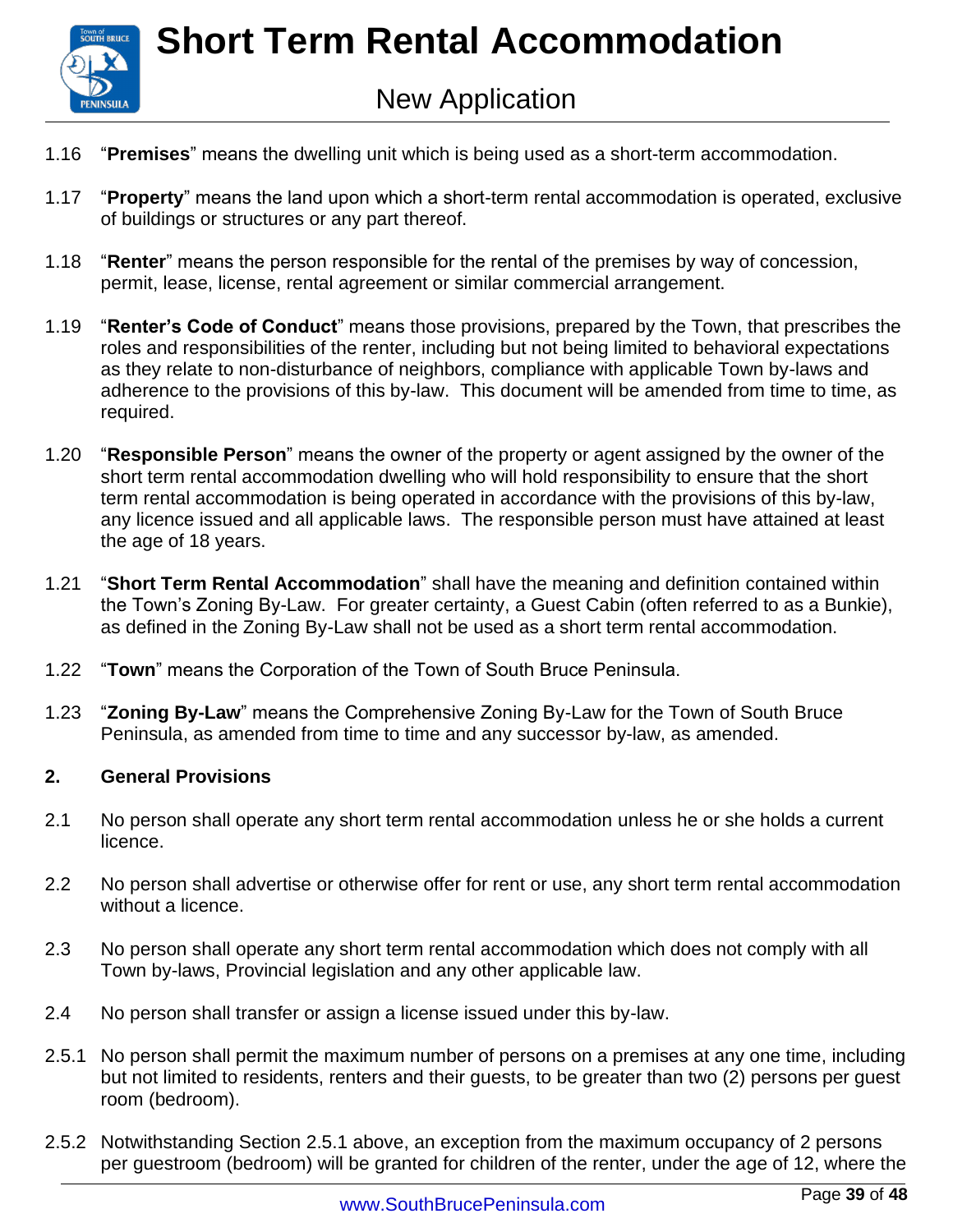1.16 "**Premises**" means the dwelling unit which is being used as a short-term accommodation.

1.17 "**Property**" means the land upon which a short-term rental accommodation is operated, exclusive of buildings or structures or any part thereof.

1.18 "**Renter**" means the person responsible for the rental of the premises by way of concession, permit, lease, license, rental agreement or similar commercial arrangement.

1.19 "**Renter's Code of Conduct**" means those provisions, prepared by the Town, that prescribes the roles and responsibilities of the renter, including but not being limited to behavioral expectations as they relate to non-disturbance of neighbors, compliance with applicable Town by-laws and adherence to the provisions of this by-law. This document will be amended from time to time, as required.

1.20 "**Responsible Person**" means the owner of the property or agent assigned by the owner of the short term rental accommodation dwelling who will hold responsibility to ensure that the short term rental accommodation is being operated in accordance with the provisions of this by-law, any licence issued and all applicable laws. The responsible person must have attained at least the age of 18 years.

1.21 "**Short Term Rental Accommodation**" shall have the meaning and definition contained within the Town's Zoning By-Law. For greater certainty, a Guest Cabin (often referred to as a Bunkie), as defined in the Zoning By-Law shall not be used as a short term rental accommodation.

1.22 "**Town**" means the Corporation of the Town of South Bruce Peninsula.

1.23 "**Zoning By-Law**" means the Comprehensive Zoning By-Law for the Town of South Bruce Peninsula, as amended from time to time and any successor by-law, as amended.

**2. General Provisions**

2.1 No person shall operate any short term rental accommodation unless he or she holds a current licence.

2.2 No person shall advertise or otherwise offer for rent or use, any short term rental accommodation without a licence.

2.3 No person shall operate any short term rental accommodation which does not comply with all Town by-laws, Provincial legislation and any other applicable law.

2.4 No person shall transfer or assign a license issued under this by-law.

2.5.1 No person shall permit the maximum number of persons on a premises at any one time, including but not limited to residents, renters and their guests, to be greater than two (2) persons per guest room (bedroom).

2.5.2 Notwithstanding Section 2.5.1 above, an exception from the maximum occupancy of 2 persons per guestroom (bedroom) will be granted for children of the renter, under the age of 12, where the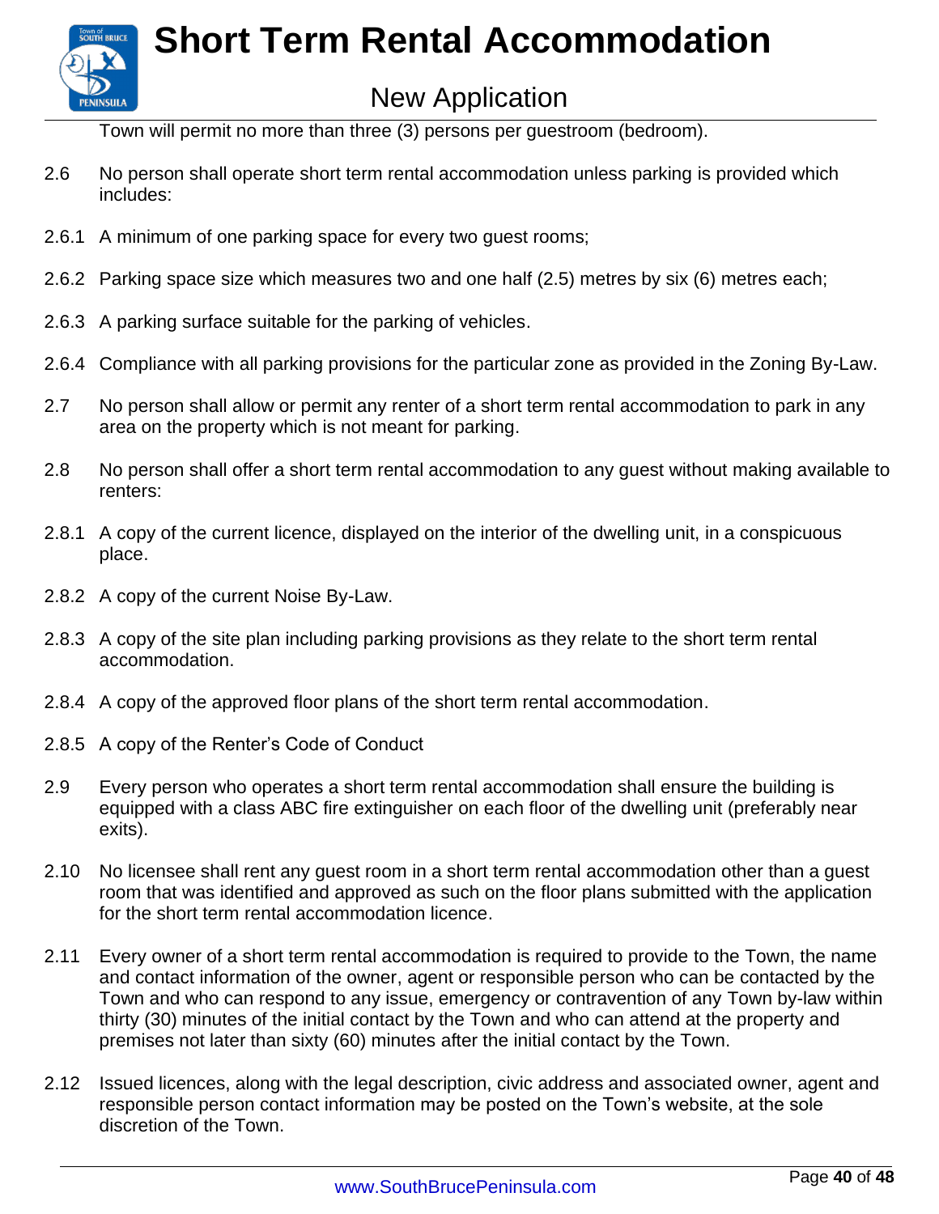Town will permit no more than three (3) persons per guestroom (bedroom).

2.6 No person shall operate short term rental accommodation unless parking is provided which includes:

2.6.1 A minimum of one parking space for every two guest rooms;

2.6.2 Parking space size which measures two and one half (2.5) metres by six (6) metres each;

2.6.3 A parking surface suitable for the parking of vehicles.

2.6.4 Compliance with all parking provisions for the particular zone as provided in the Zoning By-Law.

2.7 No person shall allow or permit any renter of a short term rental accommodation to park in any area on the property which is not meant for parking.

2.8 No person shall offer a short term rental accommodation to any guest without making available to renters:

2.8.1 A copy of the current licence, displayed on the interior of the dwelling unit, in a conspicuous place.

2.8.2 A copy of the current Noise By-Law.

2.8.3 A copy of the site plan including parking provisions as they relate to the short term rental accommodation.

2.8.4 A copy of the approved floor plans of the short term rental accommodation.

2.8.5 A copy of the Renter's Code of Conduct

2.9 Every person who operates a short term rental accommodation shall ensure the building is equipped with a class ABC fire extinguisher on each floor of the dwelling unit (preferably near exits).

2.10 No licensee shall rent any guest room in a short term rental accommodation other than a guest room that was identified and approved as such on the floor plans submitted with the application for the short term rental accommodation licence.

2.11 Every owner of a short term rental accommodation is required to provide to the Town, the name and contact information of the owner, agent or responsible person who can be contacted by the Town and who can respond to any issue, emergency or contravention of any Town by-law within thirty (30) minutes of the initial contact by the Town and who can attend at the property and premises not later than sixty (60) minutes after the initial contact by the Town.

2.12 Issued licences, along with the legal description, civic address and associated owner, agent and responsible person contact information may be posted on the Town's website, at the sole discretion of the Town.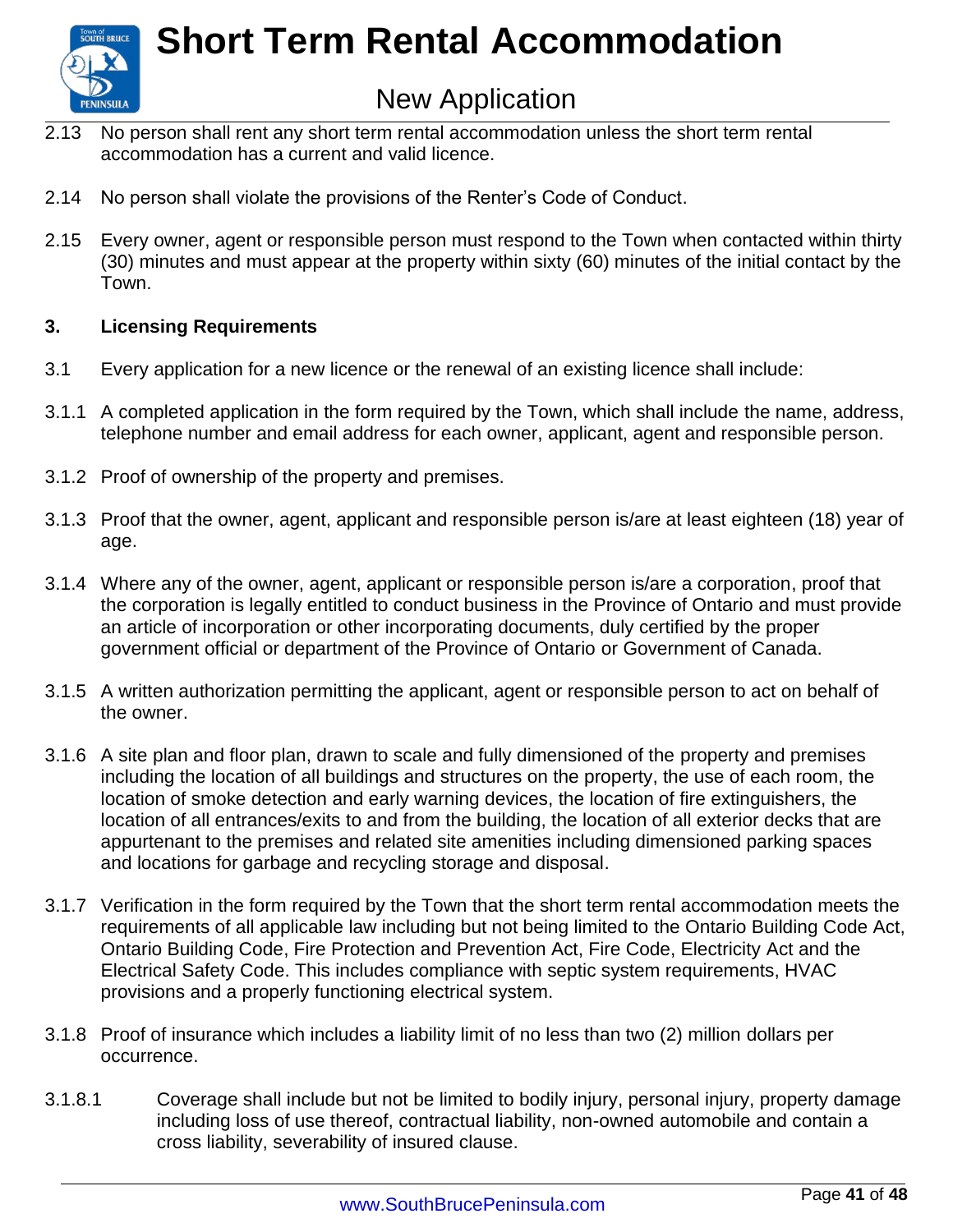2.13 No person shall rent any short term rental accommodation unless the short term rental accommodation has a current and valid licence.

2.14 No person shall violate the provisions of the Renter's Code of Conduct.

2.15 Every owner, agent or responsible person must respond to the Town when contacted within thirty (30) minutes and must appear at the property within sixty (60) minutes of the initial contact by the Town.

**3. Licensing Requirements**

3.1 Every application for a new licence or the renewal of an existing licence shall include:

3.1.1 A completed application in the form required by the Town, which shall include the name, address, telephone number and email address for each owner, applicant, agent and responsible person.

3.1.2 Proof of ownership of the property and premises.

3.1.3 Proof that the owner, agent, applicant and responsible person is/are at least eighteen (18) year of age.

3.1.4 Where any of the owner, agent, applicant or responsible person is/are a corporation, proof that the corporation is legally entitled to conduct business in the Province of Ontario and must provide an article of incorporation or other incorporating documents, duly certified by the proper government official or department of the Province of Ontario or Government of Canada.

3.1.5 A written authorization permitting the applicant, agent or responsible person to act on behalf of the owner.

3.1.6 A site plan and floor plan, drawn to scale and fully dimensioned of the property and premises including the location of all buildings and structures on the property, the use of each room, the location of smoke detection and early warning devices, the location of fire extinguishers, the location of all entrances/exits to and from the building, the location of all exterior decks that are appurtenant to the premises and related site amenities including dimensioned parking spaces and locations for garbage and recycling storage and disposal.

3.1.7 Verification in the form required by the Town that the short term rental accommodation meets the requirements of all applicable law including but not being limited to the Ontario Building Code Act, Ontario Building Code, Fire Protection and Prevention Act, Fire Code, Electricity Act and the Electrical Safety Code. This includes compliance with septic system requirements, HVAC provisions and a properly functioning electrical system.

3.1.8 Proof of insurance which includes a liability limit of no less than two (2) million dollars per occurrence.

3.1.8.1 Coverage shall include but not be limited to bodily injury, personal injury, property damage including loss of use thereof, contractual liability, non-owned automobile and contain a cross liability, severability of insured clause.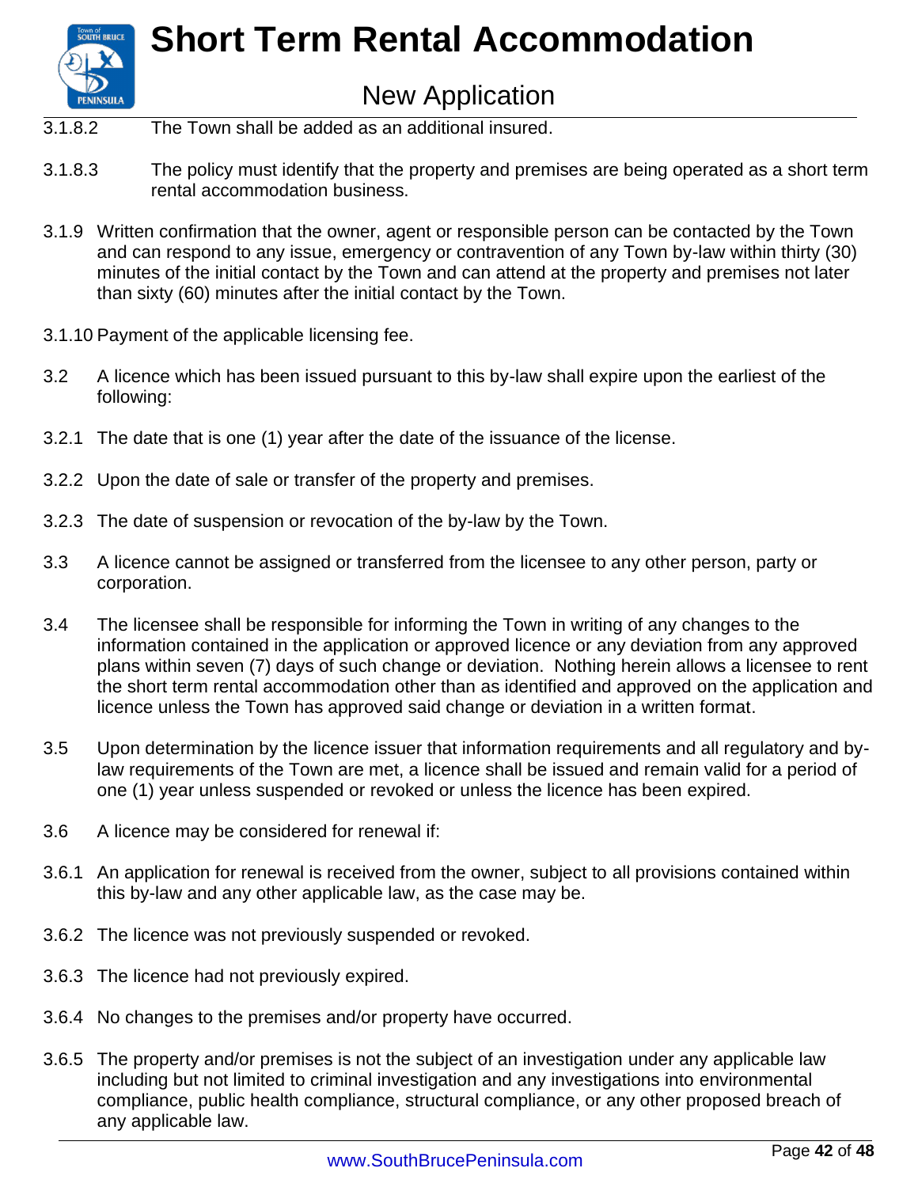3.1.8.2 The Town shall be added as an additional insured.

3.1.8.3 The policy must identify that the property and premises are being operated as a short term rental accommodation business.

3.1.9 Written confirmation that the owner, agent or responsible person can be contacted by the Town and can respond to any issue, emergency or contravention of any Town by-law within thirty (30) minutes of the initial contact by the Town and can attend at the property and premises not later than sixty (60) minutes after the initial contact by the Town.

3.1.10 Payment of the applicable licensing fee.

3.2 A licence which has been issued pursuant to this by-law shall expire upon the earliest of the following:

3.2.1 The date that is one (1) year after the date of the issuance of the license.

3.2.2 Upon the date of sale or transfer of the property and premises.

3.2.3 The date of suspension or revocation of the by-law by the Town.

3.3 A licence cannot be assigned or transferred from the licensee to any other person, party or corporation.

3.4 The licensee shall be responsible for informing the Town in writing of any changes to the information contained in the application or approved licence or any deviation from any approved plans within seven (7) days of such change or deviation. Nothing herein allows a licensee to rent the short term rental accommodation other than as identified and approved on the application and licence unless the Town has approved said change or deviation in a written format.

3.5 Upon determination by the licence issuer that information requirements and all regulatory and by-law requirements of the Town are met, a licence shall be issued and remain valid for a period of one (1) year unless suspended or revoked or unless the licence has been expired.

3.6 A licence may be considered for renewal if:

3.6.1 An application for renewal is received from the owner, subject to all provisions contained within this by-law and any other applicable law, as the case may be.

3.6.2 The licence was not previously suspended or revoked.

3.6.3 The licence had not previously expired.

3.6.4 No changes to the premises and/or property have occurred.

3.6.5 The property and/or premises is not the subject of an investigation under any applicable law including but not limited to criminal investigation and any investigations into environmental compliance, public health compliance, structural compliance, or any other proposed breach of any applicable law.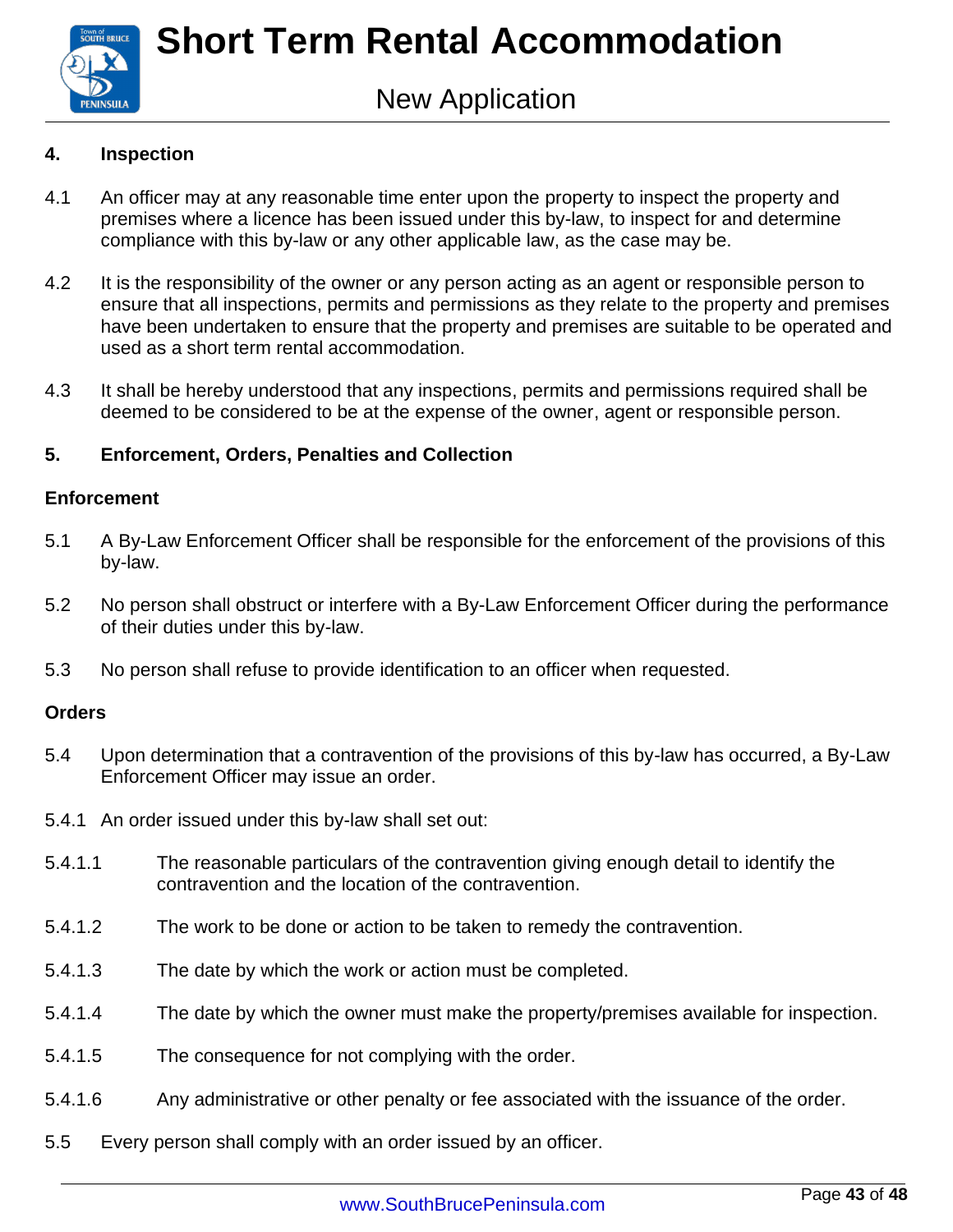## 4. Inspection

4.1 An officer may at any reasonable time enter upon the property to inspect the property and premises where a licence has been issued under this by-law, to inspect for and determine compliance with this by-law or any other applicable law, as the case may be.

4.2 It is the responsibility of the owner or any person acting as an agent or responsible person to ensure that all inspections, permits and permissions as they relate to the property and premises have been undertaken to ensure that the property and premises are suitable to be operated and used as a short term rental accommodation.

4.3 It shall be hereby understood that any inspections, permits and permissions required shall be deemed to be considered to be at the expense of the owner, agent or responsible person.

## 5. Enforcement, Orders, Penalties and Collection

### Enforcement

5.1 A By-Law Enforcement Officer shall be responsible for the enforcement of the provisions of this by-law.

5.2 No person shall obstruct or interfere with a By-Law Enforcement Officer during the performance of their duties under this by-law.

5.3 No person shall refuse to provide identification to an officer when requested.

### Orders

5.4 Upon determination that a contravention of the provisions of this by-law has occurred, a By-Law Enforcement Officer may issue an order.

5.4.1 An order issued under this by-law shall set out:

5.4.1.1 The reasonable particulars of the contravention giving enough detail to identify the contravention and the location of the contravention.

5.4.1.2 The work to be done or action to be taken to remedy the contravention.

5.4.1.3 The date by which the work or action must be completed.

5.4.1.4 The date by which the owner must make the property/premises available for inspection.

5.4.1.5 The consequence for not complying with the order.

5.4.1.6 Any administrative or other penalty or fee associated with the issuance of the order.

5.5 Every person shall comply with an order issued by an officer.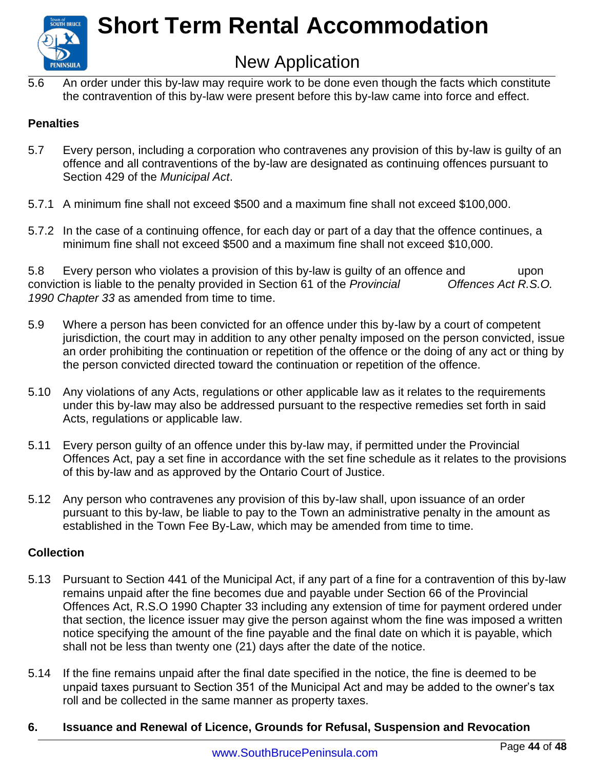5.6 An order under this by-law may require work to be done even though the facts which constitute the contravention of this by-law were present before this by-law came into force and effect.

**Penalties**

5.7 Every person, including a corporation who contravenes any provision of this by-law is guilty of an offence and all contraventions of the by-law are designated as continuing offences pursuant to Section 429 of the *Municipal Act*.

5.7.1 A minimum fine shall not exceed $500 and a maximum fine shall not exceed $100,000.

5.7.2 In the case of a continuing offence, for each day or part of a day that the offence continues, a minimum fine shall not exceed $500 and a maximum fine shall not exceed $10,000.

5.8 Every person who violates a provision of this by-law is guilty of an offence and upon conviction is liable to the penalty provided in Section 61 of the *Provincial Offences Act R.S.O. 1990 Chapter 33* as amended from time to time.

5.9 Where a person has been convicted for an offence under this by-law by a court of competent jurisdiction, the court may in addition to any other penalty imposed on the person convicted, issue an order prohibiting the continuation or repetition of the offence or the doing of any act or thing by the person convicted directed toward the continuation or repetition of the offence.

5.10 Any violations of any Acts, regulations or other applicable law as it relates to the requirements under this by-law may also be addressed pursuant to the respective remedies set forth in said Acts, regulations or applicable law.

5.11 Every person guilty of an offence under this by-law may, if permitted under the Provincial Offences Act, pay a set fine in accordance with the set fine schedule as it relates to the provisions of this by-law and as approved by the Ontario Court of Justice.

5.12 Any person who contravenes any provision of this by-law shall, upon issuance of an order pursuant to this by-law, be liable to pay to the Town an administrative penalty in the amount as established in the Town Fee By-Law, which may be amended from time to time.

**Collection**

5.13 Pursuant to Section 441 of the Municipal Act, if any part of a fine for a contravention of this by-law remains unpaid after the fine becomes due and payable under Section 66 of the Provincial Offences Act, R.S.O 1990 Chapter 33 including any extension of time for payment ordered under that section, the licence issuer may give the person against whom the fine was imposed a written notice specifying the amount of the fine payable and the final date on which it is payable, which shall not be less than twenty one (21) days after the date of the notice.

5.14 If the fine remains unpaid after the final date specified in the notice, the fine is deemed to be unpaid taxes pursuant to Section 351 of the Municipal Act and may be added to the owner's tax roll and be collected in the same manner as property taxes.

**6. Issuance and Renewal of Licence, Grounds for Refusal, Suspension and Revocation**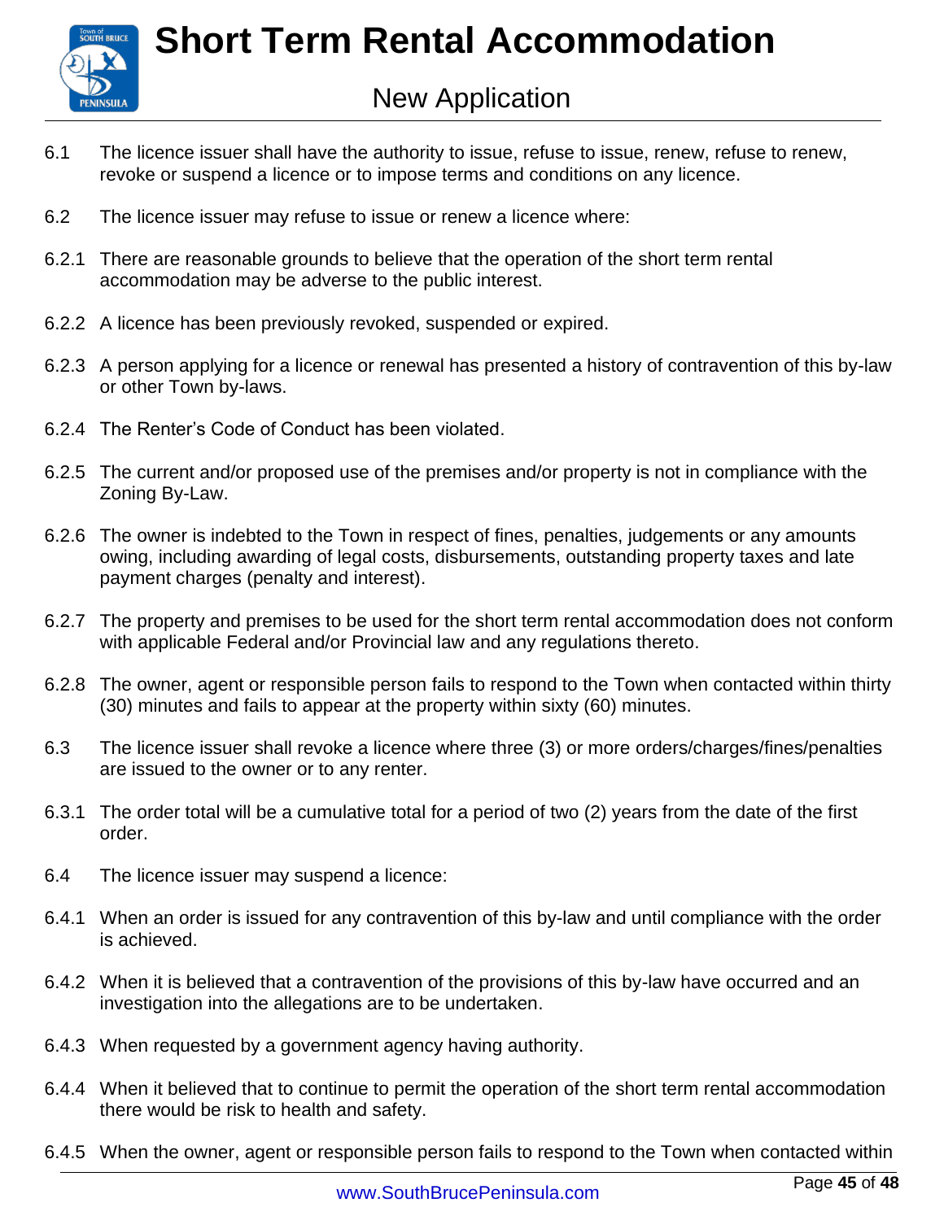6.1 The licence issuer shall have the authority to issue, refuse to issue, renew, refuse to renew, revoke or suspend a licence or to impose terms and conditions on any licence.

6.2 The licence issuer may refuse to issue or renew a licence where:

6.2.1 There are reasonable grounds to believe that the operation of the short term rental accommodation may be adverse to the public interest.

6.2.2 A licence has been previously revoked, suspended or expired.

6.2.3 A person applying for a licence or renewal has presented a history of contravention of this by-law or other Town by-laws.

6.2.4 The Renter's Code of Conduct has been violated.

6.2.5 The current and/or proposed use of the premises and/or property is not in compliance with the Zoning By-Law.

6.2.6 The owner is indebted to the Town in respect of fines, penalties, judgements or any amounts owing, including awarding of legal costs, disbursements, outstanding property taxes and late payment charges (penalty and interest).

6.2.7 The property and premises to be used for the short term rental accommodation does not conform with applicable Federal and/or Provincial law and any regulations thereto.

6.2.8 The owner, agent or responsible person fails to respond to the Town when contacted within thirty (30) minutes and fails to appear at the property within sixty (60) minutes.

6.3 The licence issuer shall revoke a licence where three (3) or more orders/charges/fines/penalties are issued to the owner or to any renter.

6.3.1 The order total will be a cumulative total for a period of two (2) years from the date of the first order.

6.4 The licence issuer may suspend a licence:

6.4.1 When an order is issued for any contravention of this by-law and until compliance with the order is achieved.

6.4.2 When it is believed that a contravention of the provisions of this by-law have occurred and an investigation into the allegations are to be undertaken.

6.4.3 When requested by a government agency having authority.

6.4.4 When it believed that to continue to permit the operation of the short term rental accommodation there would be risk to health and safety.

6.4.5 When the owner, agent or responsible person fails to respond to the Town when contacted within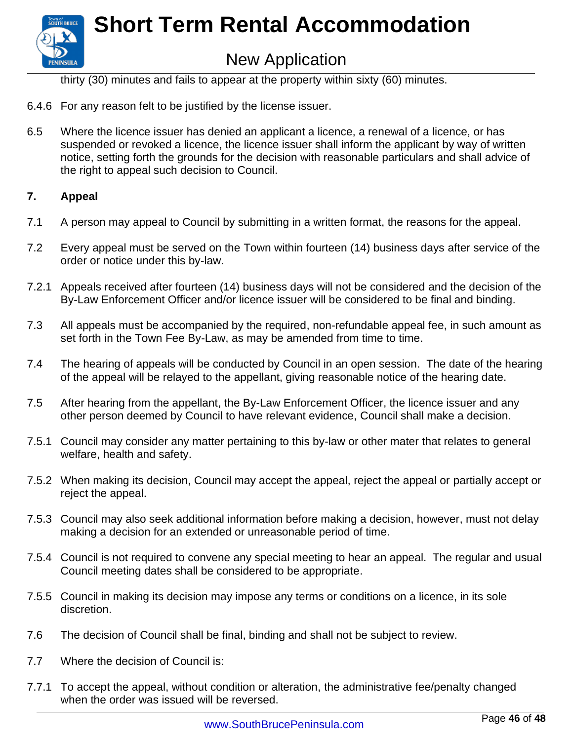thirty (30) minutes and fails to appear at the property within sixty (60) minutes.

6.4.6 For any reason felt to be justified by the license issuer.

6.5 Where the licence issuer has denied an applicant a licence, a renewal of a licence, or has suspended or revoked a licence, the licence issuer shall inform the applicant by way of written notice, setting forth the grounds for the decision with reasonable particulars and shall advice of the right to appeal such decision to Council.

**7. Appeal**

7.1 A person may appeal to Council by submitting in a written format, the reasons for the appeal.

7.2 Every appeal must be served on the Town within fourteen (14) business days after service of the order or notice under this by-law.

7.2.1 Appeals received after fourteen (14) business days will not be considered and the decision of the By-Law Enforcement Officer and/or licence issuer will be considered to be final and binding.

7.3 All appeals must be accompanied by the required, non-refundable appeal fee, in such amount as set forth in the Town Fee By-Law, as may be amended from time to time.

7.4 The hearing of appeals will be conducted by Council in an open session. The date of the hearing of the appeal will be relayed to the appellant, giving reasonable notice of the hearing date.

7.5 After hearing from the appellant, the By-Law Enforcement Officer, the licence issuer and any other person deemed by Council to have relevant evidence, Council shall make a decision.

7.5.1 Council may consider any matter pertaining to this by-law or other mater that relates to general welfare, health and safety.

7.5.2 When making its decision, Council may accept the appeal, reject the appeal or partially accept or reject the appeal.

7.5.3 Council may also seek additional information before making a decision, however, must not delay making a decision for an extended or unreasonable period of time.

7.5.4 Council is not required to convene any special meeting to hear an appeal. The regular and usual Council meeting dates shall be considered to be appropriate.

7.5.5 Council in making its decision may impose any terms or conditions on a licence, in its sole discretion.

7.6 The decision of Council shall be final, binding and shall not be subject to review.

7.7 Where the decision of Council is:

7.7.1 To accept the appeal, without condition or alteration, the administrative fee/penalty changed when the order was issued will be reversed.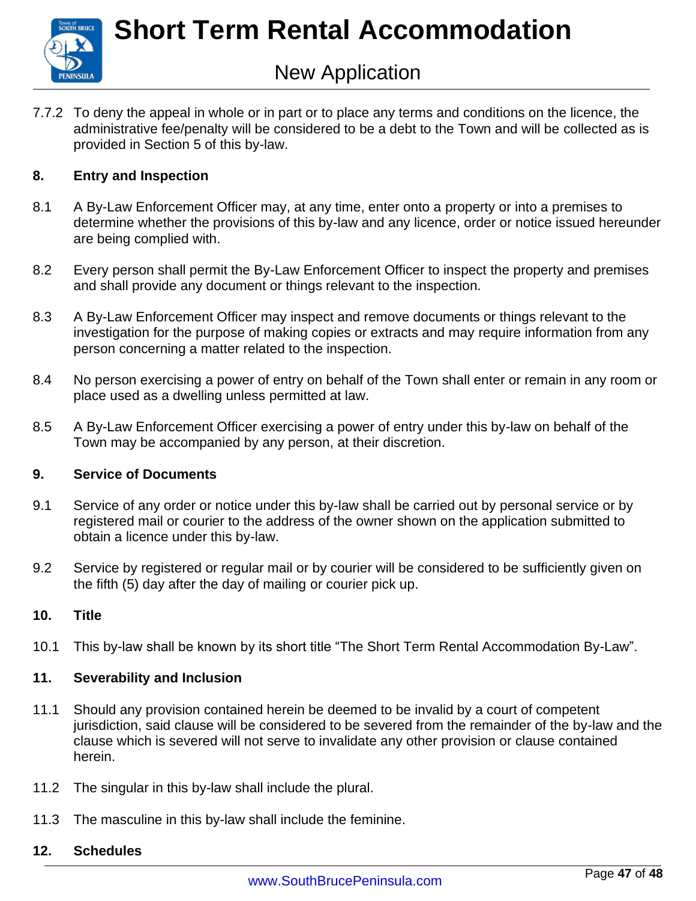7.7.2 To deny the appeal in whole or in part or to place any terms and conditions on the licence, the administrative fee/penalty will be considered to be a debt to the Town and will be collected as is provided in Section 5 of this by-law.

**8. Entry and Inspection**

8.1 A By-Law Enforcement Officer may, at any time, enter onto a property or into a premises to determine whether the provisions of this by-law and any licence, order or notice issued hereunder are being complied with.

8.2 Every person shall permit the By-Law Enforcement Officer to inspect the property and premises and shall provide any document or things relevant to the inspection.

8.3 A By-Law Enforcement Officer may inspect and remove documents or things relevant to the investigation for the purpose of making copies or extracts and may require information from any person concerning a matter related to the inspection.

8.4 No person exercising a power of entry on behalf of the Town shall enter or remain in any room or place used as a dwelling unless permitted at law.

8.5 A By-Law Enforcement Officer exercising a power of entry under this by-law on behalf of the Town may be accompanied by any person, at their discretion.

**9. Service of Documents**

9.1 Service of any order or notice under this by-law shall be carried out by personal service or by registered mail or courier to the address of the owner shown on the application submitted to obtain a licence under this by-law.

9.2 Service by registered or regular mail or by courier will be considered to be sufficiently given on the fifth (5) day after the day of mailing or courier pick up.

**10. Title**

10.1 This by-law shall be known by its short title “The Short Term Rental Accommodation By-Law”.

**11. Severability and Inclusion**

11.1 Should any provision contained herein be deemed to be invalid by a court of competent jurisdiction, said clause will be considered to be severed from the remainder of the by-law and the clause which is severed will not serve to invalidate any other provision or clause contained herein.

11.2 The singular in this by-law shall include the plural.

11.3 The masculine in this by-law shall include the feminine.

**12. Schedules**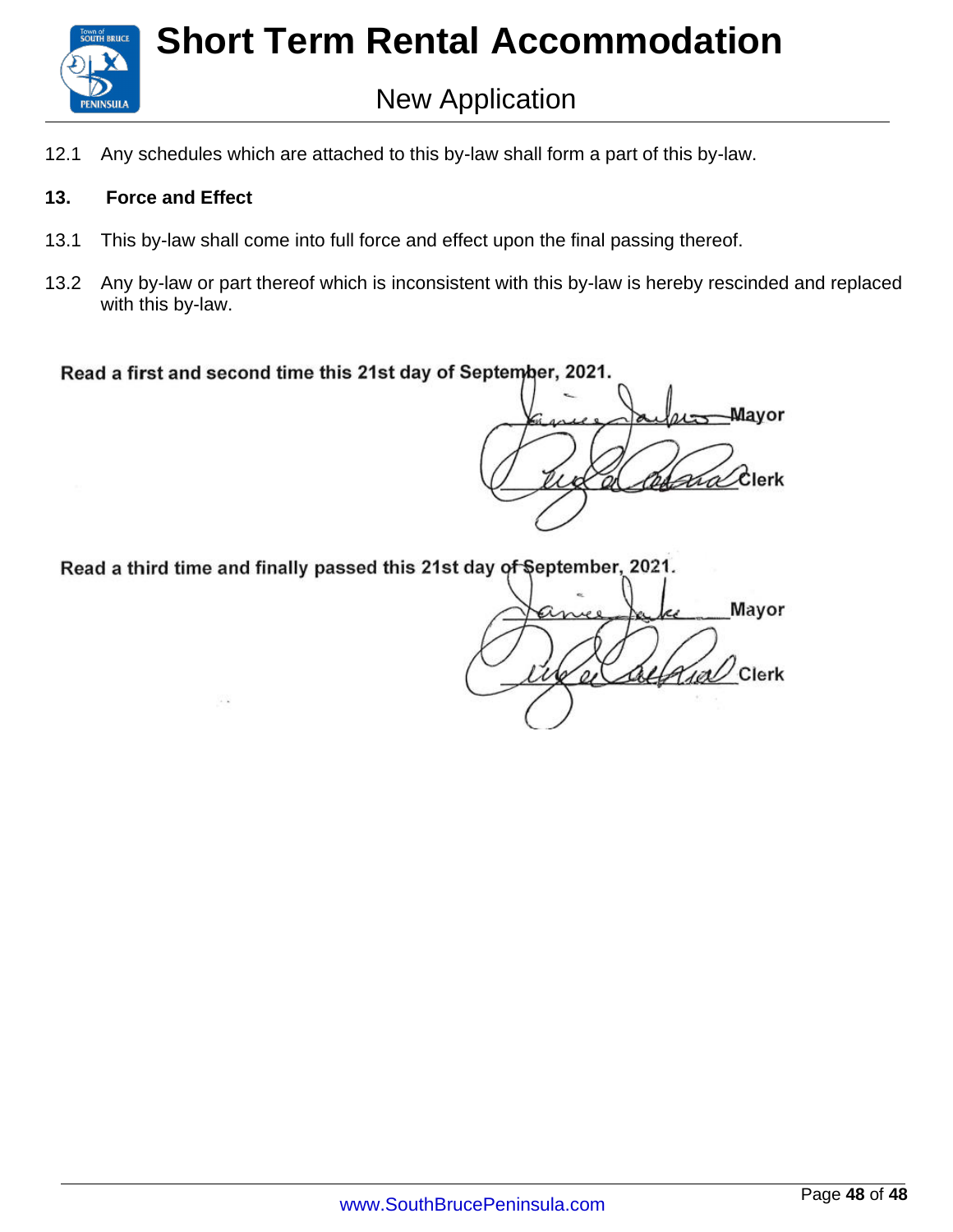12.1 Any schedules which are attached to this by-law shall form a part of this by-law.

**13. Force and Effect**

13.1 This by-law shall come into full force and effect upon the final passing thereof.

13.2 Any by-law or part thereof which is inconsistent with this by-law is hereby rescinded and replaced with this by-law.

**Read a first and second time this 21st day of September, 2021.**

______________________ **Mayor**

______________________ **Clerk**

**Read a third time and finally passed this 21st day of September, 2021.**

______________________ **Mayor**

______________________ **Clerk**